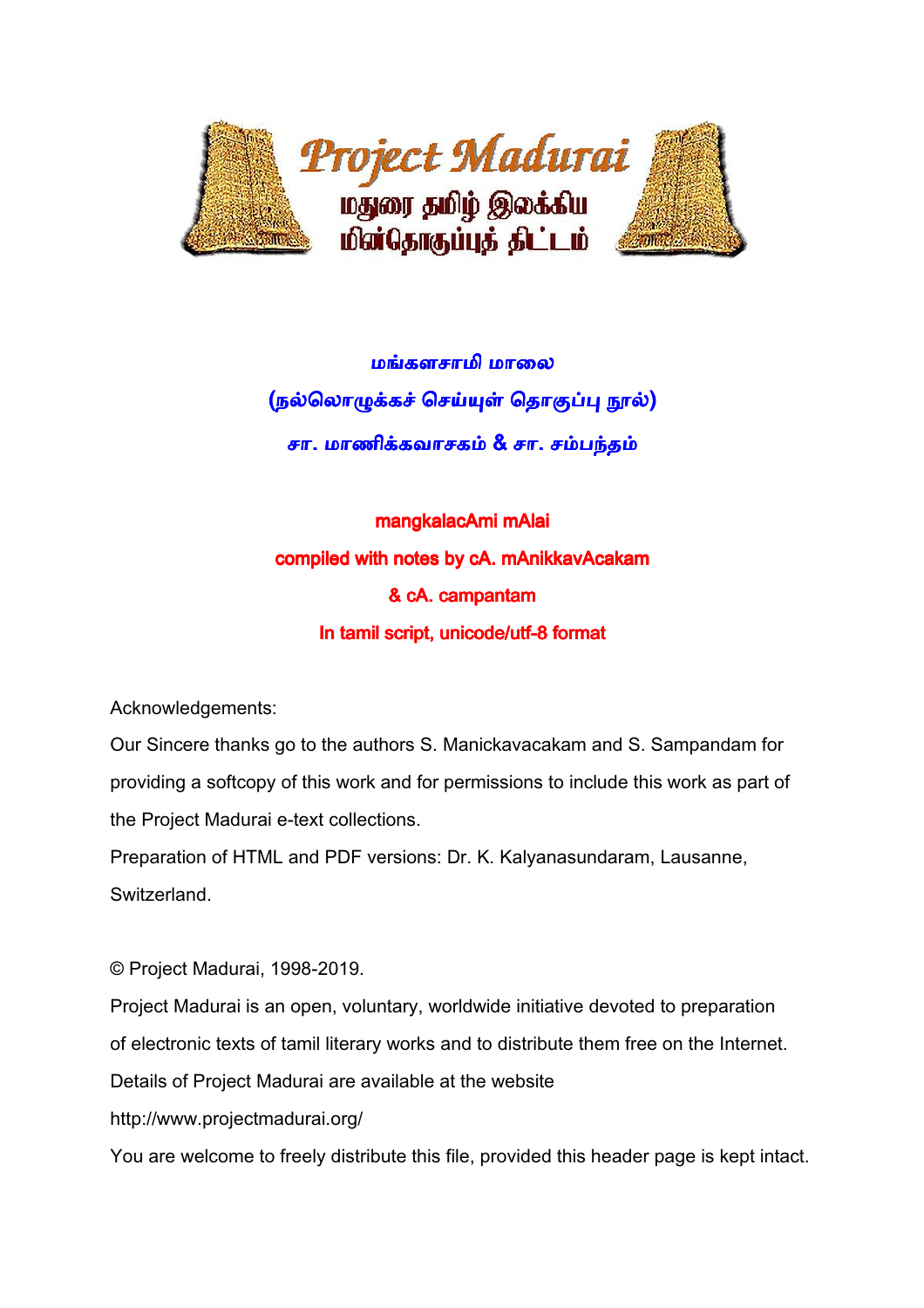# மங்களசாமி மாலை

## (நல்லொழுக்கச் செய்யுள் தொகுப்பு நூல்)

### சா. மாணிக்கவாசகம் & சா. சம்பந்தம்

**mangkalacAmi mAlai**

**compiled with notes by cA. mAnikkavAcakam**

**& cA. campantam**

**In tamil script, unicode/utf-8 format**

Acknowledgements:

Our Sincere thanks go to the authors S. Manickavacakam and S. Sampandam for providing a softcopy of this work and for permissions to include this work as part of the Project Madurai e-text collections.

Preparation of HTML and PDF versions: Dr. K. Kalyanasundaram, Lausanne, Switzerland.

© Project Madurai, 1998-2019.

Project Madurai is an open, voluntary, worldwide initiative devoted to preparation of electronic texts of tamil literary works and to distribute them free on the Internet.

Details of Project Madurai are available at the website

http://www.projectmadurai.org/

You are welcome to freely distribute this file, provided this header page is kept intact.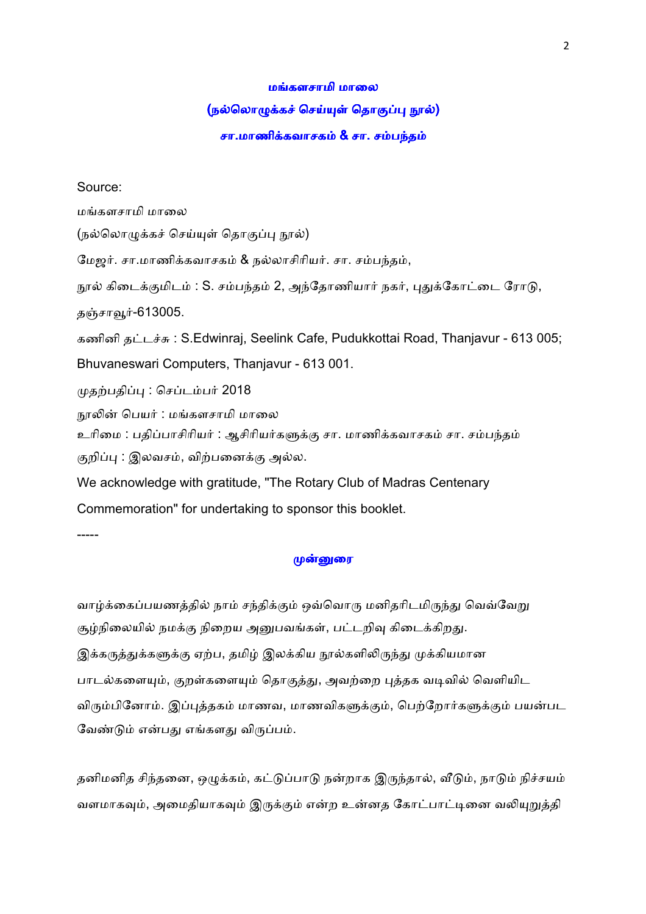## மங்களசாமி மாலை

## (நல்லொழுக்கச் செய்யுள் தொகுப்பு நூல்)

### சா.மாணிக்கவாசகம் & சா. சம்பந்தம்

Source:

மங்களசாமி மாலை

(நல்லொழுக்கச் செய்யுள் தொகுப்பு நூல்)

மேஜர். சா.மாணிக்கவாசகம் & நல்லாசிரியர். சா. சம்பந்தம்,

நூல் கிடைக்குமிடம் : S. சம்பந்தம் 2, அந்தோணியார் நகர், புதுக்கோட்டை ரோடு, தஞ்சாவூர்-613005.

கணினி தட்டச்சு : S.Edwinraj, Seelink Cafe, Pudukkottai Road, Thanjavur - 613 005; Bhuvaneswari Computers, Thanjavur - 613 001.

முதற்பதிப்பு : செப்டம்பர் 2018

நூலின் பெயர் : மங்களசாமி மாலை

உரிமை : பதிப்பாசிரியர் : ஆசிரியர்களுக்கு சா. மாணிக்கவாசகம் சா. சம்பந்தம்

குறிப்பு : இலவசம், விற்பனைக்கு அல்ல.

We acknowledge with gratitude, "The Rotary Club of Madras Centenary Commemoration" for undertaking to sponsor this booklet.

-----

### முன்னுரை

வாழ்க்கைப்பயணத்தில் நாம் சந்திக்கும் ஒவ்வொரு மனிதரிடமிருந்து வெவ்வேறு சூழ்நிலையில் நமக்கு நிறைய அனுபவங்கள், பட்டறிவு கிடைக்கிறது. இக்கருத்துக்களுக்கு ஏற்ப, தமிழ் இலக்கிய நூல்களிலிருந்து முக்கியமான பாடல்களையும், குறள்களையும் தொகுத்து, அவற்றை புத்தக வடிவில் வெளியிட விரும்பினோம். இப்புத்தகம் மாணவ, மாணவிகளுக்கும், பெற்றோர்களுக்கும் பயன்பட வேண்டும் என்பது எங்களது விருப்பம்.

தனிமனித சிந்தனை, ஒழுக்கம், கட்டுப்பாடு நன்றாக இருந்தால், வீடும், நாடும் நிச்சயம் வளமாகவும், அமைதியாகவும் இருக்கும் என்ற உன்னத கோட்பாட்டினை வலியுறுத்தி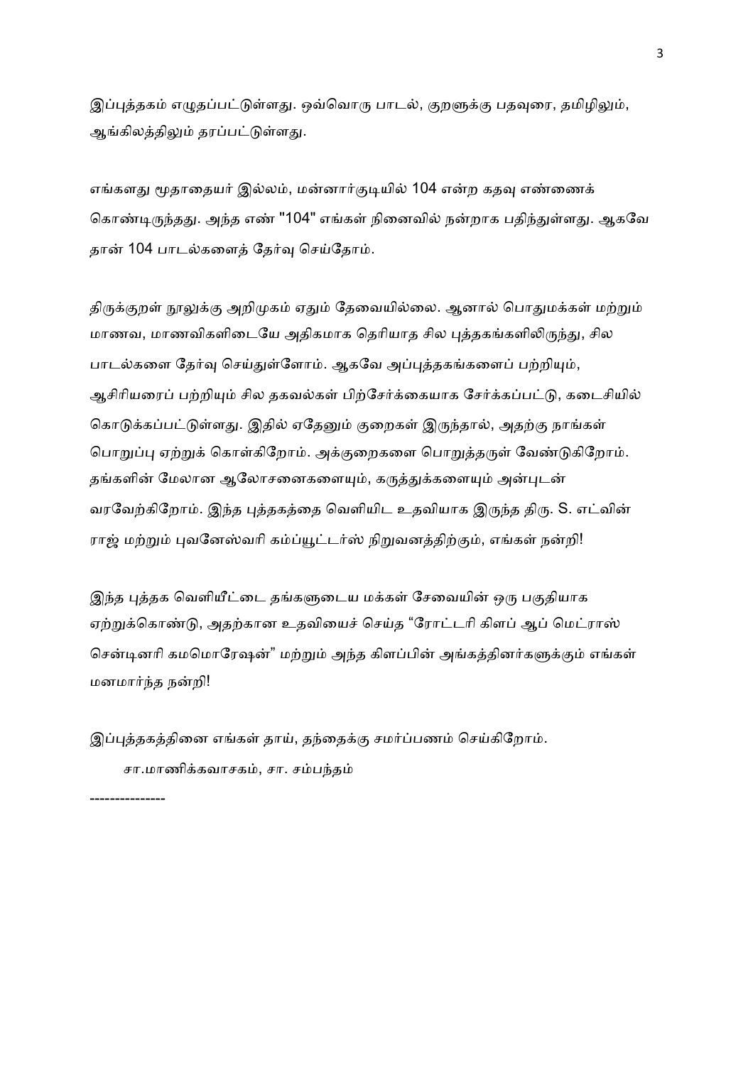இப்புத்தகம் எழுதப்பட்டுள்ளது. ஒவ்வொரு பாடல், குறளுக்கு பதவுரை, தமிழிலும், ஆங்கிலத்திலும் தரப்பட்டுள்ளது.

எங்களது மூதாதையர் இல்லம், மன்னார்குடியில் 104 என்ற கதவு எண்ணைக் கொண்டிருந்தது. அந்த எண் "104" எங்கள் நினைவில் நன்றாக பதிந்துள்ளது. ஆகவே தான் 104 பாடல்களைத் தேர்வு செய்தோம்.

திருக்குறள் நூலுக்கு அறிமுகம் ஏதும் தேவையில்லை. ஆனால் பொதுமக்கள் மற்றும் மாணவ, மாணவிகளிடையே அதிகமாக தெரியாத சில புத்தகங்களிலிருந்து, சில பாடல்களை தேர்வு செய்துள்ளோம். ஆகவே அப்புத்தகங்களைப் பற்றியும், ஆசிரியரைப் பற்றியும் சில தகவல்கள் பிற்சேர்க்கையாக சேர்க்கப்பட்டு, கடைசியில் கொடுக்கப்பட்டுள்ளது. இதில் ஏதேனும் குறைகள் இருந்தால், அதற்கு நாங்கள் பொறுப்பு ஏற்றுக் கொள்கிறோம். அக்குறைகளை பொறுத்தருள் வேண்டுகிறோம். தங்களின் மேலான ஆலோசனைகளையும், கருத்துக்களையும் அன்புடன் வரவேற்கிறோம். இந்த புத்தகத்தை வெளியிட உதவியாக இருந்த திரு. S. எட்வின் ராஜ் மற்றும் புவனேஸ்வரி கம்ப்யூட்டர்ஸ் நிறுவனத்திற்கும், எங்கள் நன்றி!

இந்த புத்தக வெளியீட்டை தங்களுடைய மக்கள் சேவையின் ஒரு பகுதியாக ஏற்றுக்கொண்டு, அதற்கான உதவியைச் செய்த “ரோட்டரி கிளப் ஆப் மெட்ராஸ் சென்டினரி கமமொரேஷன்” மற்றும் அந்த கிளப்பின் அங்கத்தினர்களுக்கும் எங்கள் மனமார்ந்த நன்றி!

இப்புத்தகத்தினை எங்கள் தாய், தந்தைக்கு சமர்ப்பணம் செய்கிறோம்.

சா.மாணிக்கவாசகம், சா. சம்பந்தம்

---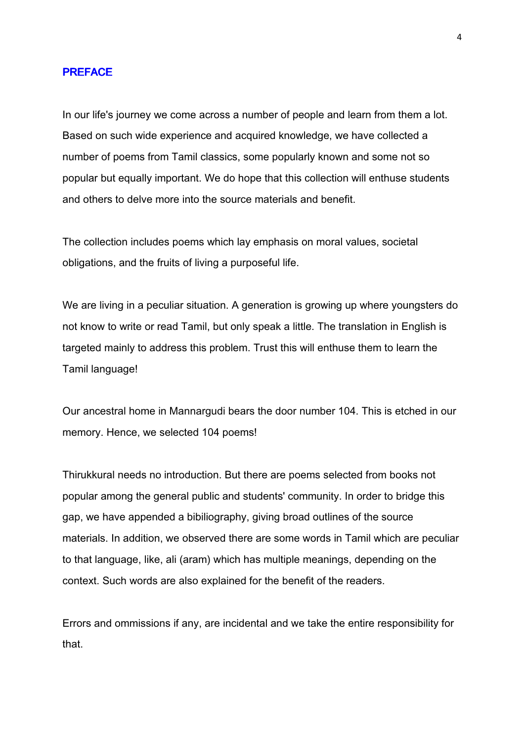## PREFACE

In our life's journey we come across a number of people and learn from them a lot. Based on such wide experience and acquired knowledge, we have collected a number of poems from Tamil classics, some popularly known and some not so popular but equally important. We do hope that this collection will enthuse students and others to delve more into the source materials and benefit.

The collection includes poems which lay emphasis on moral values, societal obligations, and the fruits of living a purposeful life.

We are living in a peculiar situation. A generation is growing up where youngsters do not know to write or read Tamil, but only speak a little. The translation in English is targeted mainly to address this problem. Trust this will enthuse them to learn the Tamil language!

Our ancestral home in Mannargudi bears the door number 104. This is etched in our memory. Hence, we selected 104 poems!

Thirukkural needs no introduction. But there are poems selected from books not popular among the general public and students' community. In order to bridge this gap, we have appended a bibiliography, giving broad outlines of the source materials. In addition, we observed there are some words in Tamil which are peculiar to that language, like, ali (aram) which has multiple meanings, depending on the context. Such words are also explained for the benefit of the readers.

Errors and ommissions if any, are incidental and we take the entire responsibility for that.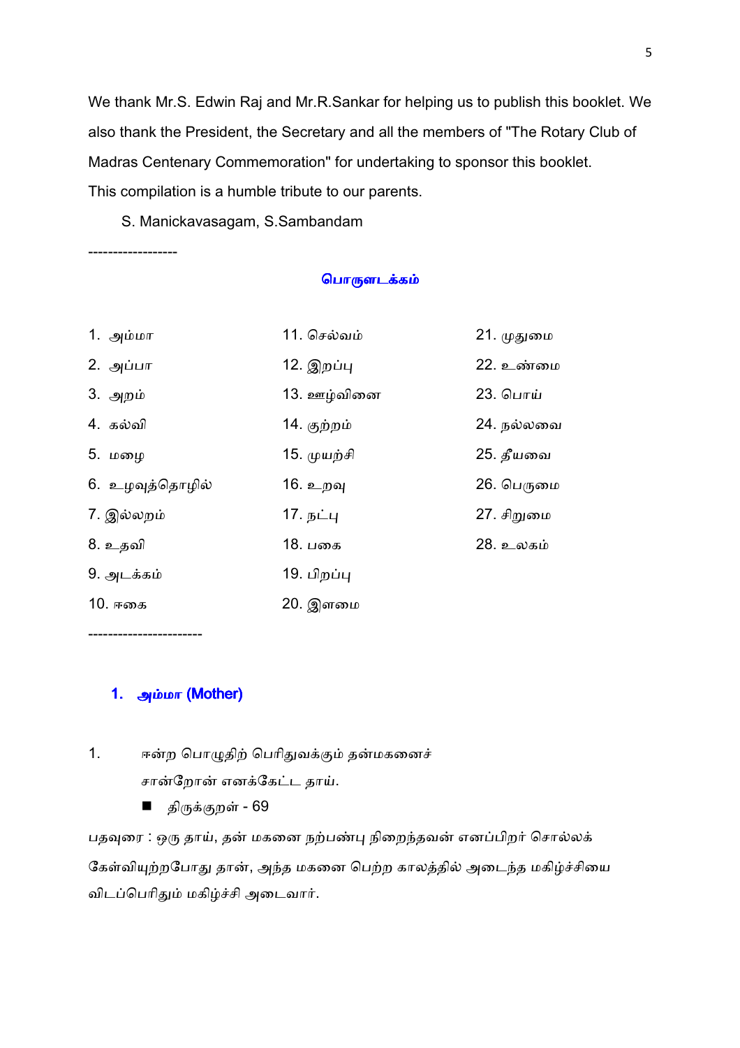We thank Mr.S. Edwin Raj and Mr.R.Sankar for helping us to publish this booklet. We also thank the President, the Secretary and all the members of "The Rotary Club of Madras Centenary Commemoration" for undertaking to sponsor this booklet.

This compilation is a humble tribute to our parents.

S. Manickavasagam, S.Sambandam

------------------

## பொருளடக்கம்

| | | |
|---|---|---|
| 1. அம்மா | 11. செல்வம் | 21. முதுமை |
| 2. அப்பா | 12. இறப்பு | 22. உண்மை |
| 3. அறம் | 13. ஊழ்வினை | 23. பொய் |
| 4. கல்வி | 14. குற்றம் | 24. நல்லவை |
| 5. மழை | 15. முயற்சி | 25. தீயவை |
| 6. உழவுத்தொழில் | 16. உறவு | 26. பெருமை |
| 7. இல்லறம் | 17. நட்பு | 27. சிறுமை |
| 8. உதவி | 18. பகை | 28. உலகம் |
| 9. அடக்கம் | 19. பிறப்பு | |
| 10. ஈகை | 20. இளமை | |

----------------------

### 1. அம்மா (Mother)

1. ஈன்ற பொழுதிற் பெரிதுவக்கும் தன்மகனைச்
   சான்றோன் எனக்கேட்ட தாய்.

   - திருக்குறள் - 69

பதவுரை : ஒரு தாய், தன் மகனை நற்பண்பு நிறைந்தவன் எனப்பிறர் சொல்லக் கேள்வியுற்றபோது தான், அந்த மகனை பெற்ற காலத்தில் அடைந்த மகிழ்ச்சியை விடப்பெரிதும் மகிழ்ச்சி அடைவார்.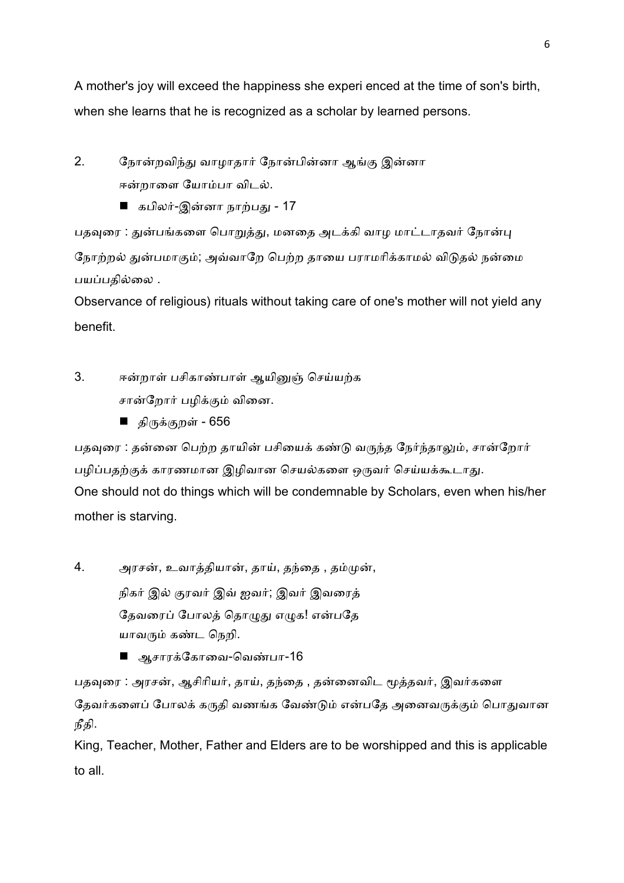A mother's joy will exceed the happiness she experi enced at the time of son's birth, when she learns that he is recognized as a scholar by learned persons.

2. நோன்றவிந்து வாழாதார் நோன்பின்னா ஆங்கு இன்னா
 ஈன்றாளை யோம்பா விடல்.

 - கபிலர்-இன்னா நாற்பது - 17

பதவுரை : துன்பங்களை பொறுத்து, மனதை அடக்கி வாழ மாட்டாதவர் நோன்பு நோற்றல் துன்பமாகும்; அவ்வாறே பெற்ற தாயை பராமரிக்காமல் விடுதல் நன்மை பயப்பதில்லை .

Observance of religious) rituals without taking care of one's mother will not yield any benefit.

3. ஈன்றாள் பசிகாண்பாள் ஆயினுஞ் செய்யற்க
 சான்றோர் பழிக்கும் வினை.

 - திருக்குறள் - 656

பதவுரை : தன்னை பெற்ற தாயின் பசியைக் கண்டு வருந்த நேர்ந்தாலும், சான்றோர் பழிப்பதற்குக் காரணமான இழிவான செயல்களை ஒருவர் செய்யக்கூடாது.

One should not do things which will be condemnable by Scholars, even when his/her mother is starving.

4. அரசன், உவாத்தியான், தாய், தந்தை , தம்முன்,
 நிகர் இல் குரவர் இவ் ஐவர்; இவர் இவரைத்
 தேவரைப் போலத் தொழுது எழுக! என்பதே
 யாவரும் கண்ட நெறி.

 - ஆசாரக்கோவை-வெண்பா-16

பதவுரை : அரசன், ஆசிரியர், தாய், தந்தை , தன்னைவிட மூத்தவர், இவர்களை தேவர்களைப் போலக் கருதி வணங்க வேண்டும் என்பதே அனைவருக்கும் பொதுவான நீதி.

King, Teacher, Mother, Father and Elders are to be worshipped and this is applicable to all.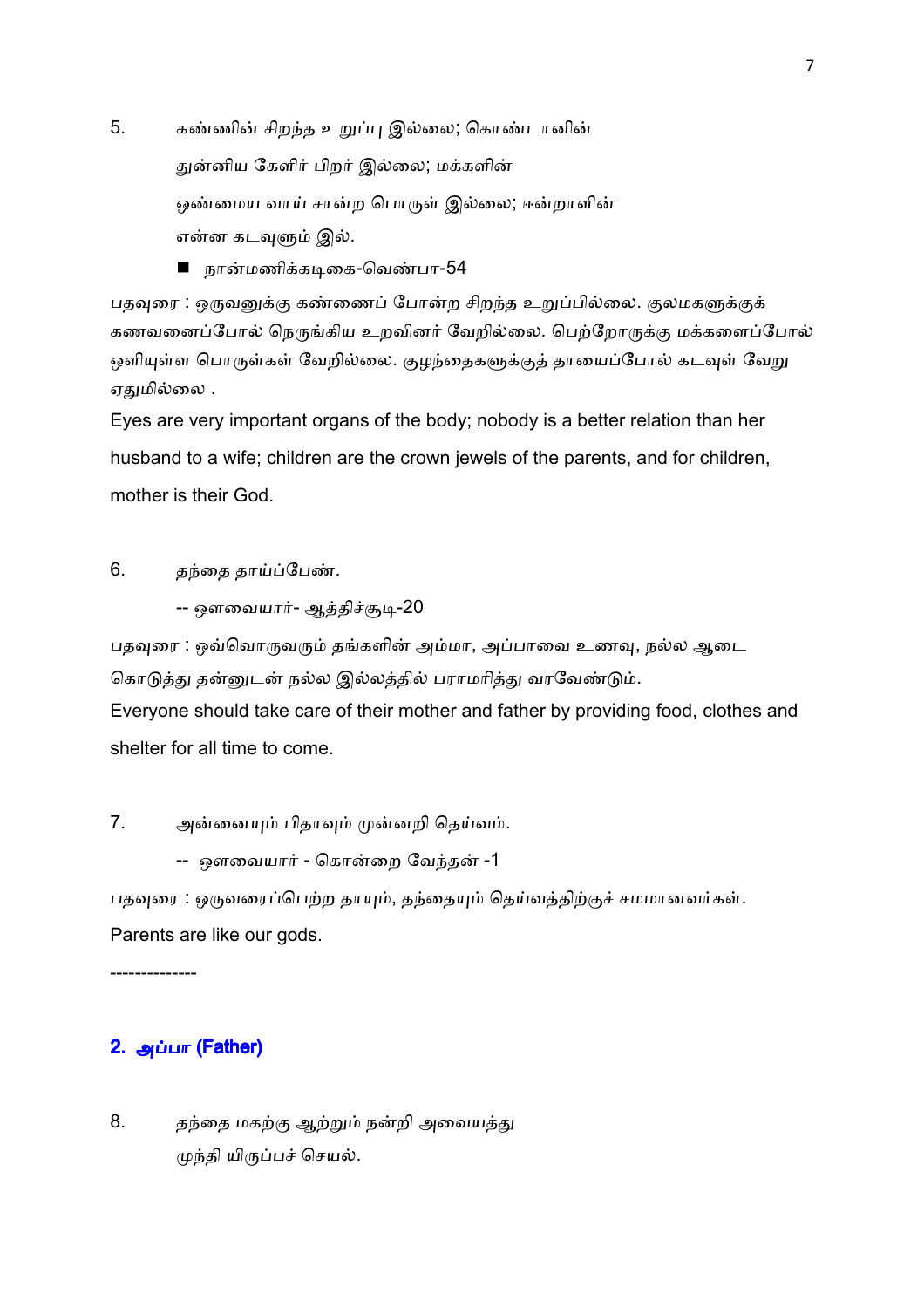5. கண்ணின் சிறந்த உறுப்பு இல்லை; கொண்டானின்

துன்னிய கேளிர் பிறர் இல்லை; மக்களின்

ஒண்மைய வாய் சான்ற பொருள் இல்லை; ஈன்றாளின்

என்ன கடவுளும் இல்.

- நான்மணிக்கடிகை-வெண்பா-54

பதவுரை : ஒருவனுக்கு கண்ணைப் போன்ற சிறந்த உறுப்பில்லை. குலமகளுக்குக் கணவனைப்போல் நெருங்கிய உறவினர் வேறில்லை. பெற்றோருக்கு மக்களைப்போல் ஒளியுள்ள பொருள்கள் வேறில்லை. குழந்தைகளுக்குத் தாயைப்போல் கடவுள் வேறு ஏதுமில்லை .

Eyes are very important organs of the body; nobody is a better relation than her husband to a wife; children are the crown jewels of the parents, and for children, mother is their God.

6. தந்தை தாய்ப்பேண்.

-- ஔவையார்- ஆத்திச்சூடி-20

பதவுரை : ஒவ்வொருவரும் தங்களின் அம்மா, அப்பாவை உணவு, நல்ல ஆடை கொடுத்து தன்னுடன் நல்ல இல்லத்தில் பராமரித்து வரவேண்டும்.

Everyone should take care of their mother and father by providing food, clothes and shelter for all time to come.

7. அன்னையும் பிதாவும் முன்னறி தெய்வம்.

-- ஔவையார் - கொன்றை வேந்தன் -1

பதவுரை : ஒருவரைப்பெற்ற தாயும், தந்தையும் தெய்வத்திற்குச் சமமானவர்கள்.

Parents are like our gods.

--------------

## 2. அப்பா (Father)

8. தந்தை மகற்கு ஆற்றும் நன்றி அவையத்து

முந்தி யிருப்பச் செயல்.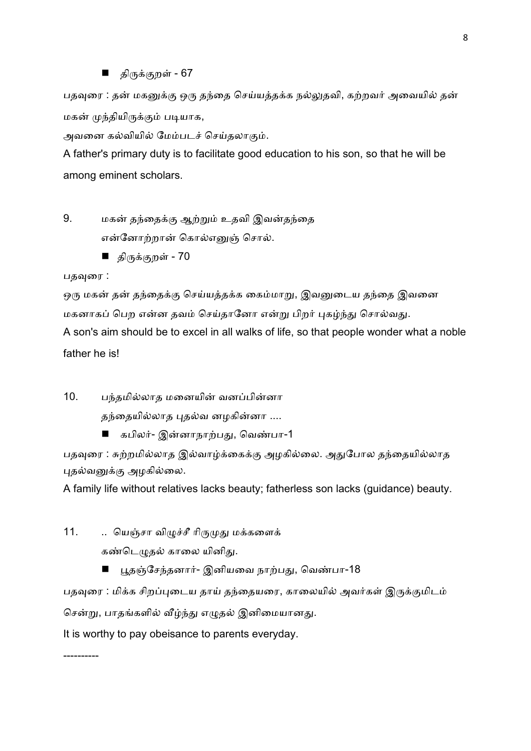■ திருக்குறள் - 67

பதவுரை : தன் மகனுக்கு ஒரு தந்தை செய்யத்தக்க நல்லுதவி, கற்றவர் அவையில் தன் மகன் முந்தியிருக்கும் படியாக,

அவனை கல்வியில் மேம்படச் செய்தலாகும்.

A father's primary duty is to facilitate good education to his son, so that he will be among eminent scholars.

9. மகன் தந்தைக்கு ஆற்றும் உதவி இவன்தந்தை
என்னோற்றான் கொல்எனுஞ் சொல்.

■ திருக்குறள் - 70

பதவுரை :

ஒரு மகன் தன் தந்தைக்கு செய்யத்தக்க கைம்மாறு, இவனுடைய தந்தை இவனை மகனாகப் பெற என்ன தவம் செய்தானோ என்று பிறர் புகழ்ந்து சொல்வது.

A son's aim should be to excel in all walks of life, so that people wonder what a noble father he is!

10. பந்தமில்லாத மனையின் வனப்பின்னா
தந்தையில்லாத புதல்வ னழகின்னா ....

■ கபிலர்- இன்னாநாற்பது, வெண்பா-1

பதவுரை : சுற்றமில்லாத இல்வாழ்க்கைக்கு அழகில்லை. அதுபோல தந்தையில்லாத புதல்வனுக்கு அழகில்லை.

A family life without relatives lacks beauty; fatherless son lacks (guidance) beauty.

11. .. யெஞ்சா விழுச்சீ ரிருமுது மக்களைக்
கண்டெழுதல் காலை யினிது.

■ பூதஞ்சேந்தனார்- இனியவை நாற்பது, வெண்பா-18

பதவுரை : மிக்க சிறப்புடைய தாய் தந்தையரை, காலையில் அவர்கள் இருக்குமிடம் சென்று, பாதங்களில் வீழ்ந்து எழுதல் இனிமையானது.

It is worthy to pay obeisance to parents everyday.

----------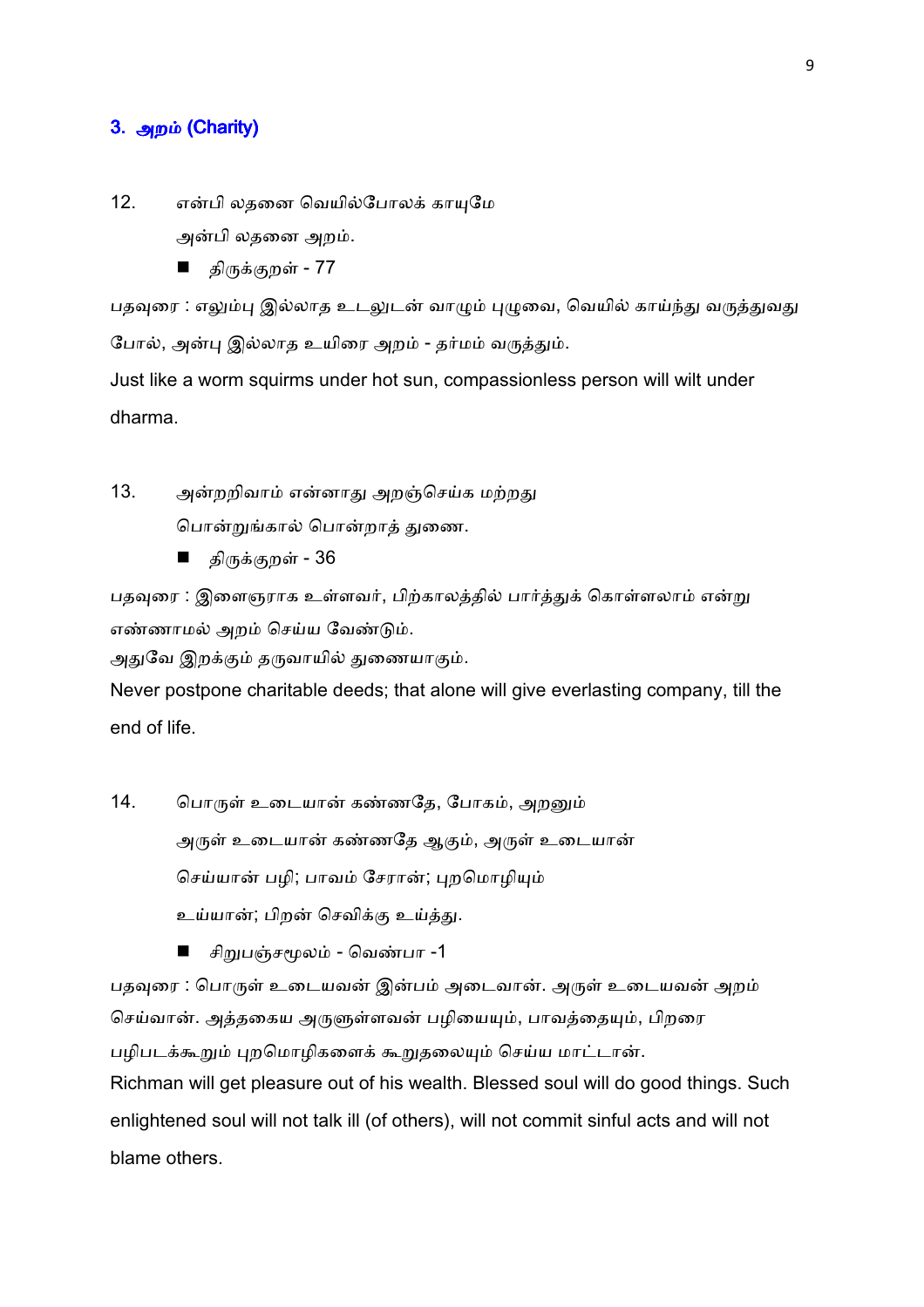## 3. அறம் (Charity)

12. என்பி லதனை வெயில்போலக் காயுமே
    அன்பி லதனை அறம்.

    - திருக்குறள் - 77

பதவுரை : எலும்பு இல்லாத உடலுடன் வாழும் புழுவை, வெயில் காய்ந்து வருத்துவது போல், அன்பு இல்லாத உயிரை அறம் - தர்மம் வருத்தும்.

Just like a worm squirms under hot sun, compassionless person will wilt under dharma.

13. அன்றறிவாம் என்னாது அறஞ்செய்க மற்றது
    பொன்றுங்கால் பொன்றாத் துணை.

    - திருக்குறள் - 36

பதவுரை : இளைஞராக உள்ளவர், பிற்காலத்தில் பார்த்துக் கொள்ளலாம் என்று எண்ணாமல் அறம் செய்ய வேண்டும்.
அதுவே இறக்கும் தருவாயில் துணையாகும்.

Never postpone charitable deeds; that alone will give everlasting company, till the end of life.

14. பொருள் உடையான் கண்ணதே, போகம், அறனும்
    அருள் உடையான் கண்ணதே ஆகும், அருள் உடையான்
    செய்யான் பழி; பாவம் சேரான்; புறமொழியும்
    உய்யான்; பிறன் செவிக்கு உய்த்து.

    - சிறுபஞ்சமூலம் - வெண்பா -1

பதவுரை : பொருள் உடையவன் இன்பம் அடைவான். அருள் உடையவன் அறம் செய்வான். அத்தகைய அருளுள்ளவன் பழியையும், பாவத்தையும், பிறரை பழிபடக்கூறும் புறமொழிகளைக் கூறுதலையும் செய்ய மாட்டான்.

Richman will get pleasure out of his wealth. Blessed soul will do good things. Such enlightened soul will not talk ill (of others), will not commit sinful acts and will not blame others.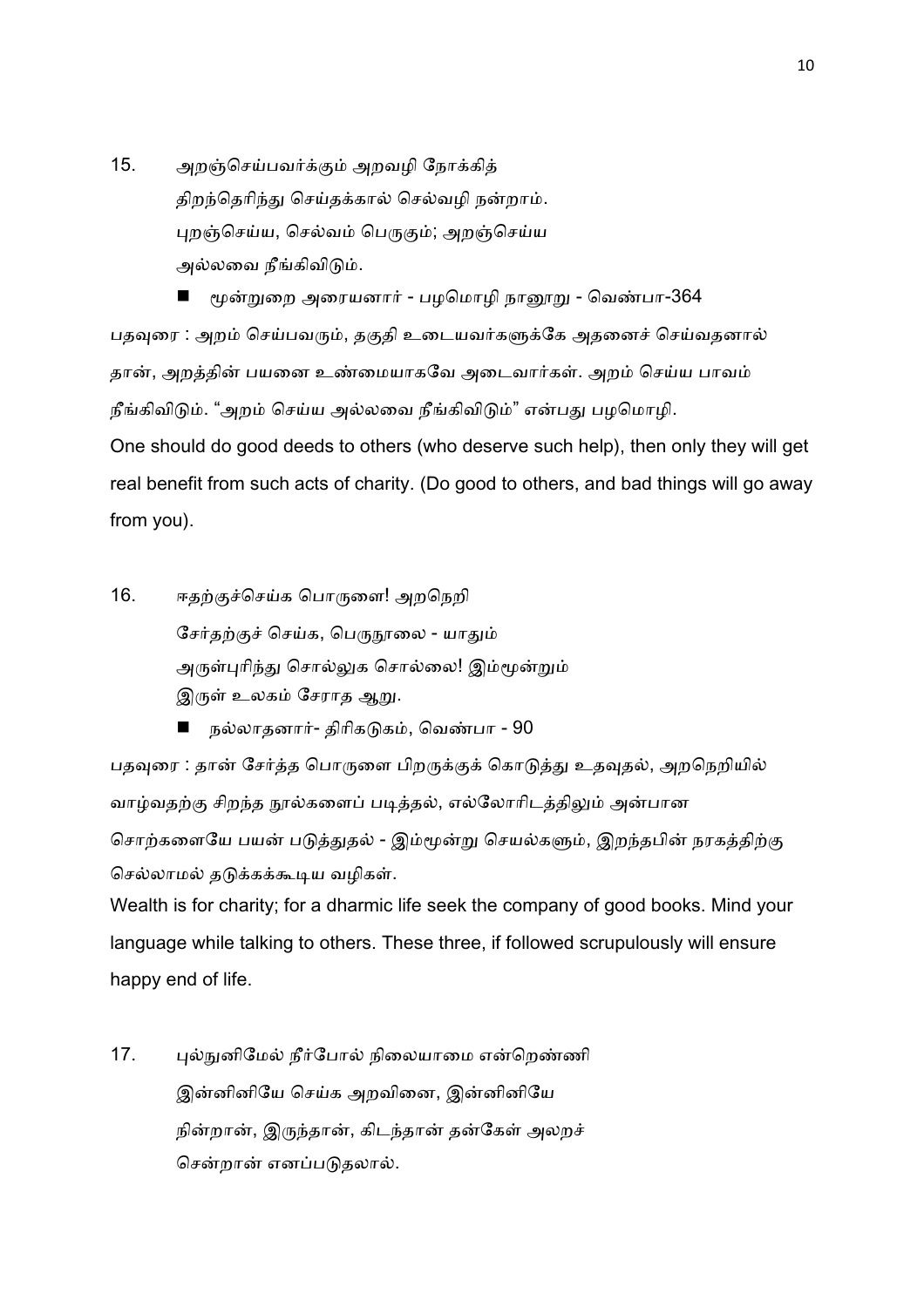15. அறஞ்செய்பவர்க்கும் அறவழி நோக்கித்
 திறந்தெரிந்து செய்தக்கால் செல்வழி நன்றாம்.
 புறஞ்செய்ய, செல்வம் பெருகும்; அறஞ்செய்ய
 அல்லவை நீங்கிவிடும்.

 - மூன்றுறை அரையனார் - பழமொழி நானூறு - வெண்பா-364

பதவுரை : அறம் செய்பவரும், தகுதி உடையவர்களுக்கே அதனைச் செய்வதனால் தான், அறத்தின் பயனை உண்மையாகவே அடைவார்கள். அறம் செய்ய பாவம் நீங்கிவிடும். "அறம் செய்ய அல்லவை நீங்கிவிடும்" என்பது பழமொழி.

One should do good deeds to others (who deserve such help), then only they will get real benefit from such acts of charity. (Do good to others, and bad things will go away from you).

16. ஈதற்குச்செய்க பொருளை! அறநெறி
 சேர்தற்குச் செய்க, பெருநூலை - யாதும்
 அருள்புரிந்து சொல்லுக சொல்லை! இம்மூன்றும்
 இருள் உலகம் சேராத ஆறு.

 - நல்லாதனார்- திரிகடுகம், வெண்பா - 90

பதவுரை : தான் சேர்த்த பொருளை பிறருக்குக் கொடுத்து உதவுதல், அறநெறியில் வாழ்வதற்கு சிறந்த நூல்களைப் படித்தல், எல்லோரிடத்திலும் அன்பான சொற்களையே பயன் படுத்துதல் - இம்மூன்று செயல்களும், இறந்தபின் நரகத்திற்கு செல்லாமல் தடுக்கக்கூடிய வழிகள்.

Wealth is for charity; for a dharmic life seek the company of good books. Mind your language while talking to others. These three, if followed scrupulously will ensure happy end of life.

17. புல்நுனிமேல் நீர்போல் நிலையாமை என்றெண்ணி
 இன்னினியே செய்க அறவினை, இன்னினியே
 நின்றான், இருந்தான், கிடந்தான் தன்கேள் அலறச்
 சென்றான் எனப்படுதலால்.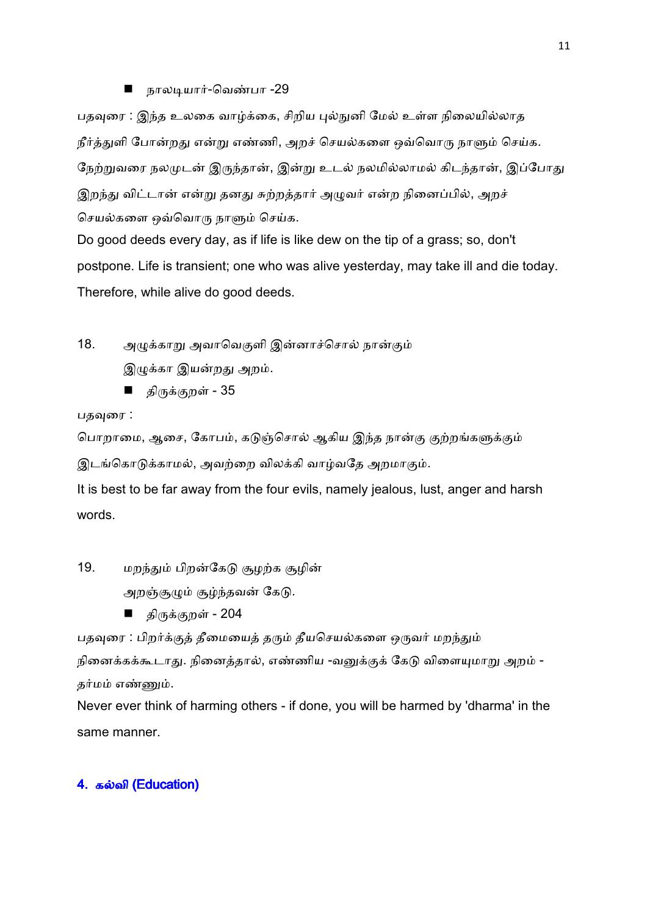- நாலடியார்-வெண்பா -29

பதவுரை : இந்த உலகை வாழ்க்கை, சிறிய புல்நுனி மேல் உள்ள நிலையில்லாத நீர்த்துளி போன்றது என்று எண்ணி, அறச் செயல்களை ஒவ்வொரு நாளும் செய்க. நேற்றுவரை நலமுடன் இருந்தான், இன்று உடல் நலமில்லாமல் கிடந்தான், இப்போது இறந்து விட்டான் என்று தனது சுற்றத்தார் அழுவர் என்ற நினைப்பில், அறச் செயல்களை ஒவ்வொரு நாளும் செய்க.

Do good deeds every day, as if life is like dew on the tip of a grass; so, don't postpone. Life is transient; one who was alive yesterday, may take ill and die today. Therefore, while alive do good deeds.

18. அழுக்காறு அவாவெகுளி இன்னாச்சொல் நான்கும்
இழுக்கா இயன்றது அறம்.

- திருக்குறள் - 35

பதவுரை :

பொறாமை, ஆசை, கோபம், கடுஞ்சொல் ஆகிய இந்த நான்கு குற்றங்களுக்கும் இடங்கொடுக்காமல், அவற்றை விலக்கி வாழ்வதே அறமாகும்.

It is best to be far away from the four evils, namely jealous, lust, anger and harsh words.

19. மறந்தும் பிறன்கேடு சூழற்க சூழின்
அறஞ்சூழும் சூழ்ந்தவன் கேடு.

- திருக்குறள் - 204

பதவுரை : பிறர்க்குத் தீமையைத் தரும் தீயசெயல்களை ஒருவர் மறந்தும் நினைக்கக்கூடாது. நினைத்தால், எண்ணிய -வனுக்குக் கேடு விளையுமாறு அறம் - தர்மம் எண்ணும்.

Never ever think of harming others - if done, you will be harmed by 'dharma' in the same manner.

## 4. கல்வி (Education)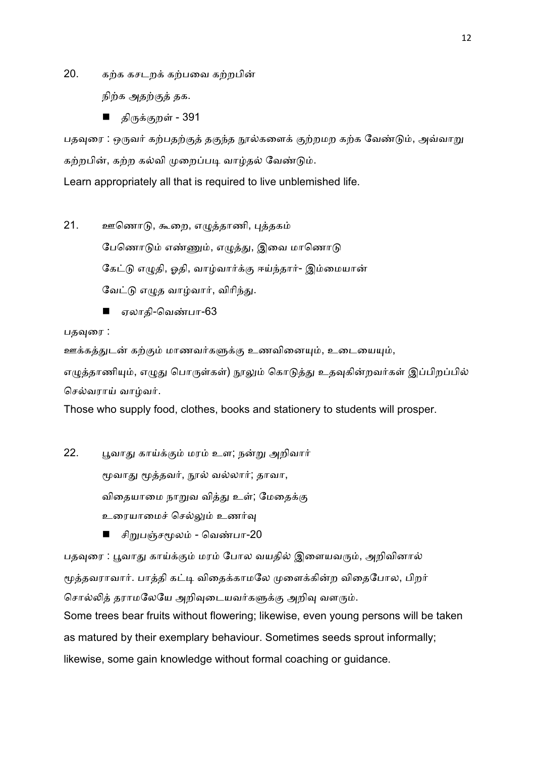20. கற்க கசடறக் கற்பவை கற்றபின்

    நிற்க அதற்குத் தக.

    ■ திருக்குறள் - 391

பதவுரை : ஒருவர் கற்பதற்குத் தகுந்த நூல்களைக் குற்றமற கற்க வேண்டும், அவ்வாறு கற்றபின், கற்ற கல்வி முறைப்படி வாழ்தல் வேண்டும்.

Learn appropriately all that is required to live unblemished life.

21. ஊணொடு, கூறை, எழுத்தாணி, புத்தகம்

    பேணொடும் எண்ணும், எழுத்து, இவை மாணொடு

    கேட்டு எழுதி, ஓதி, வாழ்வார்க்கு ஈய்ந்தார்- இம்மையான்

    வேட்டு எழுத வாழ்வார், விரிந்து.

    ■ ஏலாதி-வெண்பா-63

பதவுரை :

ஊக்கத்துடன் கற்கும் மாணவர்களுக்கு உணவினையும், உடையையும், எழுத்தாணியும், எழுது பொருள்கள்) நூலும் கொடுத்து உதவுகின்றவர்கள் இப்பிறப்பில் செல்வராய் வாழ்வர்.

Those who supply food, clothes, books and stationery to students will prosper.

22. பூவாது காய்க்கும் மரம் உள; நன்று அறிவார்

    மூவாது மூத்தவர், நூல் வல்லார்; தாவா,

    விதையாமை நாறுவ வித்து உள்; மேதைக்கு

    உரையாமைச் செல்லும் உணர்வு

    ■ சிறுபஞ்சமூலம் - வெண்பா-20

பதவுரை : பூவாது காய்க்கும் மரம் போல வயதில் இளையவரும், அறிவினால் மூத்தவராவார். பாத்தி கட்டி விதைக்காமலே முளைக்கின்ற விதைபோல, பிறர் சொல்லித் தராமலேயே அறிவுடையவர்களுக்கு அறிவு வளரும்.

Some trees bear fruits without flowering; likewise, even young persons will be taken as matured by their exemplary behaviour. Sometimes seeds sprout informally; likewise, some gain knowledge without formal coaching or guidance.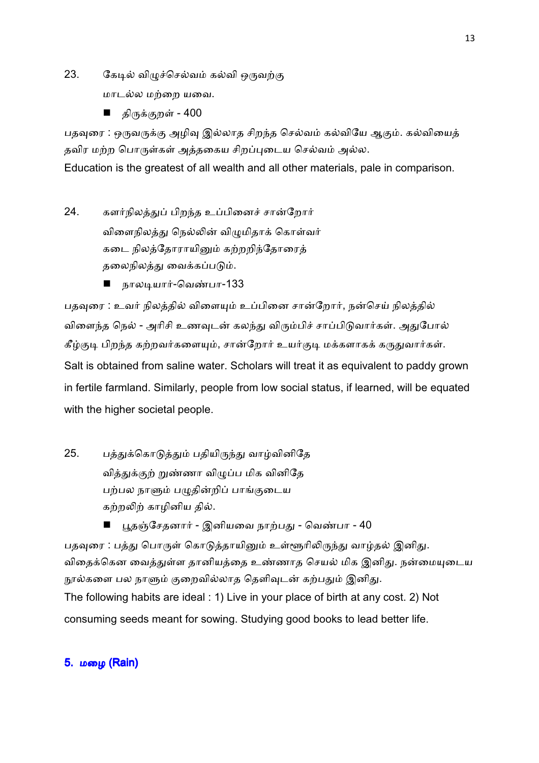23. கேடில் விழுச்செல்வம் கல்வி ஒருவற்கு
    மாடல்ல மற்றை யவை.

    - திருக்குறள் - 400

பதவுரை : ஒருவருக்கு அழிவு இல்லாத சிறந்த செல்வம் கல்வியே ஆகும். கல்வியைத் தவிர மற்ற பொருள்கள் அத்தகைய சிறப்புடைய செல்வம் அல்ல.

Education is the greatest of all wealth and all other materials, pale in comparison.

24. களர்நிலத்துப் பிறந்த உப்பினைச் சான்றோர்
    விளைநிலத்து நெல்லின் விழுமிதாக் கொள்வர்
    கடை நிலத்தோராயினும் கற்றறிந்தோரைத்
    தலைநிலத்து வைக்கப்படும்.

    - நாலடியார்-வெண்பா-133

பதவுரை : உவர் நிலத்தில் விளையும் உப்பினை சான்றோர், நன்செய் நிலத்தில் விளைந்த நெல் - அரிசி உணவுடன் கலந்து விரும்பிச் சாப்பிடுவார்கள். அதுபோல் கீழ்குடி பிறந்த கற்றவர்களையும், சான்றோர் உயர்குடி மக்களாகக் கருதுவார்கள்.

Salt is obtained from saline water. Scholars will treat it as equivalent to paddy grown in fertile farmland. Similarly, people from low social status, if learned, will be equated with the higher societal people.

25. பத்துக்கொடுத்தும் பதியிருந்து வாழ்வினிதே
    வித்துக்குற் றுண்ணா விழுப்ப மிக வினிதே
    பற்பல நாளும் பழுதின்றிப் பாங்குடைய
    கற்றலிற் காழினிய தில்.

    - பூதஞ்சேதனார் - இனியவை நாற்பது - வெண்பா - 40

பதவுரை : பத்து பொருள் கொடுத்தாயினும் உள்ளூரிலிருந்து வாழ்தல் இனிது. விதைக்கென வைத்துள்ள தானியத்தை உண்ணாத செயல் மிக இனிது. நன்மையுடைய நூல்களை பல நாளும் குறைவில்லாத தெளிவுடன் கற்பதும் இனிது.

The following habits are ideal : 1) Live in your place of birth at any cost. 2) Not consuming seeds meant for sowing. Studying good books to lead better life.

## 5. மழை (Rain)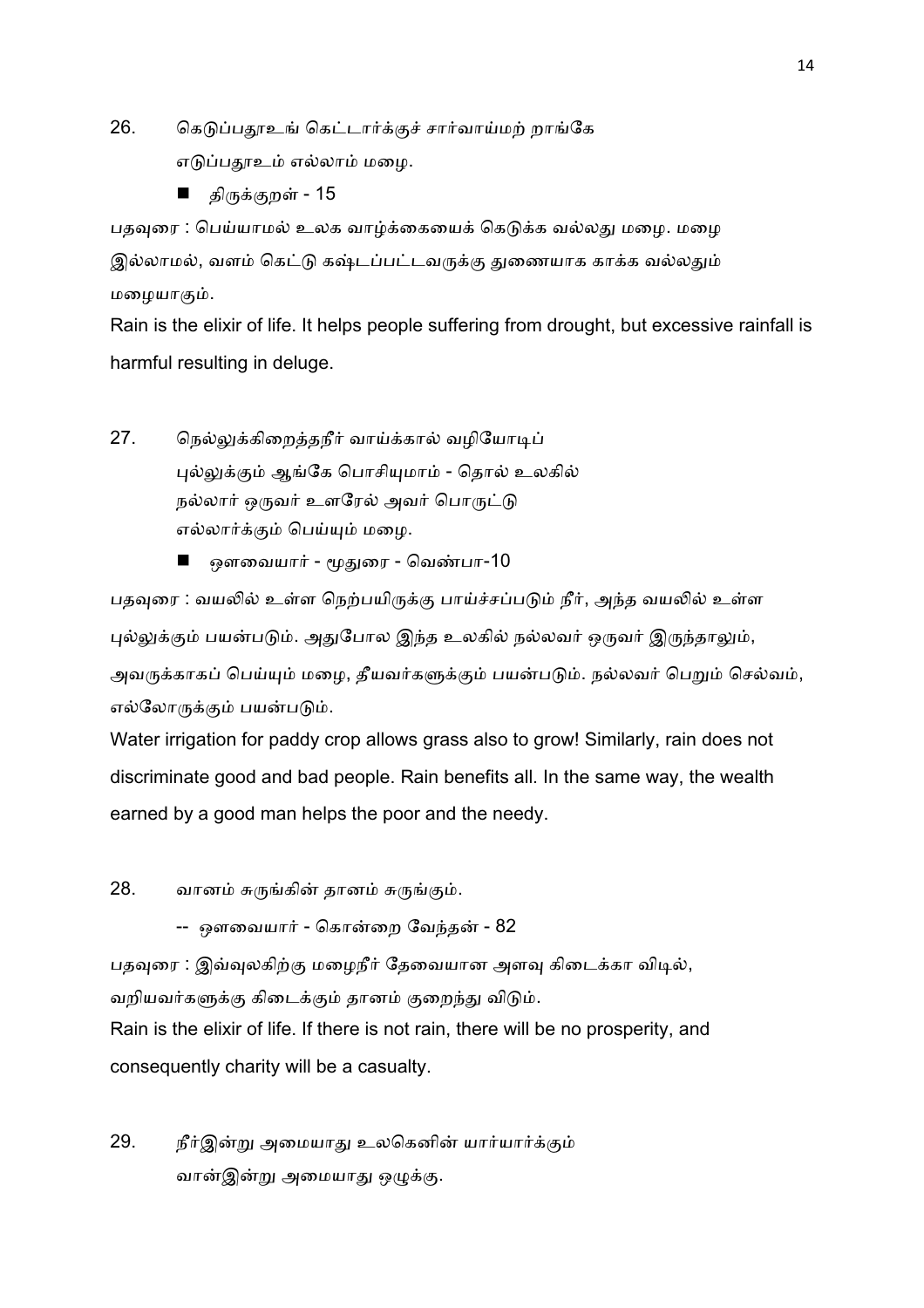26. கெடுப்பதூஉங் கெட்டார்க்குச் சார்வாய்மற் றாங்கே
    எடுப்பதூஉம் எல்லாம் மழை.

- திருக்குறள் - 15

பதவுரை : பெய்யாமல் உலக வாழ்க்கையைக் கெடுக்க வல்லது மழை. மழை இல்லாமல், வளம் கெட்டு கஷ்டப்பட்டவருக்கு துணையாக காக்க வல்லதும் மழையாகும்.

Rain is the elixir of life. It helps people suffering from drought, but excessive rainfall is harmful resulting in deluge.

27. நெல்லுக்கிறைத்தநீர் வாய்க்கால் வழியோடிப்
    புல்லுக்கும் ஆங்கே பொசியுமாம் - தொல் உலகில்
    நல்லார் ஒருவர் உளரேல் அவர் பொருட்டு
    எல்லார்க்கும் பெய்யும் மழை.

- ஔவையார் - மூதுரை - வெண்பா-10

பதவுரை : வயலில் உள்ள நெற்பயிருக்கு பாய்ச்சப்படும் நீர், அந்த வயலில் உள்ள புல்லுக்கும் பயன்படும். அதுபோல இந்த உலகில் நல்லவர் ஒருவர் இருந்தாலும், அவருக்காகப் பெய்யும் மழை, தீயவர்களுக்கும் பயன்படும். நல்லவர் பெறும் செல்வம், எல்லோருக்கும் பயன்படும்.

Water irrigation for paddy crop allows grass also to grow! Similarly, rain does not discriminate good and bad people. Rain benefits all. In the same way, the wealth earned by a good man helps the poor and the needy.

28. வானம் சுருங்கின் தானம் சுருங்கும்.

-- ஔவையார் - கொன்றை வேந்தன் - 82

பதவுரை : இவ்வுலகிற்கு மழைநீர் தேவையான அளவு கிடைக்கா விடில், வறியவர்களுக்கு கிடைக்கும் தானம் குறைந்து விடும்.

Rain is the elixir of life. If there is not rain, there will be no prosperity, and consequently charity will be a casualty.

29. நீர்இன்று அமையாது உலகெனின் யார்யார்க்கும்
    வான்இன்று அமையாது ஒழுக்கு.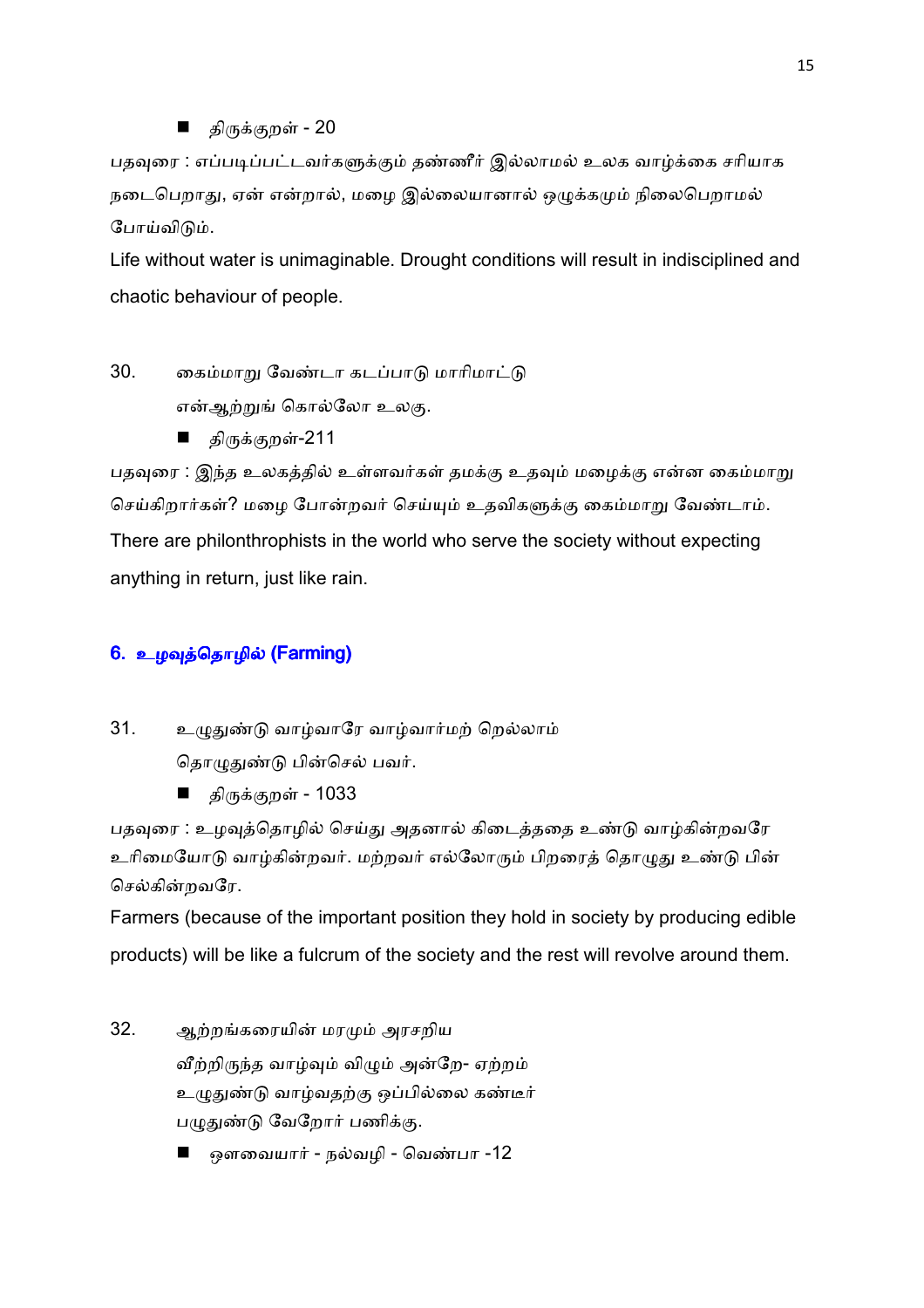- திருக்குறள் - 20

பதவுரை : எப்படிப்பட்டவர்களுக்கும் தண்ணீர் இல்லாமல் உலக வாழ்க்கை சரியாக நடைபெறாது, ஏன் என்றால், மழை இல்லையானால் ஒழுக்கமும் நிலைபெறாமல் போய்விடும்.

Life without water is unimaginable. Drought conditions will result in indisciplined and chaotic behaviour of people.

30. கைம்மாறு வேண்டா கடப்பாடு மாரிமாட்டு
    என்ஆற்றுங் கொல்லோ உலகு.

- திருக்குறள்-211

பதவுரை : இந்த உலகத்தில் உள்ளவர்கள் தமக்கு உதவும் மழைக்கு என்ன கைம்மாறு செய்கிறார்கள்? மழை போன்றவர் செய்யும் உதவிகளுக்கு கைம்மாறு வேண்டாம்.

There are philonthrophists in the world who serve the society without expecting anything in return, just like rain.

## 6. உழவுத்தொழில் (Farming)

31. உழுதுண்டு வாழ்வாரே வாழ்வார்மற் றெல்லாம்
    தொழுதுண்டு பின்செல் பவர்.

- திருக்குறள் - 1033

பதவுரை : உழவுத்தொழில் செய்து அதனால் கிடைத்ததை உண்டு வாழ்கின்றவரே உரிமையோடு வாழ்கின்றவர். மற்றவர் எல்லோரும் பிறரைத் தொழுது உண்டு பின் செல்கின்றவரே.

Farmers (because of the important position they hold in society by producing edible products) will be like a fulcrum of the society and the rest will revolve around them.

32. ஆற்றங்கரையின் மரமும் அரசறிய
    வீற்றிருந்த வாழ்வும் விழும் அன்றே- ஏற்றம்
    உழுதுண்டு வாழ்வதற்கு ஒப்பில்லை கண்டீர்
    பழுதுண்டு வேறோர் பணிக்கு.

- ஔவையார் - நல்வழி - வெண்பா -12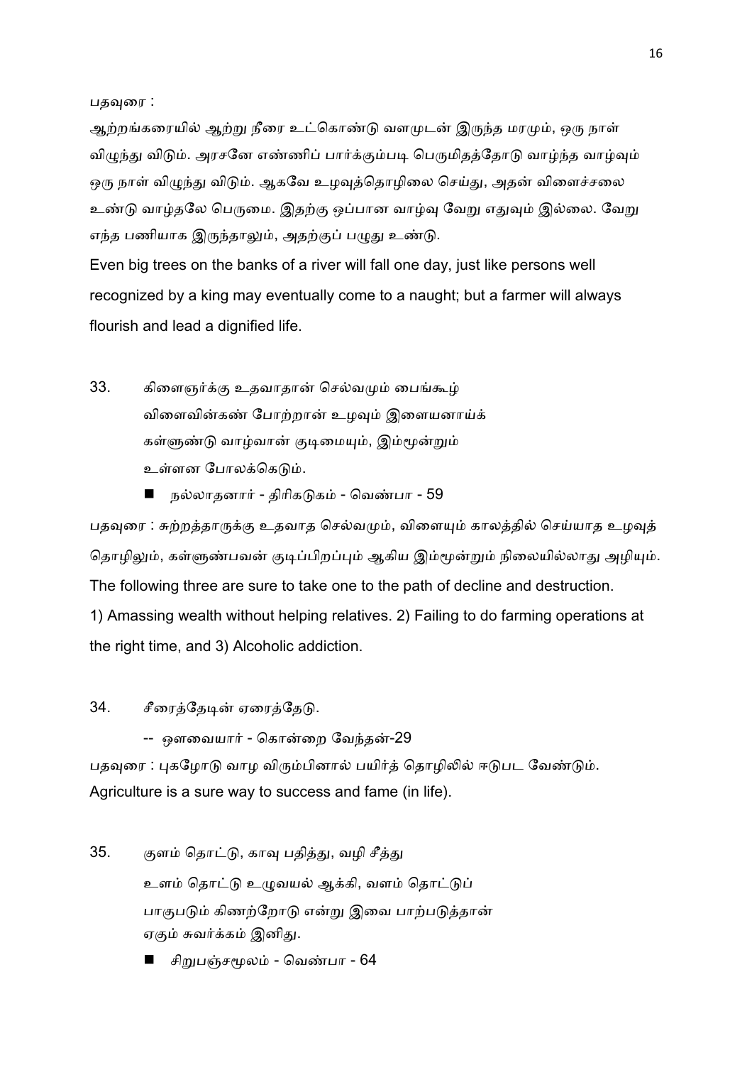பதவுரை :

ஆற்றங்கரையில் ஆற்று நீரை உட்கொண்டு வளமுடன் இருந்த மரமும், ஒரு நாள் விழுந்து விடும். அரசனே எண்ணிப் பார்க்கும்படி பெருமிதத்தோடு வாழ்ந்த வாழ்வும் ஒரு நாள் விழுந்து விடும். ஆகவே உழவுத்தொழிலை செய்து, அதன் விளைச்சலை உண்டு வாழ்தலே பெருமை. இதற்கு ஒப்பான வாழ்வு வேறு எதுவும் இல்லை. வேறு எந்த பணியாக இருந்தாலும், அதற்குப் பழுது உண்டு.

Even big trees on the banks of a river will fall one day, just like persons well recognized by a king may eventually come to a naught; but a farmer will always flourish and lead a dignified life.

33. கிளைஞர்க்கு உதவாதான் செல்வமும் பைங்கூழ்
விளைவின்கண் போற்றான் உழவும் இளையனாய்க்
கள்ளுண்டு வாழ்வான் குடிமையும், இம்மூன்றும்
உள்ளன போலக்கெடும்.

- நல்லாதனார் - திரிகடுகம் - வெண்பா - 59

பதவுரை : சுற்றத்தாருக்கு உதவாத செல்வமும், விளையும் காலத்தில் செய்யாத உழவுத் தொழிலும், கள்ளுண்பவன் குடிப்பிறப்பும் ஆகிய இம்மூன்றும் நிலையில்லாது அழியும்.

The following three are sure to take one to the path of decline and destruction.

1) Amassing wealth without helping relatives. 2) Failing to do farming operations at the right time, and 3) Alcoholic addiction.

34. சீரைத்தேடின் ஏரைத்தேடு.

-- ஔவையார் - கொன்றை வேந்தன்-29

பதவுரை : புகழோடு வாழ விரும்பினால் பயிர்த் தொழிலில் ஈடுபட வேண்டும்.

Agriculture is a sure way to success and fame (in life).

35. குளம் தொட்டு, காவு பதித்து, வழி சீத்து
உளம் தொட்டு உழுவயல் ஆக்கி, வளம் தொட்டுப்
பாகுபடும் கிணற்றோடு என்று இவை பாற்படுத்தான்
ஏகும் சுவர்க்கம் இனிது.

- சிறுபஞ்சமூலம் - வெண்பா - 64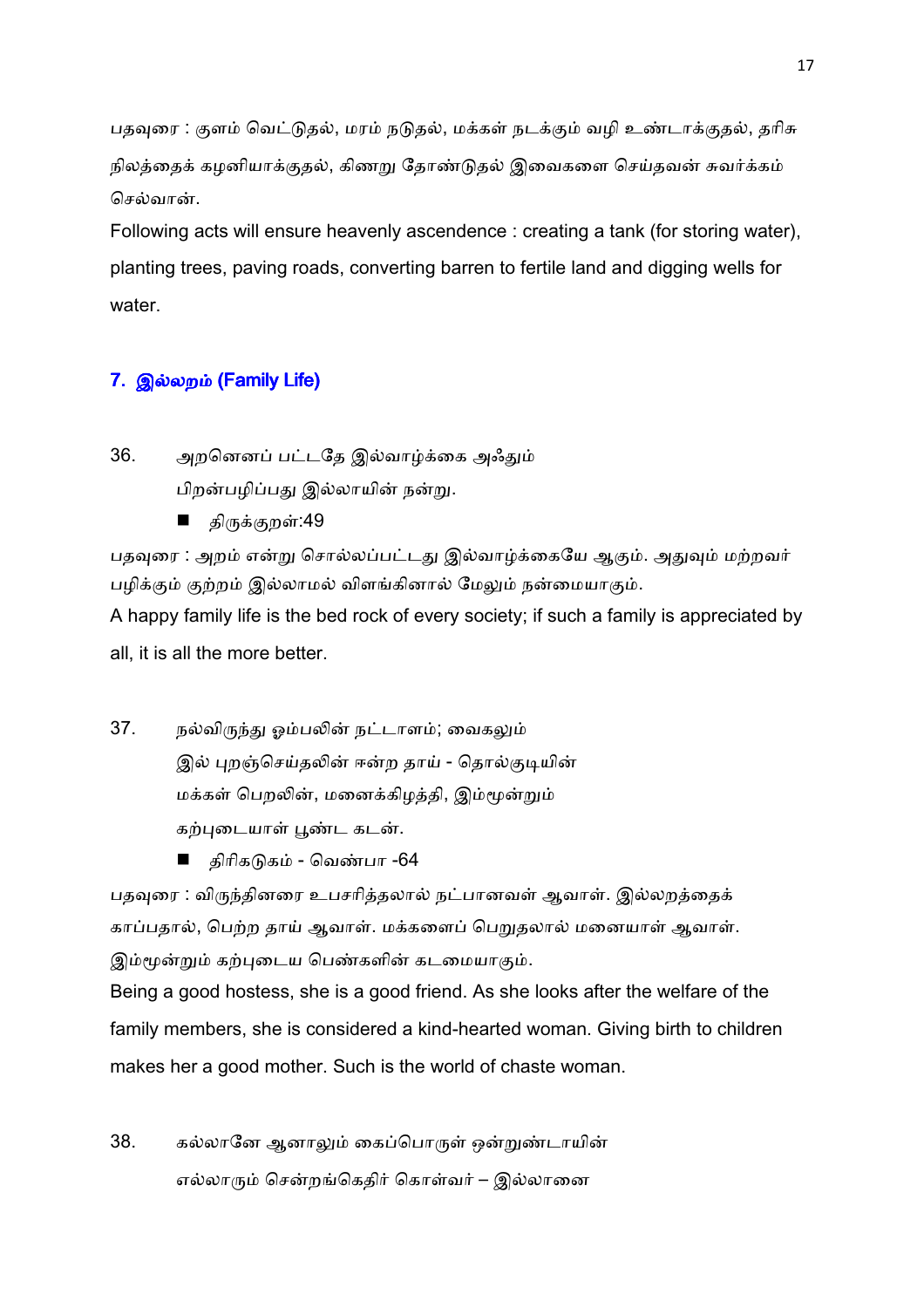பதவுரை : குளம் வெட்டுதல், மரம் நடுதல், மக்கள் நடக்கும் வழி உண்டாக்குதல், தரிசு நிலத்தைக் கழனியாக்குதல், கிணறு தோண்டுதல் இவைகளை செய்தவன் சுவர்க்கம் செல்வான்.

Following acts will ensure heavenly ascendence : creating a tank (for storing water), planting trees, paving roads, converting barren to fertile land and digging wells for water.

## 7. இல்லறம் (Family Life)

36. அறனெனப் பட்டதே இல்வாழ்க்கை அஃதும்
பிறன்பழிப்பது இல்லாயின் நன்று.

- திருக்குறள்:49

பதவுரை : அறம் என்று சொல்லப்பட்டது இல்வாழ்க்கையே ஆகும். அதுவும் மற்றவர் பழிக்கும் குற்றம் இல்லாமல் விளங்கினால் மேலும் நன்மையாகும்.

A happy family life is the bed rock of every society; if such a family is appreciated by all, it is all the more better.

37. நல்விருந்து ஓம்பலின் நட்டாளம்; வைகலும்
இல் புறஞ்செய்தலின் ஈன்ற தாய் - தொல்குடியின்
மக்கள் பெறலின், மனைக்கிழத்தி, இம்மூன்றும்
கற்புடையாள் பூண்ட கடன்.

- திரிகடுகம் - வெண்பா -64

பதவுரை : விருந்தினரை உபசரித்தலால் நட்பானவள் ஆவாள். இல்லறத்தைக் காப்பதால், பெற்ற தாய் ஆவாள். மக்களைப் பெறுதலால் மனையாள் ஆவாள். இம்மூன்றும் கற்புடைய பெண்களின் கடமையாகும்.

Being a good hostess, she is a good friend. As she looks after the welfare of the family members, she is considered a kind-hearted woman. Giving birth to children makes her a good mother. Such is the world of chaste woman.

38. கல்லானே ஆனாலும் கைப்பொருள் ஒன்றுண்டாயின்
எல்லாரும் சென்றங்கெதிர் கொள்வர் – இல்லானை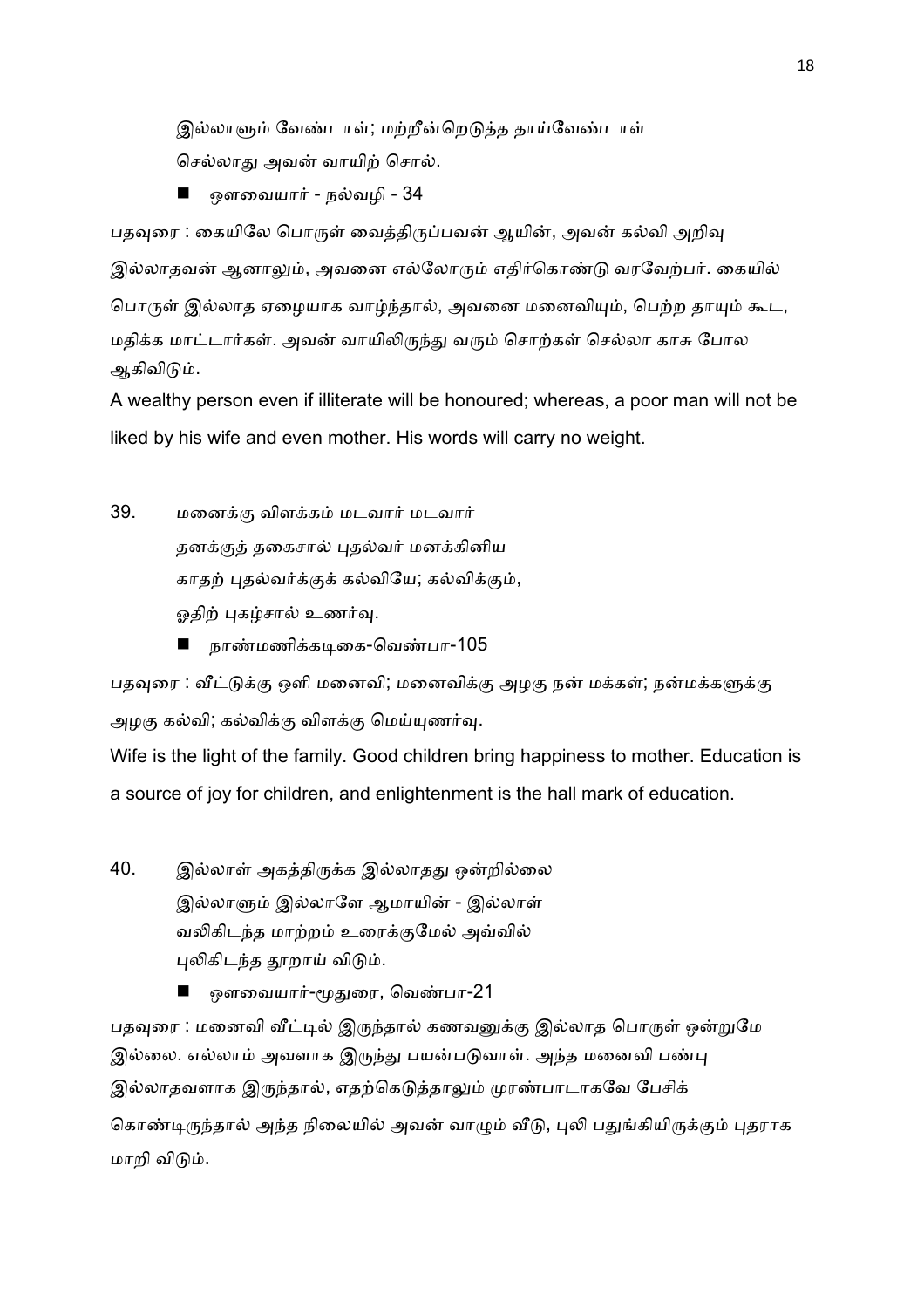இல்லாளும் வேண்டாள்; மற்றீன்றெடுத்த தாய்வேண்டாள்
செல்லாது அவன் வாயிற் சொல்.

- ஔவையார் - நல்வழி - 34

பதவுரை : கையிலே பொருள் வைத்திருப்பவன் ஆயின், அவன் கல்வி அறிவு இல்லாதவன் ஆனாலும், அவனை எல்லோரும் எதிர்கொண்டு வரவேற்பர். கையில் பொருள் இல்லாத ஏழையாக வாழ்ந்தால், அவனை மனைவியும், பெற்ற தாயும் கூட, மதிக்க மாட்டார்கள். அவன் வாயிலிருந்து வரும் சொற்கள் செல்லா காசு போல ஆகிவிடும்.

A wealthy person even if illiterate will be honoured; whereas, a poor man will not be liked by his wife and even mother. His words will carry no weight.

39. மனைக்கு விளக்கம் மடவார் மடவார்
தனக்குத் தகைசால் புதல்வர் மனக்கினிய
காதற் புதல்வர்க்குக் கல்வியே; கல்விக்கும்,
ஓதிற் புகழ்சால் உணர்வு.

- நான்மணிக்கடிகை-வெண்பா-105

பதவுரை : வீட்டுக்கு ஒளி மனைவி; மனைவிக்கு அழகு நன் மக்கள்; நன்மக்களுக்கு அழகு கல்வி; கல்விக்கு விளக்கு மெய்யுணர்வு.

Wife is the light of the family. Good children bring happiness to mother. Education is a source of joy for children, and enlightenment is the hall mark of education.

40. இல்லாள் அகத்திருக்க இல்லாதது ஒன்றில்லை
இல்லாளும் இல்லாளே ஆமாயின் - இல்லாள்
வலிகிடந்த மாற்றம் உரைக்குமேல் அவ்வில்
புலிகிடந்த தூறாய் விடும்.

- ஔவையார்-மூதுரை, வெண்பா-21

பதவுரை : மனைவி வீட்டில் இருந்தால் கணவனுக்கு இல்லாத பொருள் ஒன்றுமே இல்லை. எல்லாம் அவளாக இருந்து பயன்படுவாள். அந்த மனைவி பண்பு இல்லாதவளாக இருந்தால், எதற்கெடுத்தாலும் முரண்பாடாகவே பேசிக் கொண்டிருந்தால் அந்த நிலையில் அவன் வாழும் வீடு, புலி பதுங்கியிருக்கும் புதராக மாறி விடும்.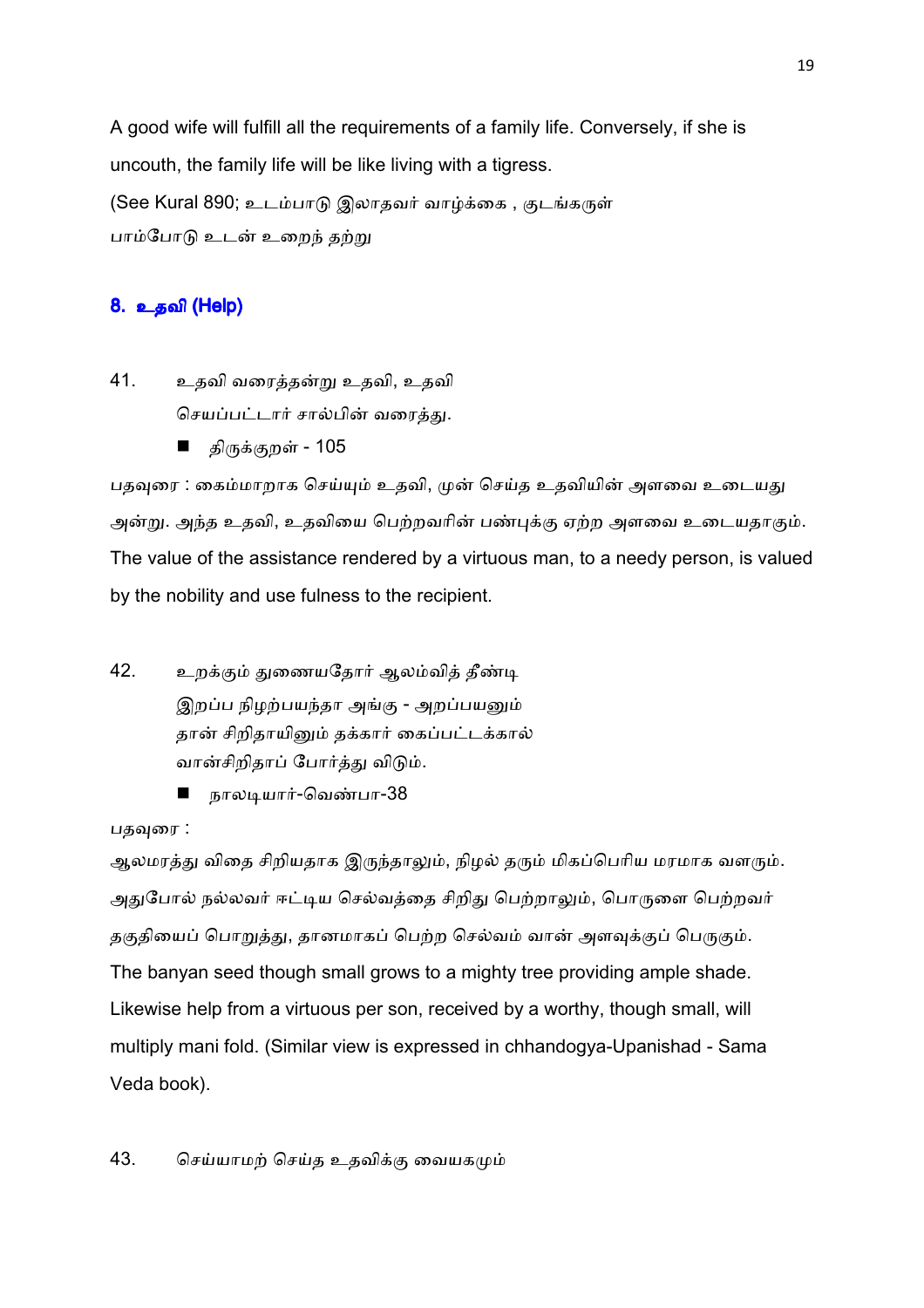A good wife will fulfill all the requirements of a family life. Conversely, if she is uncouth, the family life will be like living with a tigress.

(See Kural 890; உடம்பாடு இலாதவர் வாழ்க்கை , குடங்கருள்
பாம்போடு உடன் உறைந் தற்று

### 8. உதவி (Help)

41. உதவி வரைத்தன்று உதவி, உதவி
    செயப்பட்டார் சால்பின் வரைத்து.

    - திருக்குறள் - 105

பதவுரை : கைம்மாறாக செய்யும் உதவி, முன் செய்த உதவியின் அளவை உடையது அன்று. அந்த உதவி, உதவியை பெற்றவரின் பண்புக்கு ஏற்ற அளவை உடையதாகும்.

The value of the assistance rendered by a virtuous man, to a needy person, is valued by the nobility and use fulness to the recipient.

42. உறக்கும் துணையதோர் ஆலம்வித் தீண்டி
    இறப்ப நிழற்பயந்தா அங்கு - அறப்பயனும்
    தான் சிறிதாயினும் தக்கார் கைப்பட்டக்கால்
    வான்சிறிதாப் போர்த்து விடும்.

    - நாலடியார்-வெண்பா-38

பதவுரை :

ஆலமரத்து விதை சிறியதாக இருந்தாலும், நிழல் தரும் மிகப்பெரிய மரமாக வளரும். அதுபோல் நல்லவர் ஈட்டிய செல்வத்தை சிறிது பெற்றாலும், பொருளை பெற்றவர் தகுதியைப் பொறுத்து, தானமாகப் பெற்ற செல்வம் வான் அளவுக்குப் பெருகும்.

The banyan seed though small grows to a mighty tree providing ample shade. Likewise help from a virtuous per son, received by a worthy, though small, will multiply mani fold. (Similar view is expressed in chhandogya-Upanishad - Sama Veda book).

43. செய்யாமற் செய்த உதவிக்கு வையகமும்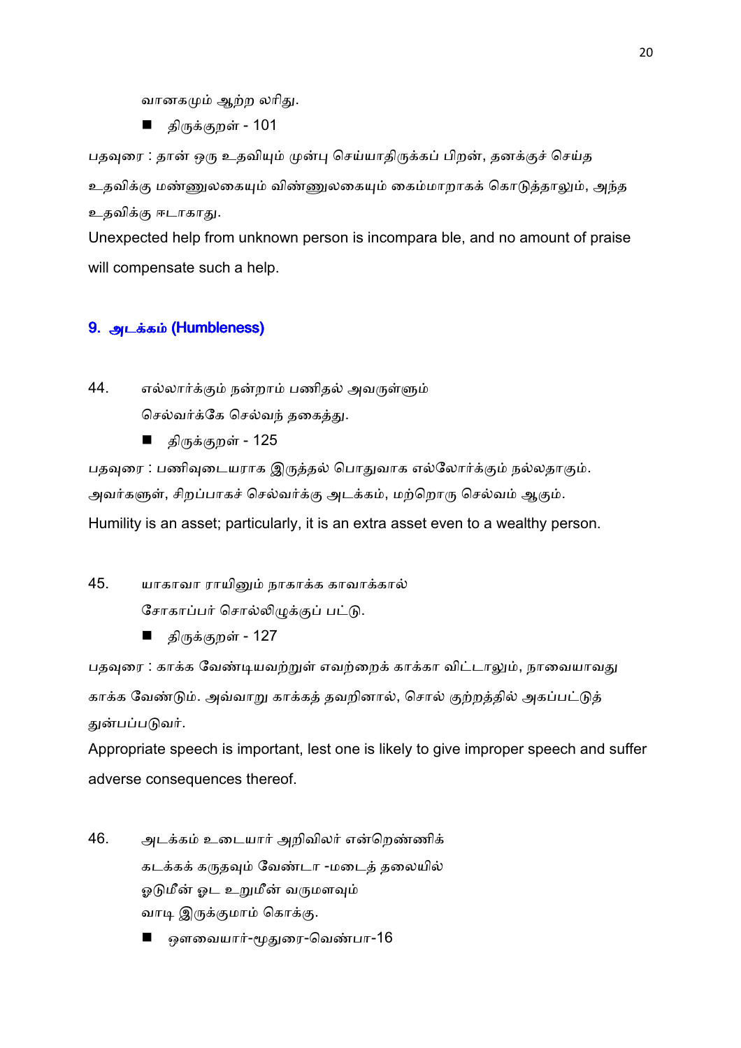வானகமும் ஆற்ற லரிது.

- திருக்குறள் - 101

பதவுரை : தான் ஒரு உதவியும் முன்பு செய்யாதிருக்கப் பிறன், தனக்குச் செய்த உதவிக்கு மண்ணுலகையும் விண்ணுலகையும் கைம்மாறாகக் கொடுத்தாலும், அந்த உதவிக்கு ஈடாகாது.

Unexpected help from unknown person is incompara ble, and no amount of praise will compensate such a help.

## 9. அடக்கம் (Humbleness)

44. எல்லார்க்கும் நன்றாம் பணிதல் அவருள்ளும்
    செல்வர்க்கே செல்வந் தகைத்து.

- திருக்குறள் - 125

பதவுரை : பணிவுடையராக இருத்தல் பொதுவாக எல்லோர்க்கும் நல்லதாகும். அவர்களுள், சிறப்பாகச் செல்வர்க்கு அடக்கம், மற்றொரு செல்வம் ஆகும்.

Humility is an asset; particularly, it is an extra asset even to a wealthy person.

45. யாகாவா ராயினும் நாகாக்க காவாக்கால்
    சோகாப்பர் சொல்லிழுக்குப் பட்டு.

- திருக்குறள் - 127

பதவுரை : காக்க வேண்டியவற்றுள் எவற்றைக் காக்கா விட்டாலும், நாவையாவது காக்க வேண்டும். அவ்வாறு காக்கத் தவறினால், சொல் குற்றத்தில் அகப்பட்டுத் துன்பப்படுவர்.

Appropriate speech is important, lest one is likely to give improper speech and suffer adverse consequences thereof.

46. அடக்கம் உடையார் அறிவிலர் என்றெண்ணிக்
    கடக்கக் கருதவும் வேண்டா -மடைத் தலையில்
    ஓடுமீன் ஓட உறுமீன் வருமளவும்
    வாடி இருக்குமாம் கொக்கு.

- ஔவையார்-மூதுரை-வெண்பா-16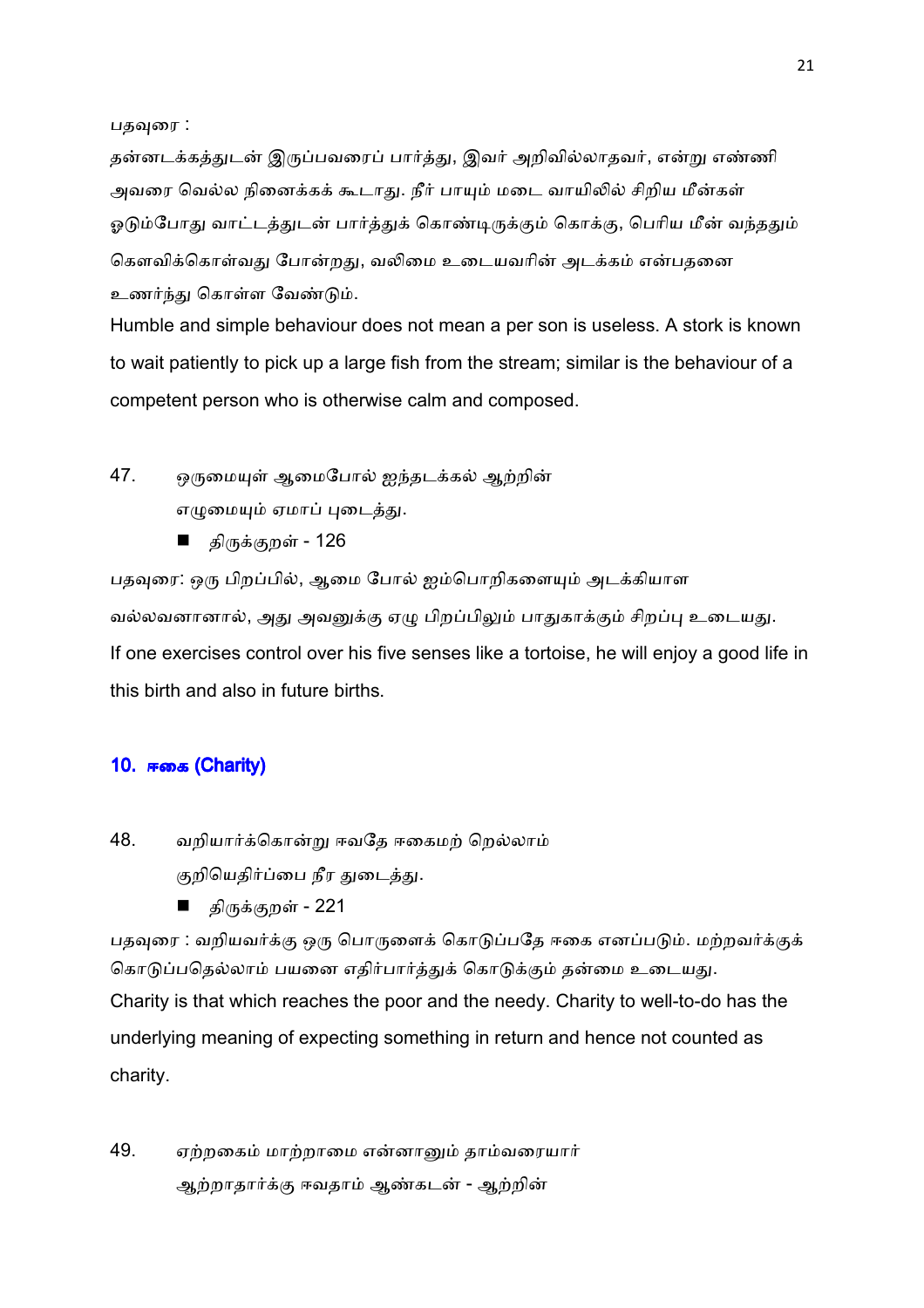பதவுரை :

தன்னடக்கத்துடன் இருப்பவரைப் பார்த்து, இவர் அறிவில்லாதவர், என்று எண்ணி அவரை வெல்ல நினைக்கக் கூடாது. நீர் பாயும் மடை வாயிலில் சிறிய மீன்கள் ஓடும்போது வாட்டத்துடன் பார்த்துக் கொண்டிருக்கும் கொக்கு, பெரிய மீன் வந்ததும் கௌவிக்கொள்வது போன்றது, வலிமை உடையவரின் அடக்கம் என்பதனை உணர்ந்து கொள்ள வேண்டும்.

Humble and simple behaviour does not mean a per son is useless. A stork is known to wait patiently to pick up a large fish from the stream; similar is the behaviour of a competent person who is otherwise calm and composed.

47. ஒருமையுள் ஆமைபோல் ஐந்தடக்கல் ஆற்றின்
எழுமையும் ஏமாப் புடைத்து.

- திருக்குறள் - 126

பதவுரை: ஒரு பிறப்பில், ஆமை போல் ஐம்பொறிகளையும் அடக்கியாள வல்லவனானால், அது அவனுக்கு ஏழு பிறப்பிலும் பாதுகாக்கும் சிறப்பு உடையது.

If one exercises control over his five senses like a tortoise, he will enjoy a good life in this birth and also in future births.

## 10. ஈகை (Charity)

48. வறியார்க்கொன்று ஈவதே ஈகைமற் றெல்லாம்
குறியெதிர்ப்பை நீர துடைத்து.

- திருக்குறள் - 221

பதவுரை : வறியவர்க்கு ஒரு பொருளைக் கொடுப்பதே ஈகை எனப்படும். மற்றவர்க்குக் கொடுப்பதெல்லாம் பயனை எதிர்பார்த்துக் கொடுக்கும் தன்மை உடையது.

Charity is that which reaches the poor and the needy. Charity to well-to-do has the underlying meaning of expecting something in return and hence not counted as charity.

49. ஏற்றகைம் மாற்றாமை என்னானும் தாம்வரையார்
ஆற்றாதார்க்கு ஈவதாம் ஆண்கடன் - ஆற்றின்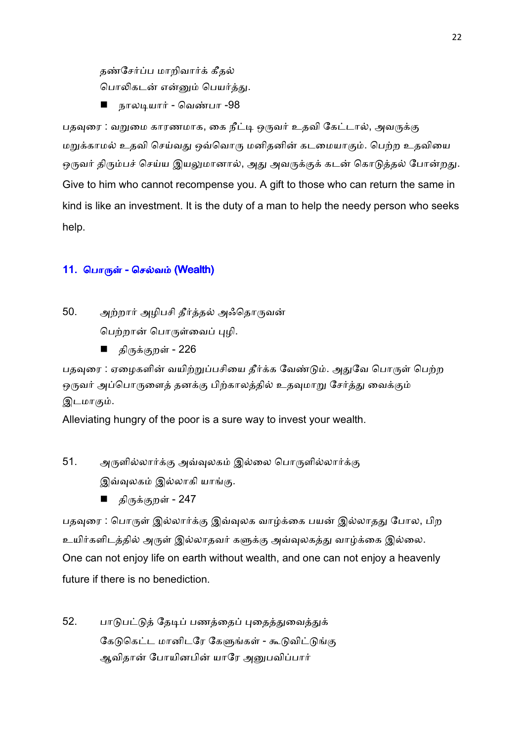தண்சேர்ப்ப மாறிவார்க் கீதல்
பொலிகடன் என்னும் பெயர்த்து.

- நாலடியார் - வெண்பா -98

பதவுரை : வறுமை காரணமாக, கை நீட்டி ஒருவர் உதவி கேட்டால், அவருக்கு மறுக்காமல் உதவி செய்வது ஒவ்வொரு மனிதனின் கடமையாகும். பெற்ற உதவியை ஒருவர் திரும்பச் செய்ய இயலுமானால், அது அவருக்குக் கடன் கொடுத்தல் போன்றது. Give to him who cannot recompense you. A gift to those who can return the same in kind is like an investment. It is the duty of a man to help the needy person who seeks help.

## 11. பொருள் - செல்வம் (Wealth)

50. அற்றார் அழிபசி தீர்த்தல் அஃதொருவன்
பெற்றான் பொருள்வைப் புழி.

- திருக்குறள் - 226

பதவுரை : ஏழைகளின் வயிற்றுப்பசியை தீர்க்க வேண்டும். அதுவே பொருள் பெற்ற ஒருவர் அப்பொருளைத் தனக்கு பிற்காலத்தில் உதவுமாறு சேர்த்து வைக்கும் இடமாகும்.

Alleviating hungry of the poor is a sure way to invest your wealth.

51. அருளில்லார்க்கு அவ்வுலகம் இல்லை பொருளில்லார்க்கு
இவ்வுலகம் இல்லாகி யாங்கு.

- திருக்குறள் - 247

பதவுரை : பொருள் இல்லார்க்கு இவ்வுலக வாழ்க்கை பயன் இல்லாதது போல, பிற உயிர்களிடத்தில் அருள் இல்லாதவர் களுக்கு அவ்வுலகத்து வாழ்க்கை இல்லை.
One can not enjoy life on earth without wealth, and one can not enjoy a heavenly future if there is no benediction.

52. பாடுபட்டுத் தேடிப் பணத்தைப் புதைத்துவைத்துக்
கேடுகெட்ட மானிடரே கேளுங்கள் - கூடுவிட்டுங்கு
ஆவிதான் போயினபின் யாரே அனுபவிப்பார்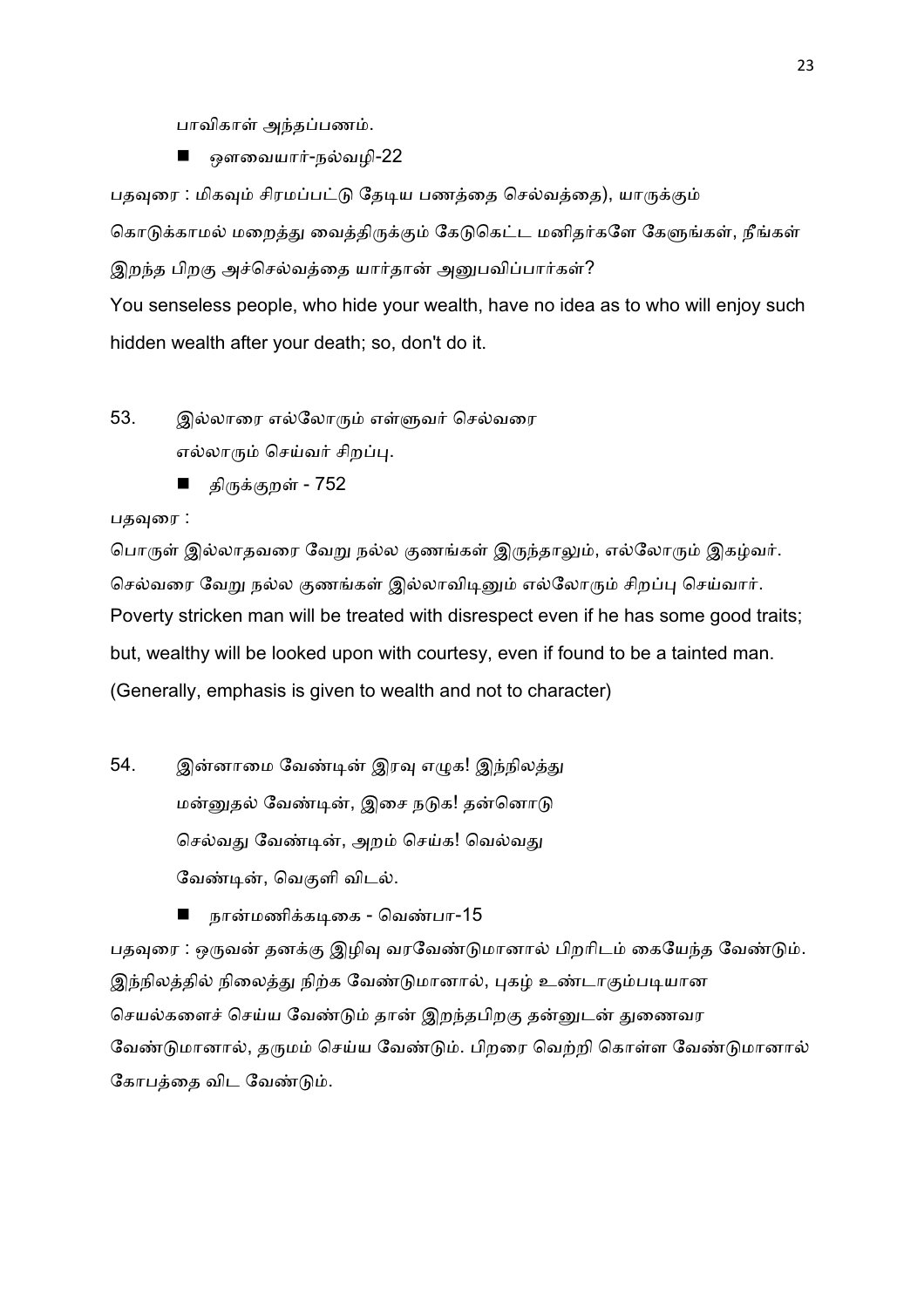பாவிகாள் அந்தப்பணம்.

- ஔவையார்-நல்வழி-22

பதவுரை : மிகவும் சிரமப்பட்டு தேடிய பணத்தை செல்வத்தை), யாருக்கும் கொடுக்காமல் மறைத்து வைத்திருக்கும் கேடுகெட்ட மனிதர்களே கேளுங்கள், நீங்கள் இறந்த பிறகு அச்செல்வத்தை யார்தான் அனுபவிப்பார்கள்?

You senseless people, who hide your wealth, have no idea as to who will enjoy such hidden wealth after your death; so, don't do it.

53. இல்லாரை எல்லோரும் எள்ளுவர் செல்வரை
    எல்லாரும் செய்வர் சிறப்பு.

- திருக்குறள் - 752

பதவுரை :

பொருள் இல்லாதவரை வேறு நல்ல குணங்கள் இருந்தாலும், எல்லோரும் இகழ்வர். செல்வரை வேறு நல்ல குணங்கள் இல்லாவிடினும் எல்லோரும் சிறப்பு செய்வார்.

Poverty stricken man will be treated with disrespect even if he has some good traits; but, wealthy will be looked upon with courtesy, even if found to be a tainted man. (Generally, emphasis is given to wealth and not to character)

54. இன்னாமை வேண்டின் இரவு எழுக! இந்நிலத்து
    மன்னுதல் வேண்டின், இசை நடுக! தன்னொடு
    செல்வது வேண்டின், அறம் செய்க! வெல்வது
    வேண்டின், வெகுளி விடல்.

- நான்மணிக்கடிகை - வெண்பா-15

பதவுரை : ஒருவன் தனக்கு இழிவு வரவேண்டுமானால் பிறரிடம் கையேந்த வேண்டும். இந்நிலத்தில் நிலைத்து நிற்க வேண்டுமானால், புகழ் உண்டாகும்படியான செயல்களைச் செய்ய வேண்டும் தான் இறந்தபிறகு தன்னுடன் துணைவர வேண்டுமானால், தருமம் செய்ய வேண்டும். பிறரை வெற்றி கொள்ள வேண்டுமானால் கோபத்தை விட வேண்டும்.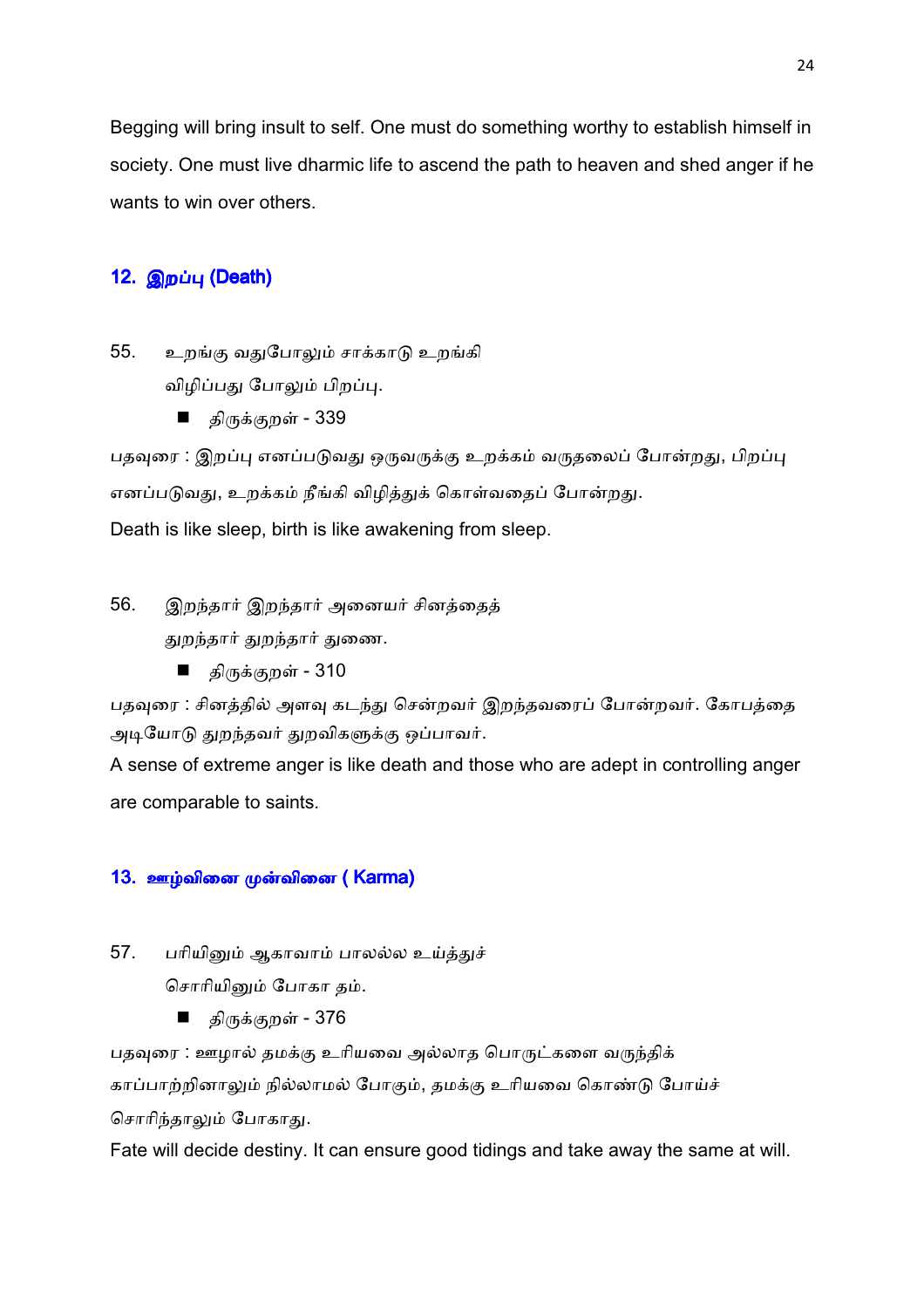Begging will bring insult to self. One must do something worthy to establish himself in society. One must live dharmic life to ascend the path to heaven and shed anger if he wants to win over others.

## 12. இறப்பு (Death)

55. உறங்கு வதுபோலும் சாக்காடு உறங்கி
    விழிப்பது போலும் பிறப்பு.

    - திருக்குறள் - 339

பதவுரை : இறப்பு எனப்படுவது ஒருவருக்கு உறக்கம் வருதலைப் போன்றது, பிறப்பு எனப்படுவது, உறக்கம் நீங்கி விழித்துக் கொள்வதைப் போன்றது.

Death is like sleep, birth is like awakening from sleep.

56. இறந்தார் இறந்தார் அனையர் சினத்தைத்
    துறந்தார் துறந்தார் துணை.

    - திருக்குறள் - 310

பதவுரை : சினத்தில் அளவு கடந்து சென்றவர் இறந்தவரைப் போன்றவர். கோபத்தை அடியோடு துறந்தவர் துறவிகளுக்கு ஒப்பாவர்.

A sense of extreme anger is like death and those who are adept in controlling anger are comparable to saints.

## 13. ஊழ்வினை முன்வினை ( Karma)

57. பரியினும் ஆகாவாம் பாலல்ல உய்த்துச்
    சொரியினும் போகா தம்.

    - திருக்குறள் - 376

பதவுரை : ஊழால் தமக்கு உரியவை அல்லாத பொருட்களை வருந்திக் காப்பாற்றினாலும் நில்லாமல் போகும், தமக்கு உரியவை கொண்டு போய்ச் சொரிந்தாலும் போகாது.

Fate will decide destiny. It can ensure good tidings and take away the same at will.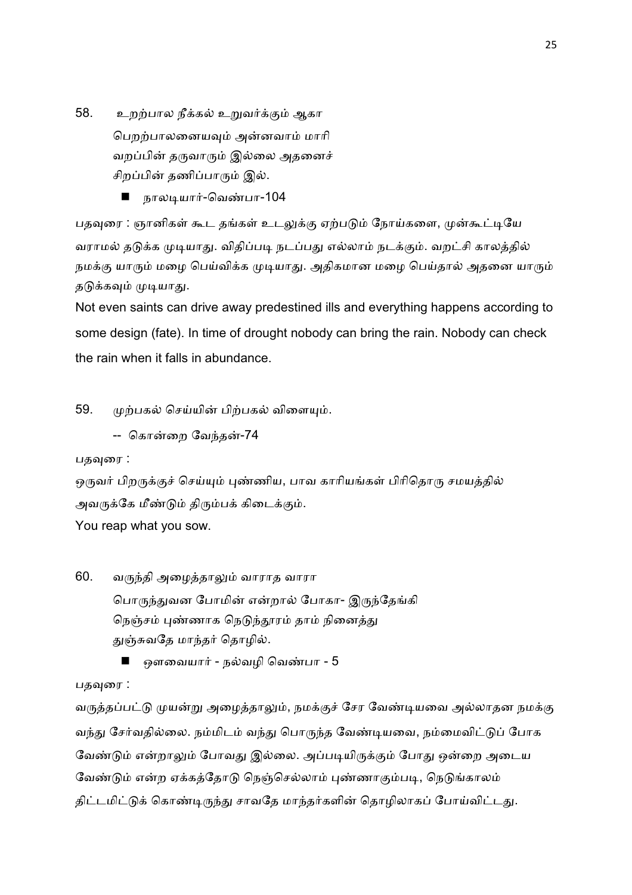58. உறற்பால நீக்கல் உறுவர்க்கும் ஆகா
    பெறற்பாலனையவும் அன்னவாம் மாரி
    வறப்பின் தருவாரும் இல்லை அதனைச்
    சிறப்பின் தணிப்பாரும் இல்.

- நாலடியார்-வெண்பா-104

பதவுரை : ஞானிகள் கூட தங்கள் உடலுக்கு ஏற்படும் நோய்களை, முன்கூட்டியே வராமல் தடுக்க முடியாது. விதிப்படி நடப்பது எல்லாம் நடக்கும். வறட்சி காலத்தில் நமக்கு யாரும் மழை பெய்விக்க முடியாது. அதிகமான மழை பெய்தால் அதனை யாரும் தடுக்கவும் முடியாது.

Not even saints can drive away predestined ills and everything happens according to some design (fate). In time of drought nobody can bring the rain. Nobody can check the rain when it falls in abundance.

59. முற்பகல் செய்யின் பிற்பகல் விளையும்.

-- கொன்றை வேந்தன்-74

பதவுரை :

ஒருவர் பிறருக்குச் செய்யும் புண்ணிய, பாவ காரியங்கள் பிரிதொரு சமயத்தில் அவருக்கே மீண்டும் திரும்பக் கிடைக்கும்.

You reap what you sow.

60. வருந்தி அழைத்தாலும் வாராத வாரா
    பொருந்துவன போமின் என்றால் போகா- இருந்தேங்கி
    நெஞ்சம் புண்ணாக நெடுந்தூரம் தாம் நினைத்து
    துஞ்சுவதே மாந்தர் தொழில்.

- ஔவையார் - நல்வழி வெண்பா - 5

பதவுரை :

வருத்தப்பட்டு முயன்று அழைத்தாலும், நமக்குச் சேர வேண்டியவை அல்லாதன நமக்கு வந்து சேர்வதில்லை. நம்மிடம் வந்து பொருந்த வேண்டியவை, நம்மைவிட்டுப் போக வேண்டும் என்றாலும் போவது இல்லை. அப்படியிருக்கும் போது ஒன்றை அடைய வேண்டும் என்ற ஏக்கத்தோடு நெஞ்செல்லாம் புண்ணாகும்படி, நெடுங்காலம் திட்டமிட்டுக் கொண்டிருந்து சாவதே மாந்தர்களின் தொழிலாகப் போய்விட்டது.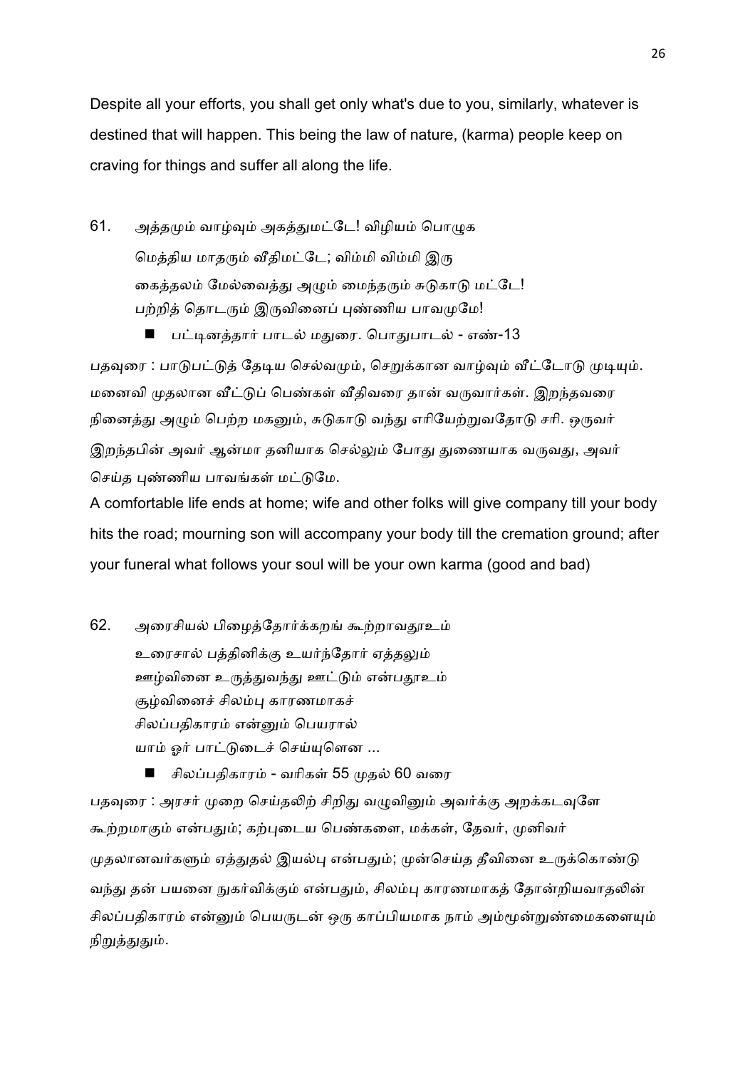Despite all your efforts, you shall get only what's due to you, similarly, whatever is destined that will happen. This being the law of nature, (karma) people keep on craving for things and suffer all along the life.

61. அத்தமும் வாழ்வும் அகத்துமட்டே! விழியம் பொழுக
மெத்திய மாதரும் வீதிமட்டே; விம்மி விம்மி இரு
கைத்தலம் மேல்வைத்து அழும் மைந்தரும் சுடுகாடு மட்டே!
பற்றித் தொடரும் இருவினைப் புண்ணிய பாவமுமே!

- பட்டினத்தார் பாடல் மதுரை. பொதுபாடல் - எண்-13

பதவுரை : பாடுபட்டுத் தேடிய செல்வமும், செறுக்கான வாழ்வும் வீட்டோடு முடியும். மனைவி முதலான வீட்டுப் பெண்கள் வீதிவரை தான் வருவார்கள். இறந்தவரை நினைத்து அழும் பெற்ற மகனும், சுடுகாடு வந்து எரியேற்றுவதோடு சரி. ஒருவர் இறந்தபின் அவர் ஆன்மா தனியாக செல்லும் போது துணையாக வருவது, அவர் செய்த புண்ணிய பாவங்கள் மட்டுமே.

A comfortable life ends at home; wife and other folks will give company till your body hits the road; mourning son will accompany your body till the cremation ground; after your funeral what follows your soul will be your own karma (good and bad)

62. அரைசியல் பிழைத்தோர்க்கறங் கூற்றாவதூஉம்
உரைசால் பத்தினிக்கு உயர்ந்தோர் ஏத்தலும்
ஊழ்வினை உருத்துவந்து ஊட்டும் என்பதூஉம்
சூழ்வினைச் சிலம்பு காரணமாகச்
சிலப்பதிகாரம் என்னும் பெயரால்
யாம் ஓர் பாட்டுடைச் செய்யுளென ...

- சிலப்பதிகாரம் - வரிகள் 55 முதல் 60 வரை

பதவுரை : அரசர் முறை செய்தலிற் சிறிது வழுவினும் அவர்க்கு அறக்கடவுளே கூற்றமாகும் என்பதும்; கற்புடைய பெண்களை, மக்கள், தேவர், முனிவர் முதலானவர்களும் ஏத்துதல் இயல்பு என்பதும்; முன்செய்த தீவினை உருக்கொண்டு வந்து தன் பயனை நுகர்விக்கும் என்பதும், சிலம்பு காரணமாகத் தோன்றியவாதலின் சிலப்பதிகாரம் என்னும் பெயருடன் ஒரு காப்பியமாக நாம் அம்மூன்றுண்மைகளையும் நிறுத்துதும்.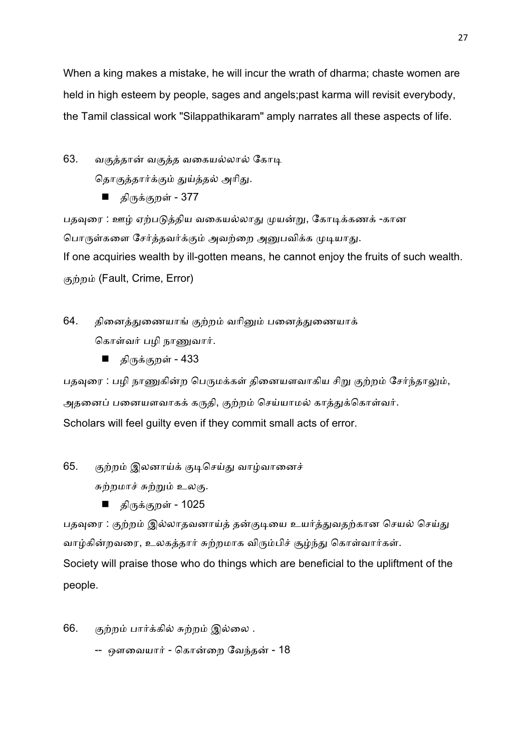When a king makes a mistake, he will incur the wrath of dharma; chaste women are held in high esteem by people, sages and angels;past karma will revisit everybody, the Tamil classical work "Silappathikaram" amply narrates all these aspects of life.

63. வகுத்தான் வகுத்த வகையல்லால் கோடி
தொகுத்தார்க்கும் துய்த்தல் அரிது.

- திருக்குறள் - 377

பதவுரை : ஊழ் ஏற்படுத்திய வகையல்லாது முயன்று, கோடிக்கணக் -கான பொருள்களை சேர்த்தவர்க்கும் அவற்றை அனுபவிக்க முடியாது.

If one acquiries wealth by ill-gotten means, he cannot enjoy the fruits of such wealth.

குற்றம் (Fault, Crime, Error)

64. தினைத்துணையாங் குற்றம் வரினும் பனைத்துணையாக்
கொள்வர் பழி நாணுவார்.

- திருக்குறள் - 433

பதவுரை : பழி நாணுகின்ற பெருமக்கள் தினையளவாகிய சிறு குற்றம் சேர்ந்தாலும், அதனைப் பனையளவாகக் கருதி, குற்றம் செய்யாமல் காத்துக்கொள்வர்.

Scholars will feel guilty even if they commit small acts of error.

65. குற்றம் இலனாய்க் குடிசெய்து வாழ்வானைச்
சுற்றமாச் சுற்றும் உலகு.

- திருக்குறள் - 1025

பதவுரை : குற்றம் இல்லாதவனாய்த் தன்குடியை உயர்த்துவதற்கான செயல் செய்து வாழ்கின்றவரை, உலகத்தார் சுற்றமாக விரும்பிச் சூழ்ந்து கொள்வார்கள்.

Society will praise those who do things which are beneficial to the upliftment of the people.

66. குற்றம் பார்க்கில் சுற்றம் இல்லை .

-- ஔவையார் - கொன்றை வேந்தன் - 18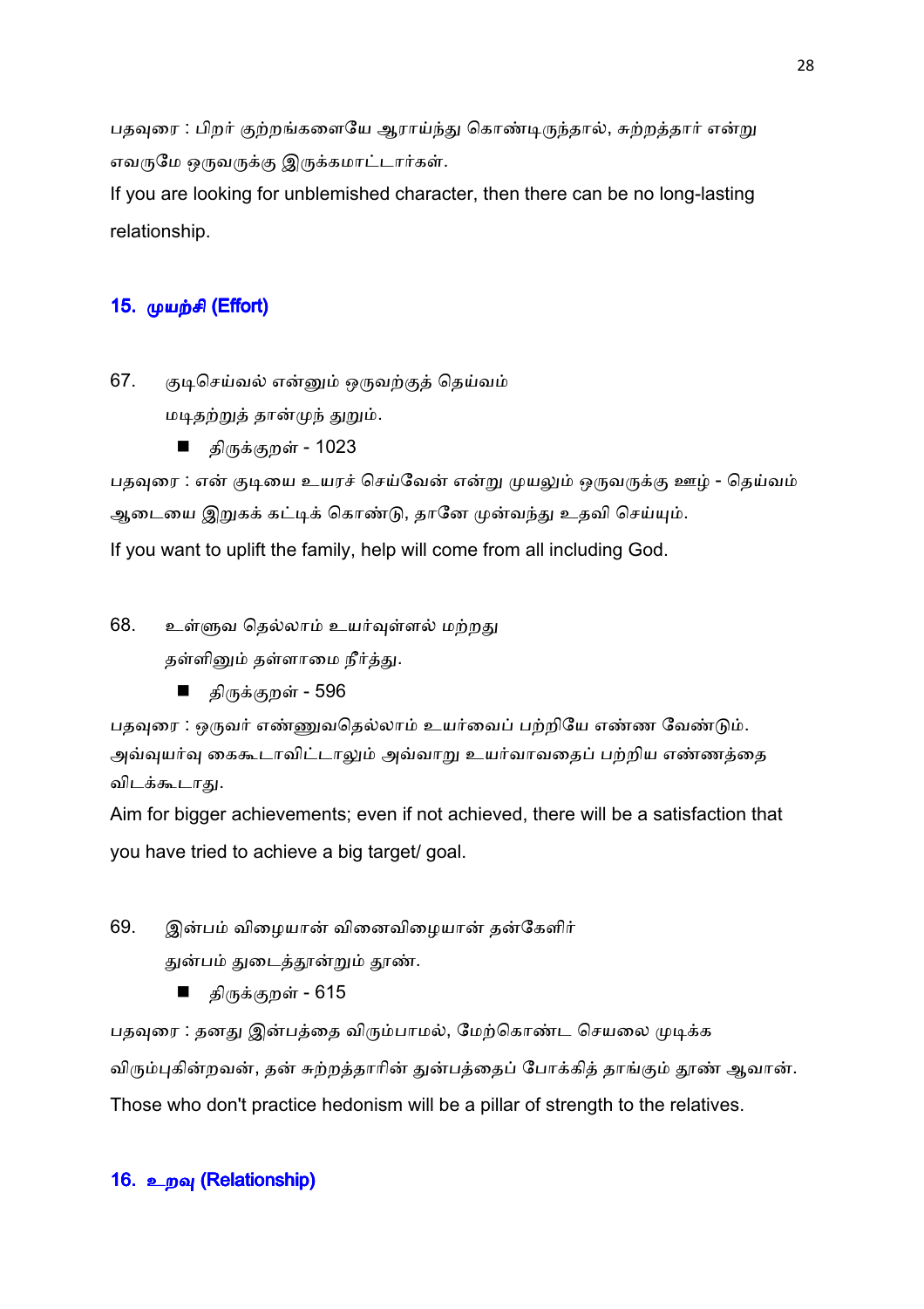பதவுரை : பிறர் குற்றங்களையே ஆராய்ந்து கொண்டிருந்தால், சுற்றத்தார் என்று எவருமே ஒருவருக்கு இருக்கமாட்டார்கள்.

If you are looking for unblemished character, then there can be no long-lasting relationship.

## 15. முயற்சி (Effort)

67. குடிசெய்வல் என்னும் ஒருவற்குத் தெய்வம்
மடிதற்றுத் தான்முந் துறும்.

- திருக்குறள் - 1023

பதவுரை : என் குடியை உயரச் செய்வேன் என்று முயலும் ஒருவருக்கு ஊழ் - தெய்வம் ஆடையை இறுகக் கட்டிக் கொண்டு, தானே முன்வந்து உதவி செய்யும்.

If you want to uplift the family, help will come from all including God.

68. உள்ளுவ தெல்லாம் உயர்வுள்ளல் மற்றது
தள்ளினும் தள்ளாமை நீர்த்து.

- திருக்குறள் - 596

பதவுரை : ஒருவர் எண்ணுவதெல்லாம் உயர்வைப் பற்றியே எண்ண வேண்டும். அவ்வுயர்வு கைகூடாவிட்டாலும் அவ்வாறு உயர்வாவதைப் பற்றிய எண்ணத்தை விடக்கூடாது.

Aim for bigger achievements; even if not achieved, there will be a satisfaction that you have tried to achieve a big target/ goal.

69. இன்பம் விழையான் வினைவிழையான் தன்கேளிர்
துன்பம் துடைத்தூன்றும் தூண்.

- திருக்குறள் - 615

பதவுரை : தனது இன்பத்தை விரும்பாமல், மேற்கொண்ட செயலை முடிக்க விரும்புகின்றவன், தன் சுற்றத்தாரின் துன்பத்தைப் போக்கித் தாங்கும் தூண் ஆவான்.

Those who don't practice hedonism will be a pillar of strength to the relatives.

## 16. உறவு (Relationship)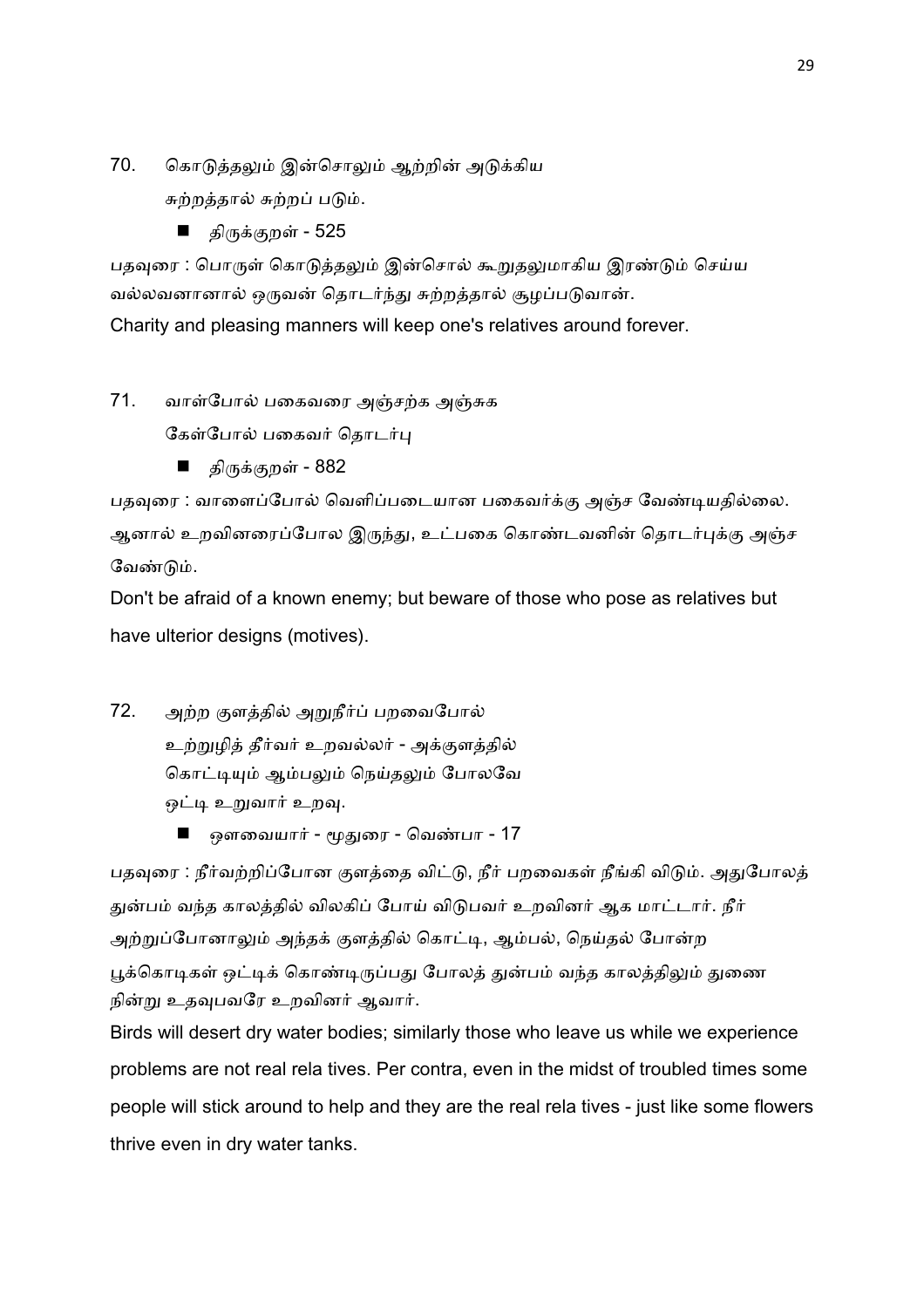70. கொடுத்தலும் இன்சொலும் ஆற்றின் அடுக்கிய
சுற்றத்தால் சுற்றப் படும்.

- திருக்குறள் - 525

பதவுரை : பொருள் கொடுத்தலும் இன்சொல் கூறுதலுமாகிய இரண்டும் செய்ய வல்லவனானால் ஒருவன் தொடர்ந்து சுற்றத்தால் சூழப்படுவான்.

Charity and pleasing manners will keep one's relatives around forever.

71. வாள்போல் பகைவரை அஞ்சற்க அஞ்சுக
கேள்போல் பகைவர் தொடர்பு

- திருக்குறள் - 882

பதவுரை : வாளைப்போல் வெளிப்படையான பகைவர்க்கு அஞ்ச வேண்டியதில்லை. ஆனால் உறவினரைப்போல இருந்து, உட்பகை கொண்டவனின் தொடர்புக்கு அஞ்ச வேண்டும்.

Don't be afraid of a known enemy; but beware of those who pose as relatives but have ulterior designs (motives).

72. அற்ற குளத்தில் அறுநீர்ப் பறவைபோல்
உற்றுழித் தீர்வர் உறவல்லர் - அக்குளத்தில்
கொட்டியும் ஆம்பலும் நெய்தலும் போலவே
ஒட்டி உறுவார் உறவு.

- ஔவையார் - மூதுரை - வெண்பா - 17

பதவுரை : நீர்வற்றிப்போன குளத்தை விட்டு, நீர் பறவைகள் நீங்கி விடும். அதுபோலத் துன்பம் வந்த காலத்தில் விலகிப் போய் விடுபவர் உறவினர் ஆக மாட்டார். நீர் அற்றுப்போனாலும் அந்தக் குளத்தில் கொட்டி, ஆம்பல், நெய்தல் போன்ற பூக்கொடிகள் ஒட்டிக் கொண்டிருப்பது போலத் துன்பம் வந்த காலத்திலும் துணை நின்று உதவுபவரே உறவினர் ஆவார்.

Birds will desert dry water bodies; similarly those who leave us while we experience problems are not real rela tives. Per contra, even in the midst of troubled times some people will stick around to help and they are the real rela tives - just like some flowers thrive even in dry water tanks.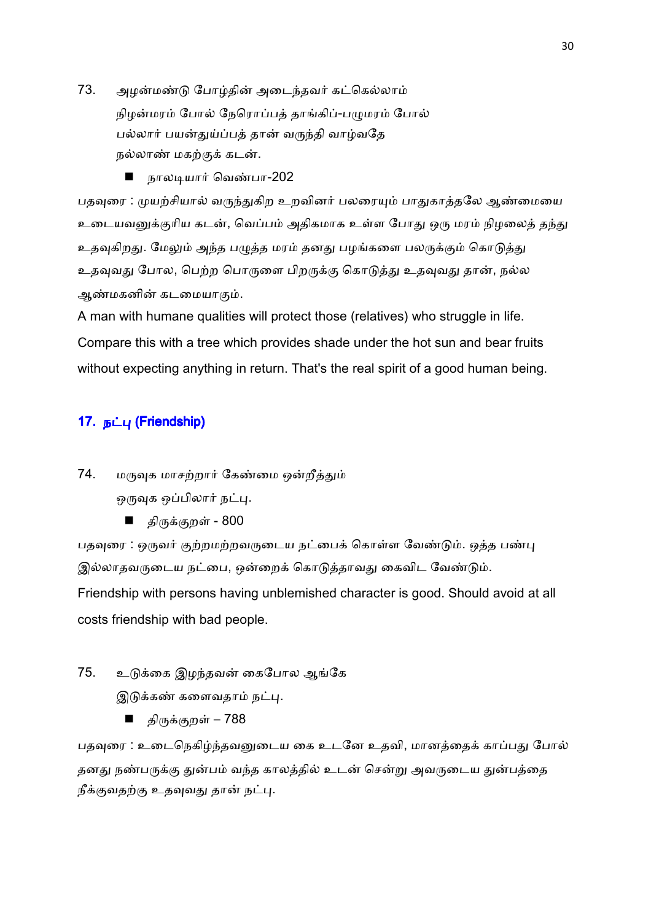73. அழன்மண்டு போழ்தின் அடைந்தவர் கட்கெல்லாம்
நிழன்மரம் போல் நேரொப்பத் தாங்கிப்-பழுமரம் போல்
பல்லார் பயன்துய்ப்பத் தான் வருந்தி வாழ்வதே
நல்லாண் மகற்குக் கடன்.

■ நாலடியார் வெண்பா-202

பதவுரை : முயற்சியால் வருந்துகிற உறவினர் பலரையும் பாதுகாத்தலே ஆண்மையை உடையவனுக்குரிய கடன், வெப்பம் அதிகமாக உள்ள போது ஒரு மரம் நிழலைத் தந்து உதவுகிறது. மேலும் அந்த பழுத்த மரம் தனது பழங்களை பலருக்கும் கொடுத்து உதவுவது போல, பெற்ற பொருளை பிறருக்கு கொடுத்து உதவுவது தான், நல்ல ஆண்மகனின் கடமையாகும்.

A man with humane qualities will protect those (relatives) who struggle in life. Compare this with a tree which provides shade under the hot sun and bear fruits without expecting anything in return. That's the real spirit of a good human being.

## 17. நட்பு (Friendship)

74. மருவுக மாசற்றார் கேண்மை ஒன்றீத்தும்
ஒருவுக ஒப்பிலார் நட்பு.

■ திருக்குறள் - 800

பதவுரை : ஒருவர் குற்றமற்றவருடைய நட்பைக் கொள்ள வேண்டும். ஒத்த பண்பு இல்லாதவருடைய நட்பை, ஒன்றைக் கொடுத்தாவது கைவிட வேண்டும்.

Friendship with persons having unblemished character is good. Should avoid at all costs friendship with bad people.

75. உடுக்கை இழந்தவன் கைபோல ஆங்கே
இடுக்கண் களைவதாம் நட்பு.

■ திருக்குறள் – 788

பதவுரை : உடைநெகிழ்ந்தவனுடைய கை உடனே உதவி, மானத்தைக் காப்பது போல் தனது நண்பருக்கு துன்பம் வந்த காலத்தில் உடன் சென்று அவருடைய துன்பத்தை நீக்குவதற்கு உதவுவது தான் நட்பு.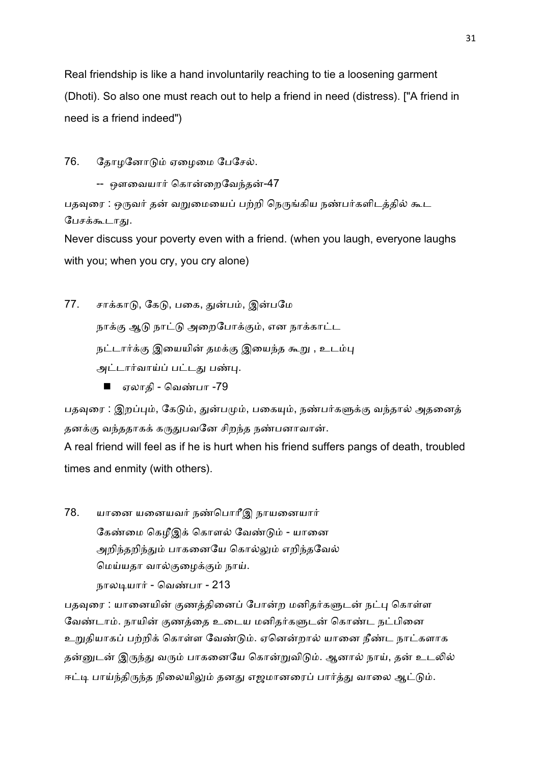Real friendship is like a hand involuntarily reaching to tie a loosening garment (Dhoti). So also one must reach out to help a friend in need (distress). ["A friend in need is a friend indeed")

76. தோழனோடும் ஏழைமை பேசேல்.

-- ஔவையார் கொன்றைவேந்தன்-47

பதவுரை : ஒருவர் தன் வறுமையைப் பற்றி நெருங்கிய நண்பர்களிடத்தில் கூட பேசக்கூடாது.

Never discuss your poverty even with a friend. (when you laugh, everyone laughs with you; when you cry, you cry alone)

77. சாக்காடு, கேடு, பகை, துன்பம், இன்பமே
நாக்கு ஆடு நாட்டு அறைபோக்கும், என நாக்காட்ட
நட்டார்க்கு இயையின் தமக்கு இயைந்த கூறு , உடம்பு
அட்டார்வாய்ப் பட்டது பண்பு.

- ஏலாதி - வெண்பா -79

பதவுரை : இறப்பும், கேடும், துன்பமும், பகையும், நண்பர்களுக்கு வந்தால் அதனைத் தனக்கு வந்ததாகக் கருதுபவனே சிறந்த நண்பனாவான்.

A real friend will feel as if he is hurt when his friend suffers pangs of death, troubled times and enmity (with others).

78. யானை யனையவர் நண்பொரீஇ நாயனையார்
கேண்மை கெழீஇக் கொளல் வேண்டும் - யானை
அறிந்தறிந்தும் பாகனையே கொல்லும் எறிந்தவேல்
மெய்யதா வால்குழைக்கும் நாய்.

நாலடியார் - வெண்பா - 213

பதவுரை : யானையின் குணத்தினைப் போன்ற மனிதர்களுடன் நட்பு கொள்ள வேண்டாம். நாயின் குணத்தை உடைய மனிதர்களுடன் கொண்ட நட்பினை உறுதியாகப் பற்றிக் கொள்ள வேண்டும். ஏனென்றால் யானை நீண்ட நாட்களாக தன்னுடன் இருந்து வரும் பாகனையே கொன்றுவிடும். ஆனால் நாய், தன் உடலில் ஈட்டி பாய்ந்திருந்த நிலையிலும் தனது எஜமானரைப் பார்த்து வாலை ஆட்டும்.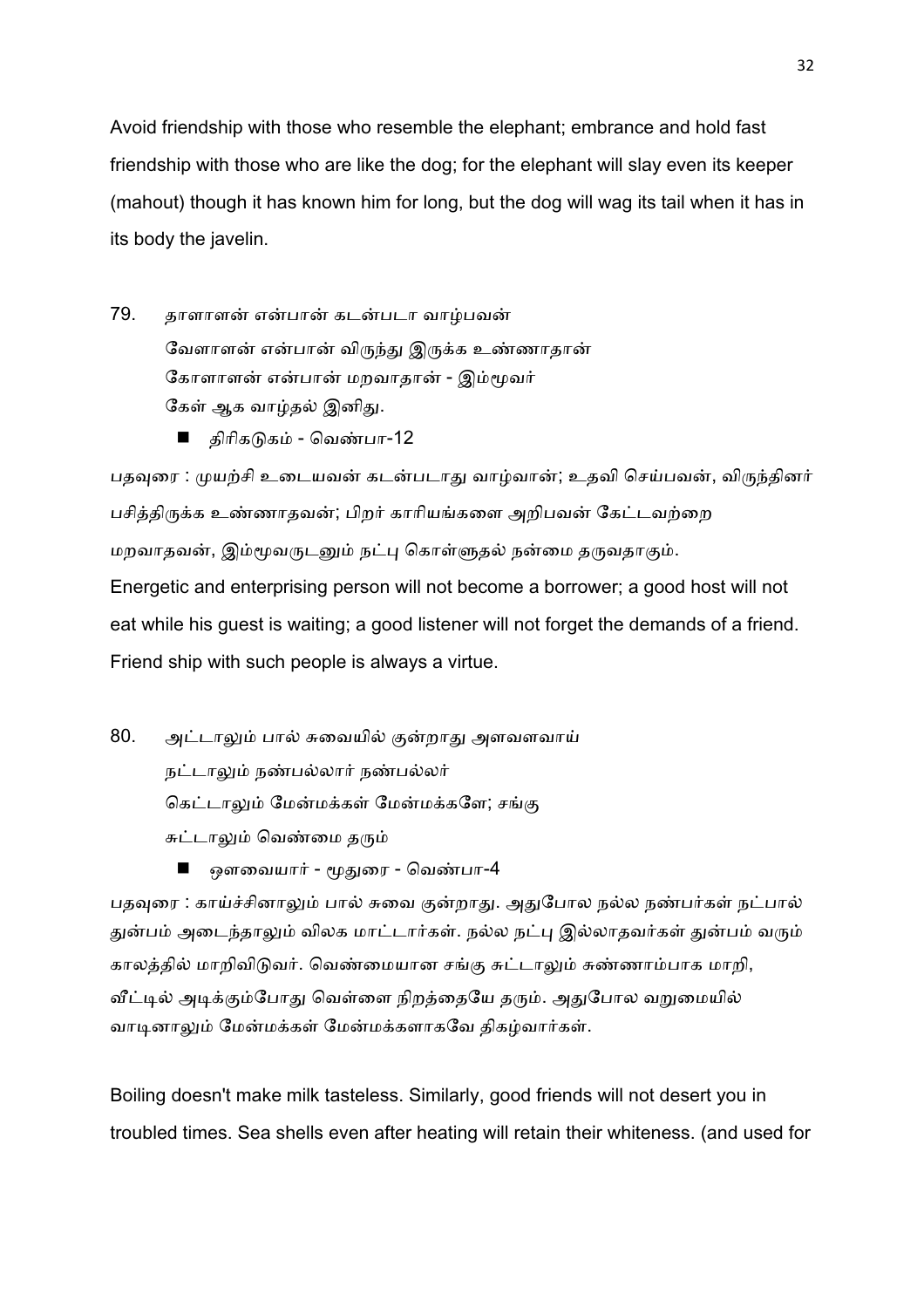Avoid friendship with those who resemble the elephant; embrance and hold fast friendship with those who are like the dog; for the elephant will slay even its keeper (mahout) though it has known him for long, but the dog will wag its tail when it has in its body the javelin.

79. தாளாளன் என்பான் கடன்படா வாழ்பவன்
வேளாளன் என்பான் விருந்து இருக்க உண்ணாதான்
கோளாளன் என்பான் மறவாதான் - இம்மூவர்
கேள் ஆக வாழ்தல் இனிது.

- திரிகடுகம் - வெண்பா-12

பதவுரை : முயற்சி உடையவன் கடன்படாது வாழ்வான்; உதவி செய்பவன், விருந்தினர் பசித்திருக்க உண்ணாதவன்; பிறர் காரியங்களை அறிபவன் கேட்டவற்றை மறவாதவன், இம்மூவருடனும் நட்பு கொள்ளுதல் நன்மை தருவதாகும்.

Energetic and enterprising person will not become a borrower; a good host will not eat while his guest is waiting; a good listener will not forget the demands of a friend. Friend ship with such people is always a virtue.

80. அட்டாலும் பால் சுவையில் குன்றாது அளவளவாய்
நட்டாலும் நண்பல்லார் நண்பல்லர்
கெட்டாலும் மேன்மக்கள் மேன்மக்களே; சங்கு
சுட்டாலும் வெண்மை தரும்

- ஔவையார் - மூதுரை - வெண்பா-4

பதவுரை : காய்ச்சினாலும் பால் சுவை குன்றாது. அதுபோல நல்ல நண்பர்கள் நட்பால் துன்பம் அடைந்தாலும் விலக மாட்டார்கள். நல்ல நட்பு இல்லாதவர்கள் துன்பம் வரும் காலத்தில் மாறிவிடுவர். வெண்மையான சங்கு சுட்டாலும் சுண்ணாம்பாக மாறி, வீட்டில் அடிக்கும்போது வெள்ளை நிறத்தையே தரும். அதுபோல வறுமையில் வாடினாலும் மேன்மக்கள் மேன்மக்களாகவே திகழ்வார்கள்.

Boiling doesn't make milk tasteless. Similarly, good friends will not desert you in troubled times. Sea shells even after heating will retain their whiteness. (and used for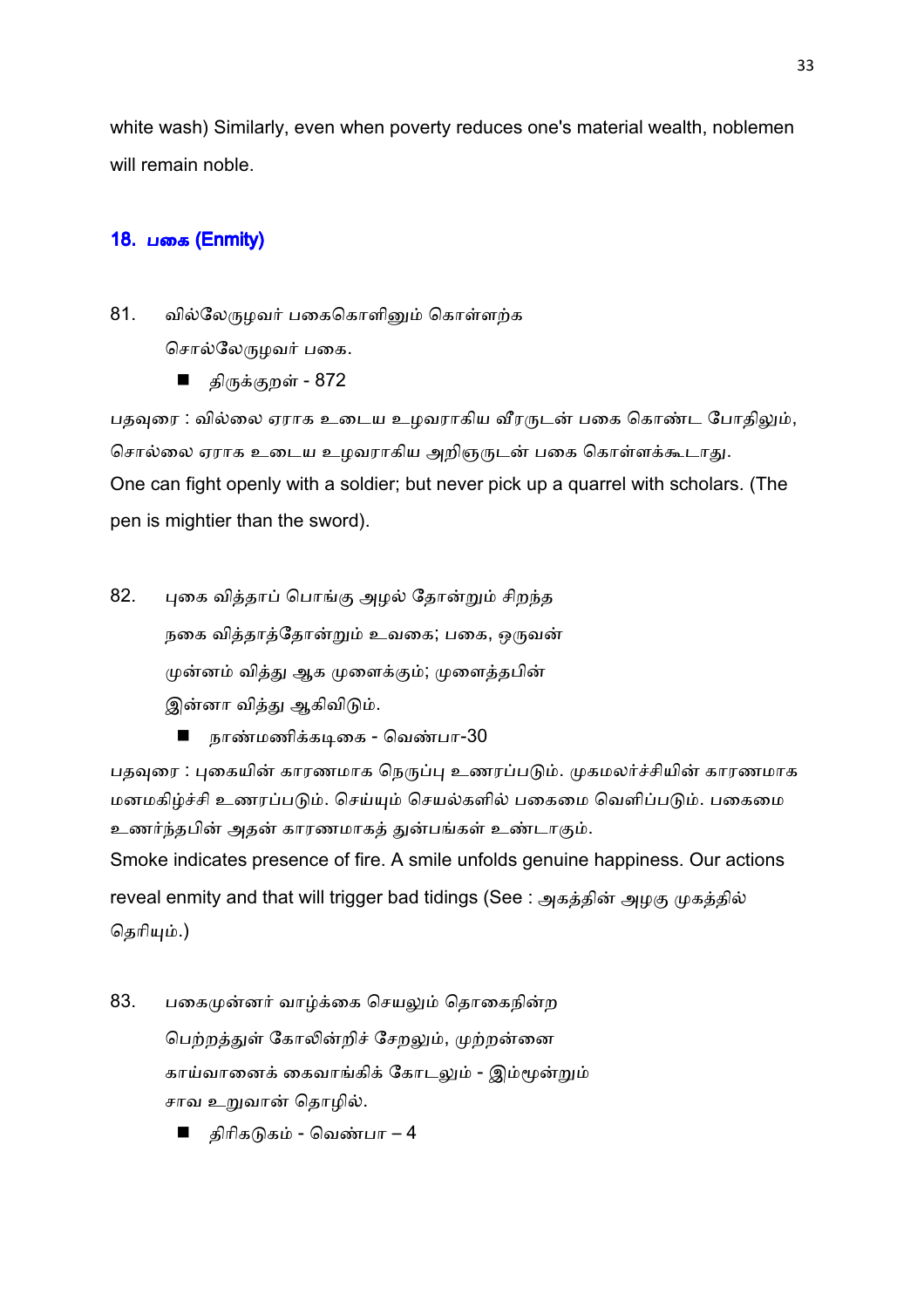white wash) Similarly, even when poverty reduces one's material wealth, noblemen will remain noble.

## 18. பகை (Enmity)

81. வில்லேருழவர் பகைகொளினும் கொள்ளற்க
சொல்லேருழவர் பகை.

- திருக்குறள் - 872

பதவுரை : வில்லை ஏராக உடைய உழவராகிய வீரருடன் பகை கொண்ட போதிலும், சொல்லை ஏராக உடைய உழவராகிய அறிஞருடன் பகை கொள்ளக்கூடாது.
One can fight openly with a soldier; but never pick up a quarrel with scholars. (The pen is mightier than the sword).

82. புகை வித்தாப் பொங்கு அழல் தோன்றும் சிறந்த
நகை வித்தாத்தோன்றும் உவகை; பகை, ஒருவன்
முன்னம் வித்து ஆக முளைக்கும்; முளைத்தபின்
இன்னா வித்து ஆகிவிடும்.

- நாண்மணிக்கடிகை - வெண்பா-30

பதவுரை : புகையின் காரணமாக நெருப்பு உணரப்படும். முகமலர்ச்சியின் காரணமாக மனமகிழ்ச்சி உணரப்படும். செய்யும் செயல்களில் பகைமை வெளிப்படும். பகைமை உணர்ந்தபின் அதன் காரணமாகத் துன்பங்கள் உண்டாகும்.
Smoke indicates presence of fire. A smile unfolds genuine happiness. Our actions reveal enmity and that will trigger bad tidings (See : அகத்தின் அழகு முகத்தில் தெரியும்.)

83. பகைமுன்னர் வாழ்க்கை செயலும் தொகைநின்ற
பெற்றத்துள் கோலின்றிச் சேறலும், முற்றன்னை
காய்வானைக் கைவாங்கிக் கோடலும் - இம்மூன்றும்
சாவ உறுவான் தொழில்.

- திரிகடுகம் - வெண்பா – 4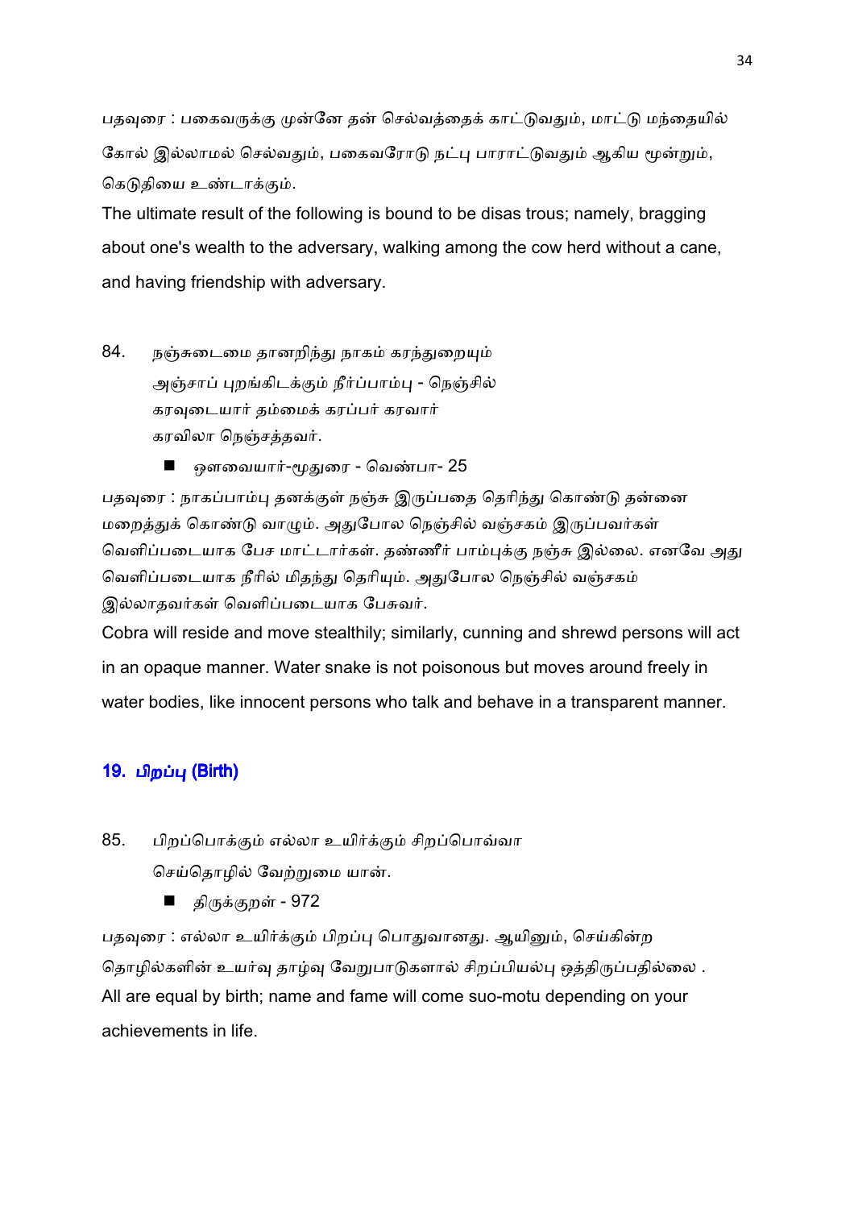பதவுரை : பகைவருக்கு முன்னே தன் செல்வத்தைக் காட்டுவதும், மாட்டு மந்தையில் கோல் இல்லாமல் செல்வதும், பகைவரோடு நட்பு பாராட்டுவதும் ஆகிய மூன்றும், கெடுதியை உண்டாக்கும்.

The ultimate result of the following is bound to be disas trous; namely, bragging about one's wealth to the adversary, walking among the cow herd without a cane, and having friendship with adversary.

84. நஞ்சுடைமை தானறிந்து நாகம் கரந்துறையும்
அஞ்சாப் புறங்கிடக்கும் நீர்ப்பாம்பு - நெஞ்சில்
கரவுடையார் தம்மைக் கரப்பர் கரவார்
கரவிலா நெஞ்சத்தவர்.

- ஔவையார்-மூதுரை - வெண்பா- 25

பதவுரை : நாகப்பாம்பு தனக்குள் நஞ்சு இருப்பதை தெரிந்து கொண்டு தன்னை மறைத்துக் கொண்டு வாழும். அதுபோல நெஞ்சில் வஞ்சகம் இருப்பவர்கள் வெளிப்படையாக பேச மாட்டார்கள். தண்ணீர் பாம்புக்கு நஞ்சு இல்லை. எனவே அது வெளிப்படையாக நீரில் மிதந்து தெரியும். அதுபோல நெஞ்சில் வஞ்சகம் இல்லாதவர்கள் வெளிப்படையாக பேசுவர்.

Cobra will reside and move stealthily; similarly, cunning and shrewd persons will act in an opaque manner. Water snake is not poisonous but moves around freely in water bodies, like innocent persons who talk and behave in a transparent manner.

## 19. பிறப்பு (Birth)

85. பிறப்பொக்கும் எல்லா உயிர்க்கும் சிறப்பொவ்வா
செய்தொழில் வேற்றுமை யான்.

- திருக்குறள் - 972

பதவுரை : எல்லா உயிர்க்கும் பிறப்பு பொதுவானது. ஆயினும், செய்கின்ற தொழில்களின் உயர்வு தாழ்வு வேறுபாடுகளால் சிறப்பியல்பு ஒத்திருப்பதில்லை .

All are equal by birth; name and fame will come suo-motu depending on your achievements in life.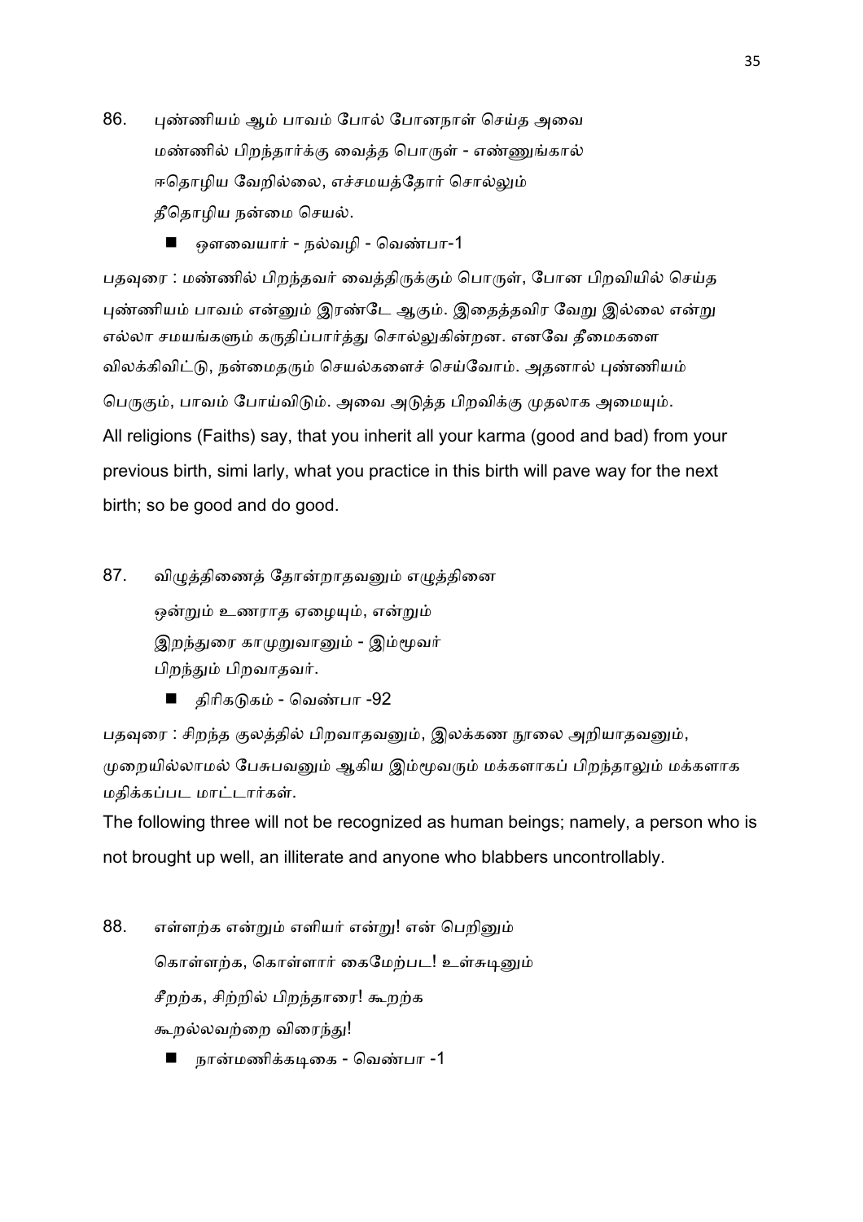86. புண்ணியம் ஆம் பாவம் போல் போனநாள் செய்த அவை
மண்ணில் பிறந்தார்க்கு வைத்த பொருள் - எண்ணுங்கால்
ஈதொழிய வேறில்லை, எச்சமயத்தோர் சொல்லும்
தீதொழிய நன்மை செயல்.

- ஔவையார் - நல்வழி - வெண்பா-1

பதவுரை : மண்ணில் பிறந்தவர் வைத்திருக்கும் பொருள், போன பிறவியில் செய்த புண்ணியம் பாவம் என்னும் இரண்டே ஆகும். இதைத்தவிர வேறு இல்லை என்று எல்லா சமயங்களும் கருதிப்பார்த்து சொல்லுகின்றன. எனவே தீமைகளை விலக்கிவிட்டு, நன்மைதரும் செயல்களைச் செய்வோம். அதனால் புண்ணியம் பெருகும், பாவம் போய்விடும். அவை அடுத்த பிறவிக்கு முதலாக அமையும்.

All religions (Faiths) say, that you inherit all your karma (good and bad) from your previous birth, simi larly, what you practice in this birth will pave way for the next birth; so be good and do good.

87. விழுத்திணைத் தோன்றாதவனும் எழுத்தினை
ஒன்றும் உணராத ஏழையும், என்றும்
இறந்துரை காமுறுவானும் - இம்மூவர்
பிறந்தும் பிறவாதவர்.

- திரிகடுகம் - வெண்பா -92

பதவுரை : சிறந்த குலத்தில் பிறவாதவனும், இலக்கண நூலை அறியாதவனும், முறையில்லாமல் பேசுபவனும் ஆகிய இம்மூவரும் மக்களாகப் பிறந்தாலும் மக்களாக மதிக்கப்பட மாட்டார்கள்.

The following three will not be recognized as human beings; namely, a person who is not brought up well, an illiterate and anyone who blabbers uncontrollably.

88. எள்ளற்க என்றும் எளியர் என்று! என் பெறினும்
கொள்ளற்க, கொள்ளார் கைமேற்பட! உள்சுடினும்
சீறற்க, சிற்றில் பிறந்தாரை! கூறற்க
கூறல்லவற்றை விரைந்து!

- நான்மணிக்கடிகை - வெண்பா -1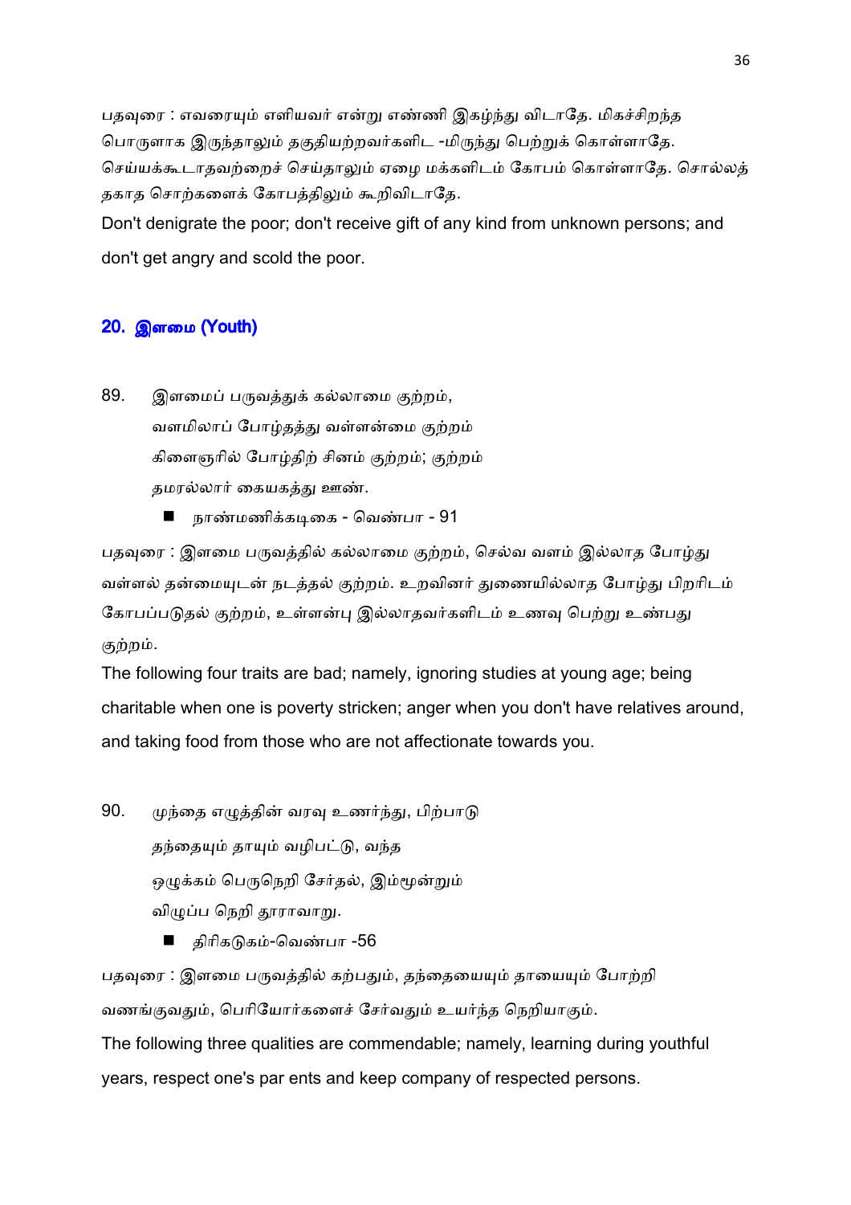பதவுரை : எவரையும் எளியவர் என்று எண்ணி இகழ்ந்து விடாதே. மிகச்சிறந்த பொருளாக இருந்தாலும் தகுதியற்றவர்களிட -மிருந்து பெற்றுக் கொள்ளாதே. செய்யக்கூடாதவற்றைச் செய்தாலும் ஏழை மக்களிடம் கோபம் கொள்ளாதே. சொல்லத் தகாத சொற்களைக் கோபத்திலும் கூறிவிடாதே.

Don't denigrate the poor; don't receive gift of any kind from unknown persons; and don't get angry and scold the poor.

## 20. இளமை (Youth)

89. இளமைப் பருவத்துக் கல்லாமை குற்றம்,
வளமிலாப் போழ்தத்து வள்ளன்மை குற்றம்
கிளைஞரில் போழ்திற் சினம் குற்றம்; குற்றம்
தமரல்லார் கையகத்து ஊண்.

- நாண்மணிக்கடிகை - வெண்பா - 91

பதவுரை : இளமை பருவத்தில் கல்லாமை குற்றம், செல்வ வளம் இல்லாத போழ்து வள்ளல் தன்மையுடன் நடத்தல் குற்றம். உறவினர் துணையில்லாத போழ்து பிறரிடம் கோபப்படுதல் குற்றம், உள்ளன்பு இல்லாதவர்களிடம் உணவு பெற்று உண்பது குற்றம்.

The following four traits are bad; namely, ignoring studies at young age; being charitable when one is poverty stricken; anger when you don't have relatives around, and taking food from those who are not affectionate towards you.

90. முந்தை எழுத்தின் வரவு உணர்ந்து, பிற்பாடு
தந்தையும் தாயும் வழிபட்டு, வந்த
ஒழுக்கம் பெருநெறி சேர்தல், இம்மூன்றும்
விழுப்ப நெறி தூராவாறு.

- திரிகடுகம்-வெண்பா -56

பதவுரை : இளமை பருவத்தில் கற்பதும், தந்தையையும் தாயையும் போற்றி வணங்குவதும், பெரியோர்களைச் சேர்வதும் உயர்ந்த நெறியாகும்.

The following three qualities are commendable; namely, learning during youthful years, respect one's par ents and keep company of respected persons.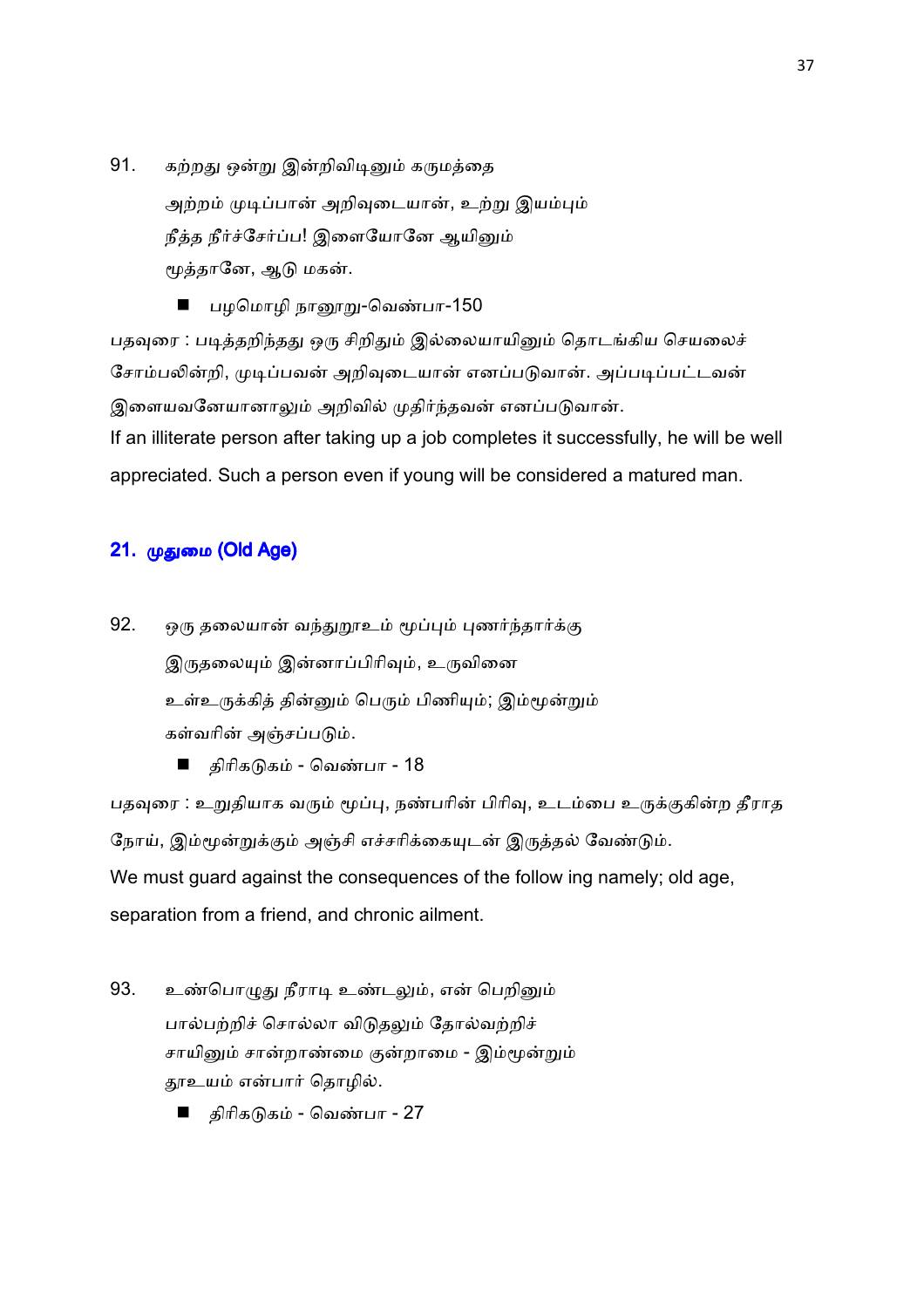91. கற்றது ஒன்று இன்றிவிடினும் கருமத்தை
அற்றம் முடிப்பான் அறிவுடையான், உற்று இயம்பும்
நீத்த நீர்ச்சேர்ப்ப! இளையோனே ஆயினும்
மூத்தானே, ஆடு மகன்.

- பழமொழி நானூறு-வெண்பா-150

பதவுரை : படித்தறிந்தது ஒரு சிறிதும் இல்லையாயினும் தொடங்கிய செயலைச் சோம்பலின்றி, முடிப்பவன் அறிவுடையான் எனப்படுவான். அப்படிப்பட்டவன் இளையவனேயானாலும் அறிவில் முதிர்ந்தவன் எனப்படுவான்.

If an illiterate person after taking up a job completes it successfully, he will be well appreciated. Such a person even if young will be considered a matured man.

## 21. முதுமை (Old Age)

92. ஒரு தலையான் வந்துறூஉம் மூப்பும் புணர்ந்தார்க்கு
இருதலையும் இன்னாப்பிரிவும், உருவினை
உள்உருக்கித் தின்னும் பெரும் பிணியும்; இம்மூன்றும்
கள்வரின் அஞ்சப்படும்.

- திரிகடுகம் - வெண்பா - 18

பதவுரை : உறுதியாக வரும் மூப்பு, நண்பரின் பிரிவு, உடம்பை உருக்குகின்ற தீராத நோய், இம்மூன்றுக்கும் அஞ்சி எச்சரிக்கையுடன் இருத்தல் வேண்டும்.

We must guard against the consequences of the follow ing namely; old age, separation from a friend, and chronic ailment.

93. உண்பொழுது நீராடி உண்டலும், என் பெறினும்
பால்பற்றிச் சொல்லா விடுதலும் தோல்வற்றிச்
சாயினும் சான்றாண்மை குன்றாமை - இம்மூன்றும்
தூஉயம் என்பார் தொழில்.

- திரிகடுகம் - வெண்பா - 27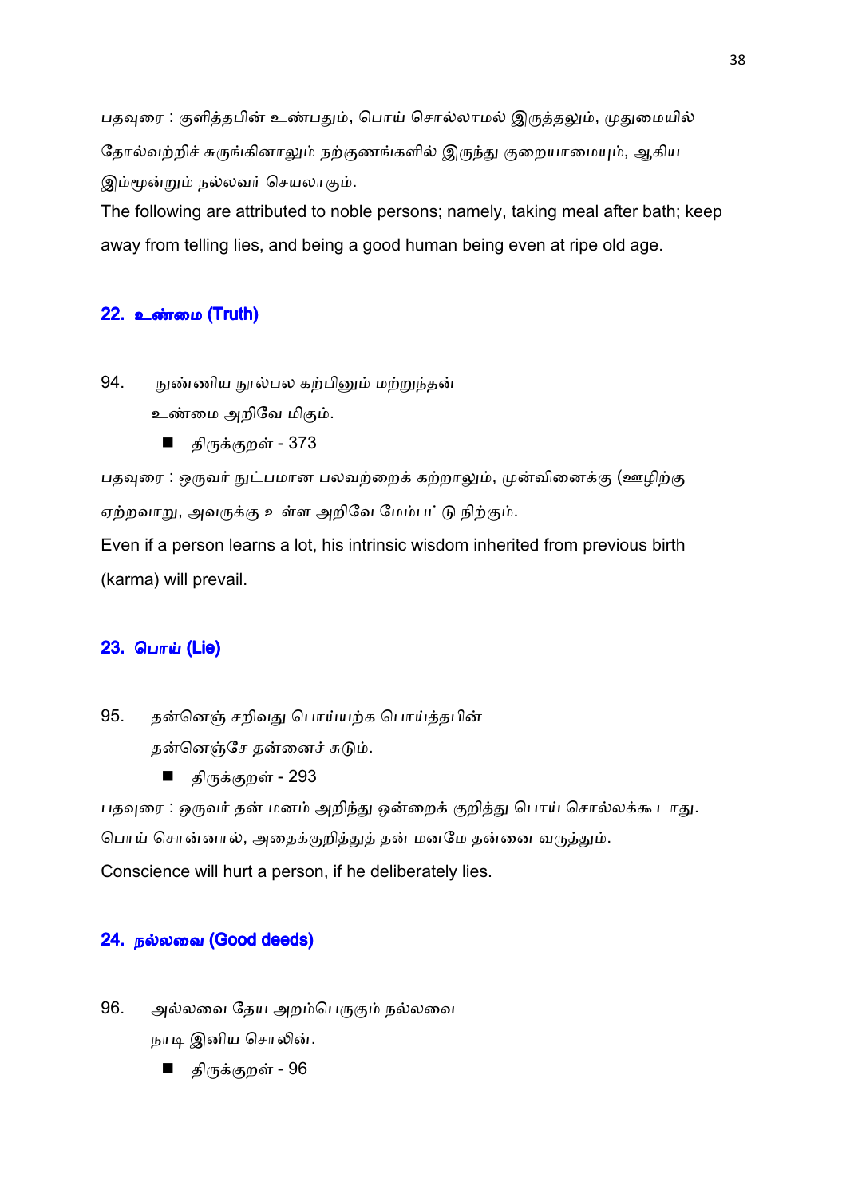பதவுரை : குளித்தபின் உண்பதும், பொய் சொல்லாமல் இருத்தலும், முதுமையில் தோல்வற்றிச் சுருங்கினாலும் நற்குணங்களில் இருந்து குறையாமையும், ஆகிய இம்மூன்றும் நல்லவர் செயலாகும்.

The following are attributed to noble persons; namely, taking meal after bath; keep away from telling lies, and being a good human being even at ripe old age.

## 22. உண்மை (Truth)

94. நுண்ணிய நூல்பல கற்பினும் மற்றுந்தன்
உண்மை அறிவே மிகும்.

- திருக்குறள் - 373

பதவுரை : ஒருவர் நுட்பமான பலவற்றைக் கற்றாலும், முன்வினைக்கு (ஊழிற்கு ஏற்றவாறு, அவருக்கு உள்ள அறிவே மேம்பட்டு நிற்கும்.

Even if a person learns a lot, his intrinsic wisdom inherited from previous birth (karma) will prevail.

## 23. பொய் (Lie)

95. தன்னெஞ் சறிவது பொய்யற்க பொய்த்தபின்
தன்னெஞ்சே தன்னைச் சுடும்.

- திருக்குறள் - 293

பதவுரை : ஒருவர் தன் மனம் அறிந்து ஒன்றைக் குறித்து பொய் சொல்லக்கூடாது. பொய் சொன்னால், அதைக்குறித்துத் தன் மனமே தன்னை வருத்தும்.

Conscience will hurt a person, if he deliberately lies.

## 24. நல்லவை (Good deeds)

96. அல்லவை தேய அறம்பெருகும் நல்லவை
நாடி இனிய சொலின்.

- திருக்குறள் - 96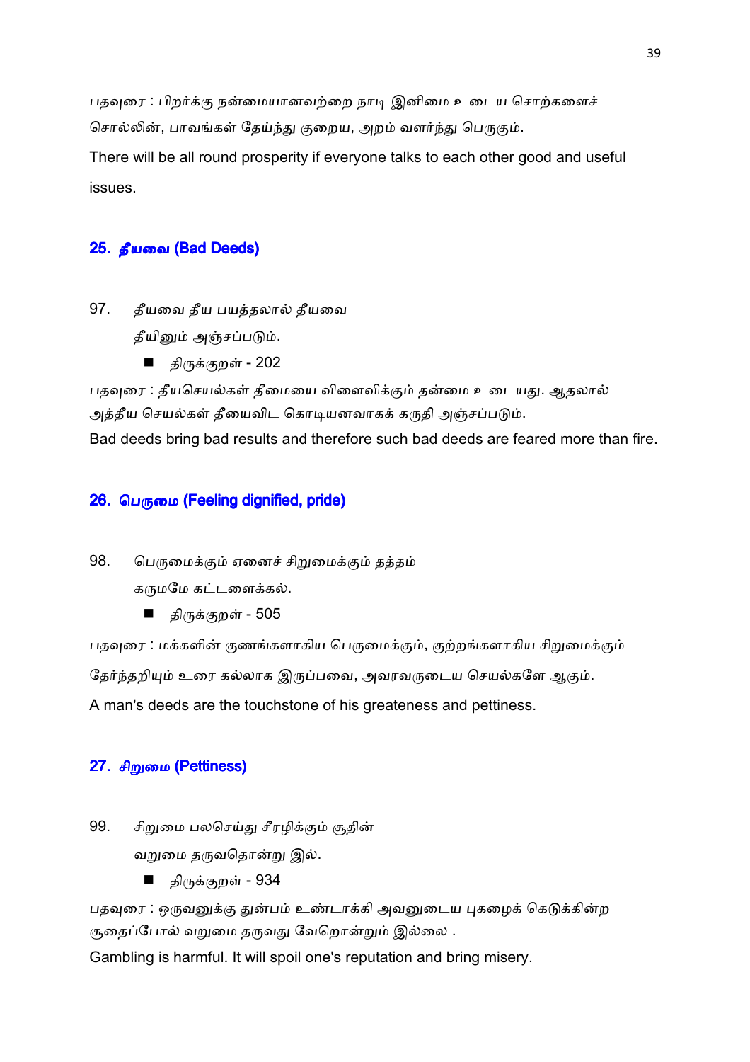பதவுரை : பிறர்க்கு நன்மையானவற்றை நாடி இனிமை உடைய சொற்களைச் சொல்லின், பாவங்கள் தேய்ந்து குறைய, அறம் வளர்ந்து பெருகும்.

There will be all round prosperity if everyone talks to each other good and useful issues.

## 25. *தீயவை* (Bad Deeds)

97. *தீயவை தீய பயத்தலால் தீயவை*
   *தீயினும் அஞ்சப்படும்.*

   - திருக்குறள் - 202

பதவுரை : தீயசெயல்கள் தீமையை விளைவிக்கும் தன்மை உடையது. ஆதலால் அத்தீய செயல்கள் தீயைவிட கொடியனவாகக் கருதி அஞ்சப்படும்.

Bad deeds bring bad results and therefore such bad deeds are feared more than fire.

## 26. பெருமை (Feeling dignified, pride)

98. பெருமைக்கும் ஏனைச் சிறுமைக்கும் தத்தம்
   கருமமே கட்டளைக்கல்.

   - திருக்குறள் - 505

பதவுரை : மக்களின் குணங்களாகிய பெருமைக்கும், குற்றங்களாகிய சிறுமைக்கும் தேர்ந்தறியும் உரை கல்லாக இருப்பவை, அவரவருடைய செயல்களே ஆகும்.

A man's deeds are the touchstone of his greateness and pettiness.

## 27. *சிறுமை* (Pettiness)

99. சிறுமை பலசெய்து சீரழிக்கும் சூதின்
   வறுமை தருவதொன்று இல்.

   - திருக்குறள் - 934

பதவுரை : ஒருவனுக்கு துன்பம் உண்டாக்கி அவனுடைய புகழைக் கெடுக்கின்ற சூதைப்போல் வறுமை தருவது வேறொன்றும் இல்லை .

Gambling is harmful. It will spoil one's reputation and bring misery.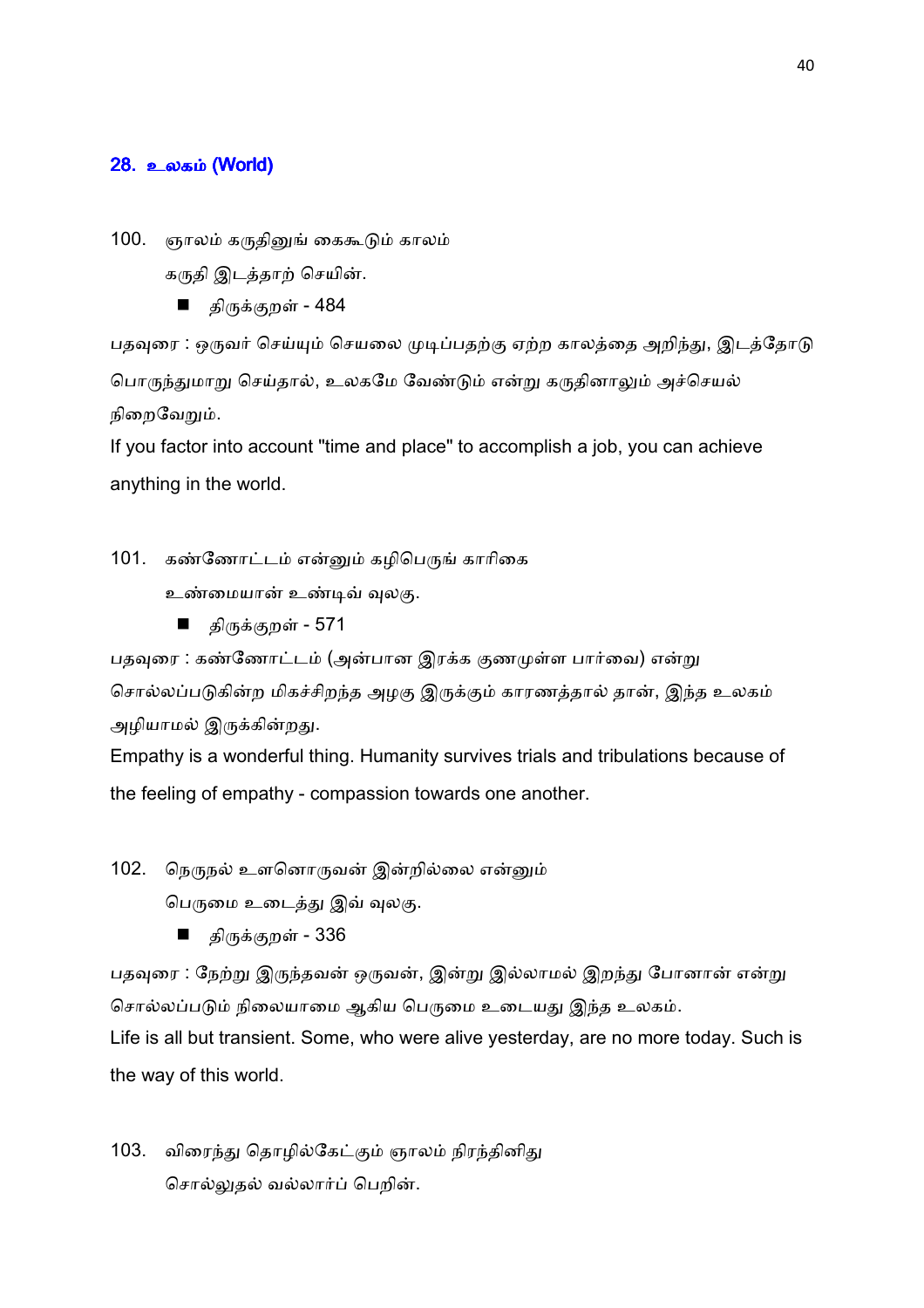## 28. உலகம் (World)

100. ஞாலம் கருதினுங் கைகூடும் காலம்
     கருதி இடத்தாற் செயின்.

     - திருக்குறள் - 484

பதவுரை : ஒருவர் செய்யும் செயலை முடிப்பதற்கு ஏற்ற காலத்தை அறிந்து, இடத்தோடு பொருந்துமாறு செய்தால், உலகமே வேண்டும் என்று கருதினாலும் அச்செயல் நிறைவேறும்.

If you factor into account "time and place" to accomplish a job, you can achieve anything in the world.

101. கண்ணோட்டம் என்னும் கழிபெருங் காரிகை
     உண்மையான் உண்டிவ் வுலகு.

     - திருக்குறள் - 571

பதவுரை : கண்ணோட்டம் (அன்பான இரக்க குணமுள்ள பார்வை) என்று சொல்லப்படுகின்ற மிகச்சிறந்த அழகு இருக்கும் காரணத்தால் தான், இந்த உலகம் அழியாமல் இருக்கின்றது.

Empathy is a wonderful thing. Humanity survives trials and tribulations because of the feeling of empathy - compassion towards one another.

102. நெருநல் உளனொருவன் இன்றில்லை என்னும்
     பெருமை உடைத்து இவ் வுலகு.

     - திருக்குறள் - 336

பதவுரை : நேற்று இருந்தவன் ஒருவன், இன்று இல்லாமல் இறந்து போனான் என்று சொல்லப்படும் நிலையாமை ஆகிய பெருமை உடையது இந்த உலகம்.

Life is all but transient. Some, who were alive yesterday, are no more today. Such is the way of this world.

103. விரைந்து தொழில்கேட்கும் ஞாலம் நிரந்தினிது
     சொல்லுதல் வல்லார்ப் பெறின்.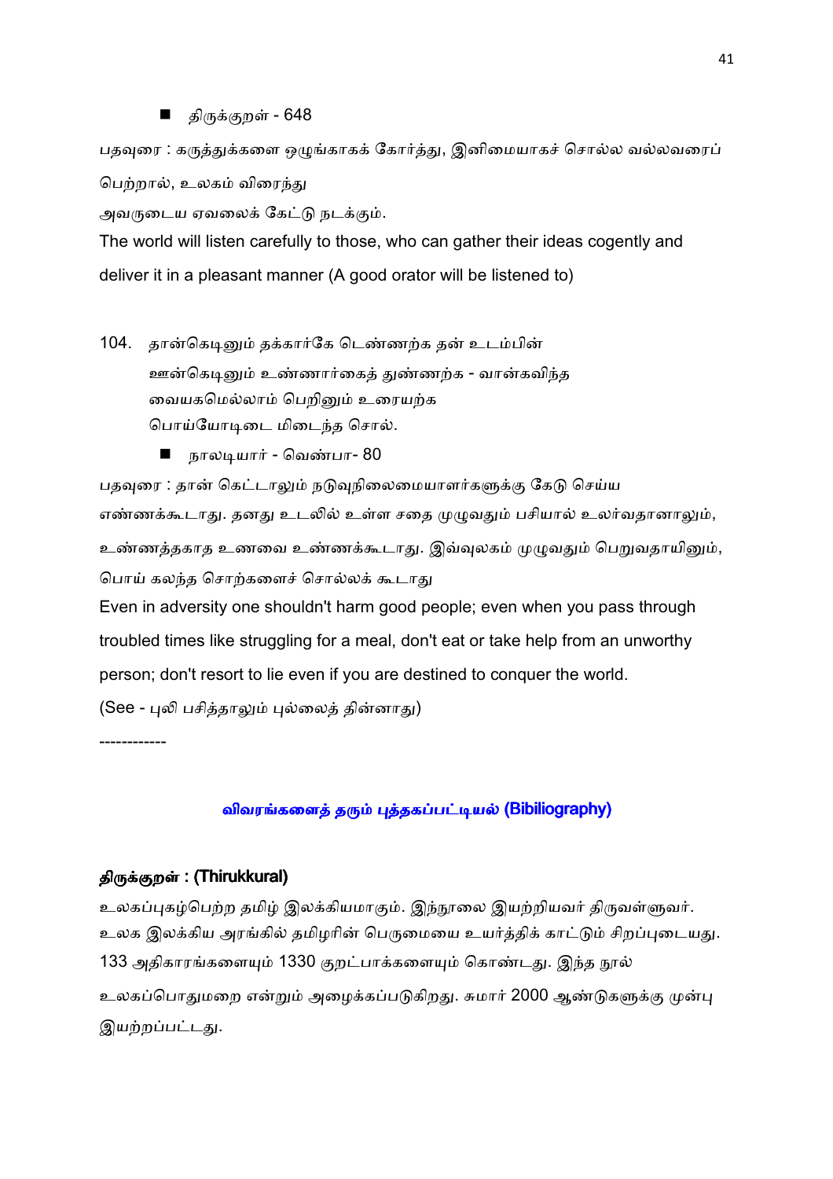- திருக்குறள் - 648

பதவுரை : கருத்துக்களை ஒழுங்காகக் கோர்த்து, இனிமையாகச் சொல்ல வல்லவரைப் பெற்றால், உலகம் விரைந்து

அவருடைய ஏவலைக் கேட்டு நடக்கும்.

The world will listen carefully to those, who can gather their ideas cogently and deliver it in a pleasant manner (A good orator will be listened to)

104. தான்கெடினும் தக்கார்கே டெண்ணற்க தன் உடம்பின்
ஊன்கெடினும் உண்ணார்கைத் துண்ணற்க - வான்கவிந்த
வையகமெல்லாம் பெறினும் உரையற்க
பொய்யோடிடை மிடைந்த சொல்.

- நாலடியார் - வெண்பா- 80

பதவுரை : தான் கெட்டாலும் நடுவுநிலைமையாளர்களுக்கு கேடு செய்ய எண்ணக்கூடாது. தனது உடலில் உள்ள சதை முழுவதும் பசியால் உலர்வதானாலும், உண்ணத்தகாத உணவை உண்ணக்கூடாது. இவ்வுலகம் முழுவதும் பெறுவதாயினும், பொய் கலந்த சொற்களைச் சொல்லக் கூடாது

Even in adversity one shouldn't harm good people; even when you pass through troubled times like struggling for a meal, don't eat or take help from an unworthy person; don't resort to lie even if you are destined to conquer the world.

(See - புலி பசித்தாலும் புல்லைத் தின்னாது)

------------

## விவரங்களைத் தரும் புத்தகப்பட்டியல் (Bibiliography)

### திருக்குறள் : (Thirukkural)

உலகப்புகழ்பெற்ற தமிழ் இலக்கியமாகும். இந்நூலை இயற்றியவர் திருவள்ளுவர். உலக இலக்கிய அரங்கில் தமிழரின் பெருமையை உயர்த்திக் காட்டும் சிறப்புடையது. 133 அதிகாரங்களையும் 1330 குறட்பாக்களையும் கொண்டது. இந்த நூல் உலகப்பொதுமறை என்றும் அழைக்கப்படுகிறது. சுமார் 2000 ஆண்டுகளுக்கு முன்பு இயற்றப்பட்டது.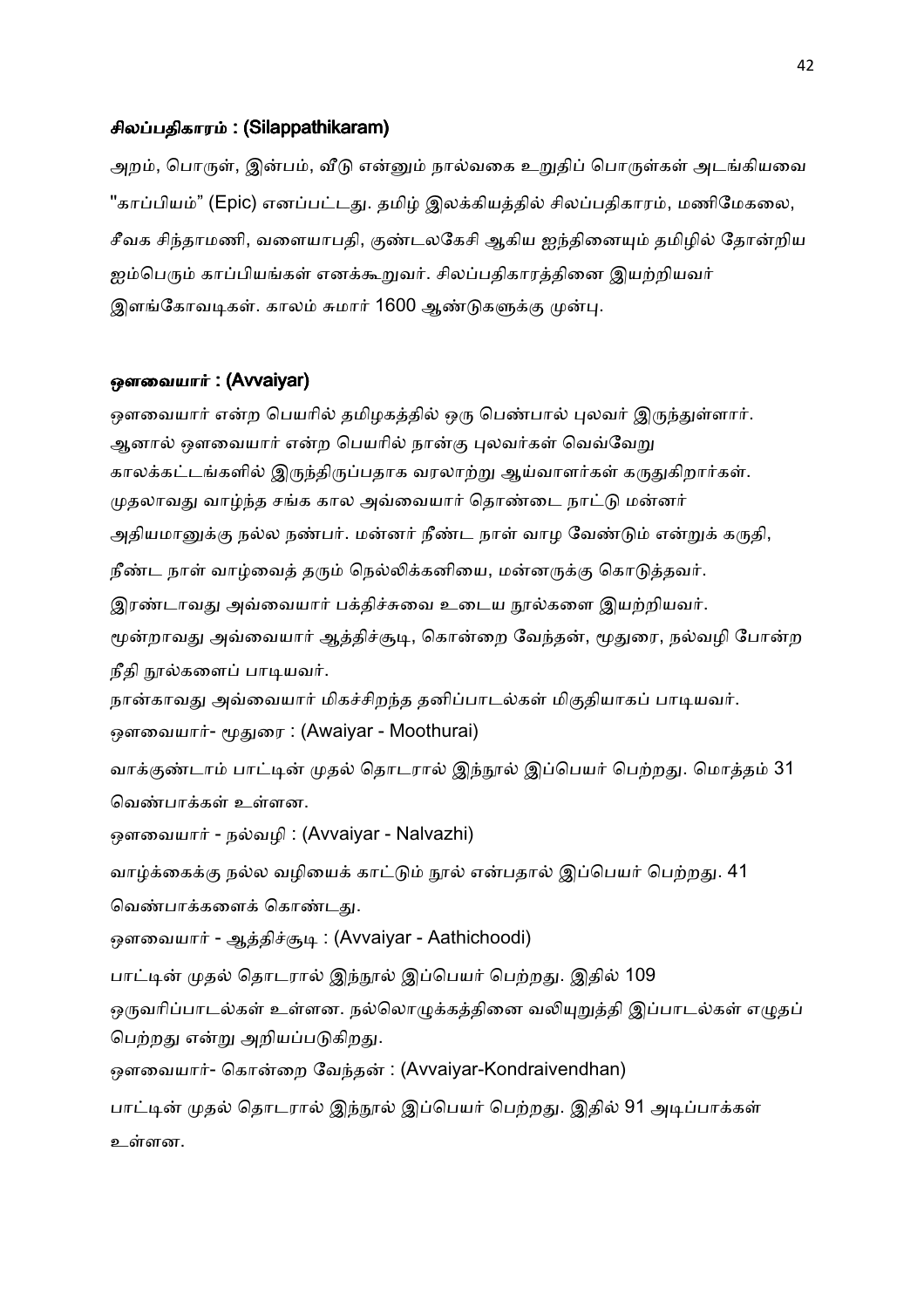### சிலப்பதிகாரம் : (Silappathikaram)

அறம், பொருள், இன்பம், வீடு என்னும் நால்வகை உறுதிப் பொருள்கள் அடங்கியவை "காப்பியம்" (Epic) எனப்பட்டது. தமிழ் இலக்கியத்தில் சிலப்பதிகாரம், மணிமேகலை, சீவக சிந்தாமணி, வளையாபதி, குண்டலகேசி ஆகிய ஐந்தினையும் தமிழில் தோன்றிய ஐம்பெரும் காப்பியங்கள் எனக்கூறுவர். சிலப்பதிகாரத்தினை இயற்றியவர் இளங்கோவடிகள். காலம் சுமார் 1600 ஆண்டுகளுக்கு முன்பு.

### ஔவையார் : (Avvaiyar)

ஔவையார் என்ற பெயரில் தமிழகத்தில் ஒரு பெண்பால் புலவர் இருந்துள்ளார். ஆனால் ஔவையார் என்ற பெயரில் நான்கு புலவர்கள் வெவ்வேறு காலக்கட்டங்களில் இருந்திருப்பதாக வரலாற்று ஆய்வாளர்கள் கருதுகிறார்கள். முதலாவது வாழ்ந்த சங்க கால அவ்வையார் தொண்டை நாட்டு மன்னர் அதியமானுக்கு நல்ல நண்பர். மன்னர் நீண்ட நாள் வாழ வேண்டும் என்றுக் கருதி, நீண்ட நாள் வாழ்வைத் தரும் நெல்லிக்கனியை, மன்னருக்கு கொடுத்தவர்.
இரண்டாவது அவ்வையார் பக்திச்சுவை உடைய நூல்களை இயற்றியவர்.
மூன்றாவது அவ்வையார் ஆத்திச்சூடி, கொன்றை வேந்தன், மூதுரை, நல்வழி போன்ற நீதி நூல்களைப் பாடியவர்.
நான்காவது அவ்வையார் மிகச்சிறந்த தனிப்பாடல்கள் மிகுதியாகப் பாடியவர்.

ஔவையார்- மூதுரை : (Awaiyar - Moothurai)

வாக்குண்டாம் பாட்டின் முதல் தொடரால் இந்நூல் இப்பெயர் பெற்றது. மொத்தம் 31 வெண்பாக்கள் உள்ளன.

ஔவையார் - நல்வழி : (Avvaiyar - Nalvazhi)

வாழ்க்கைக்கு நல்ல வழியைக் காட்டும் நூல் என்பதால் இப்பெயர் பெற்றது. 41 வெண்பாக்களைக் கொண்டது.

ஔவையார் - ஆத்திச்சூடி : (Avvaiyar - Aathichoodi)

பாட்டின் முதல் தொடரால் இந்நூல் இப்பெயர் பெற்றது. இதில் 109 ஒருவரிப்பாடல்கள் உள்ளன. நல்லொழுக்கத்தினை வலியுறுத்தி இப்பாடல்கள் எழுதப் பெற்றது என்று அறியப்படுகிறது.

ஔவையார்- கொன்றை வேந்தன் : (Avvaiyar-Kondraivendhan)

பாட்டின் முதல் தொடரால் இந்நூல் இப்பெயர் பெற்றது. இதில் 91 அடிப்பாக்கள் உள்ளன.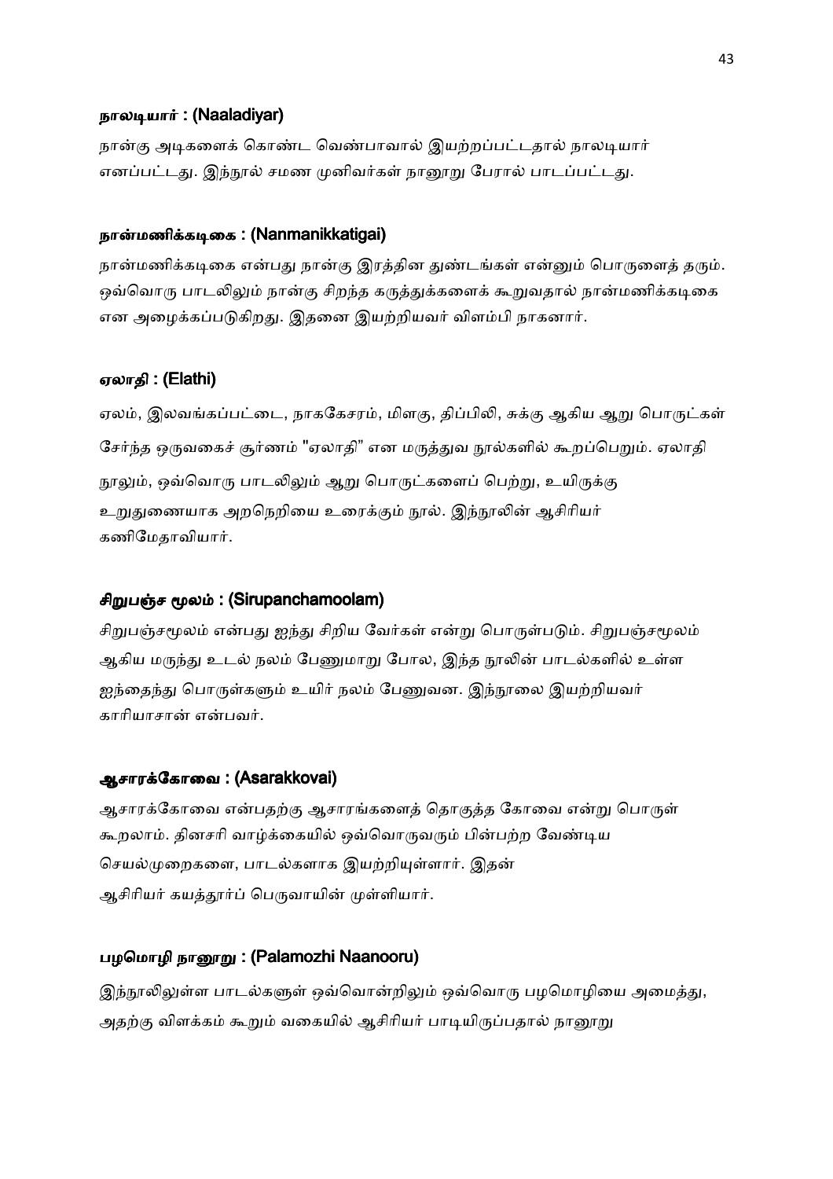### நாலடியார் : (Naaladiyar)

நான்கு அடிகளைக் கொண்ட வெண்பாவால் இயற்றப்பட்டதால் நாலடியார் எனப்பட்டது. இந்நூல் சமண முனிவர்கள் நானூறு பேரால் பாடப்பட்டது.

### நான்மணிக்கடிகை : (Nanmanikkatigai)

நான்மணிக்கடிகை என்பது நான்கு இரத்தின துண்டங்கள் என்னும் பொருளைத் தரும். ஒவ்வொரு பாடலிலும் நான்கு சிறந்த கருத்துக்களைக் கூறுவதால் நான்மணிக்கடிகை என அழைக்கப்படுகிறது. இதனை இயற்றியவர் விளம்பி நாகனார்.

### ஏலாதி : (Elathi)

ஏலம், இலவங்கப்பட்டை, நாககேசரம், மிளகு, திப்பிலி, சுக்கு ஆகிய ஆறு பொருட்கள் சேர்ந்த ஒருவகைச் சூர்ணம் "ஏலாதி" என மருத்துவ நூல்களில் கூறப்பெறும். ஏலாதி நூலும், ஒவ்வொரு பாடலிலும் ஆறு பொருட்களைப் பெற்று, உயிருக்கு உறுதுணையாக அறநெறியை உரைக்கும் நூல். இந்நூலின் ஆசிரியர் கணிமேதாவியார்.

### சிறுபஞ்ச மூலம் : (Sirupanchamoolam)

சிறுபஞ்சமூலம் என்பது ஐந்து சிறிய வேர்கள் என்று பொருள்படும். சிறுபஞ்சமூலம் ஆகிய மருந்து உடல் நலம் பேணுமாறு போல, இந்த நூலின் பாடல்களில் உள்ள ஐந்தைந்து பொருள்களும் உயிர் நலம் பேணுவன. இந்நூலை இயற்றியவர் காரியாசான் என்பவர்.

### ஆசாரக்கோவை : (Asarakkovai)

ஆசாரக்கோவை என்பதற்கு ஆசாரங்களைத் தொகுத்த கோவை என்று பொருள் கூறலாம். தினசரி வாழ்க்கையில் ஒவ்வொருவரும் பின்பற்ற வேண்டிய செயல்முறைகளை, பாடல்களாக இயற்றியுள்ளார். இதன் ஆசிரியர் கயத்தூர்ப் பெருவாயின் முள்ளியார்.

### பழமொழி நானூறு : (Palamozhi Naanooru)

இந்நூலிலுள்ள பாடல்களுள் ஒவ்வொன்றிலும் ஒவ்வொரு பழமொழியை அமைத்து, அதற்கு விளக்கம் கூறும் வகையில் ஆசிரியர் பாடியிருப்பதால் நானூறு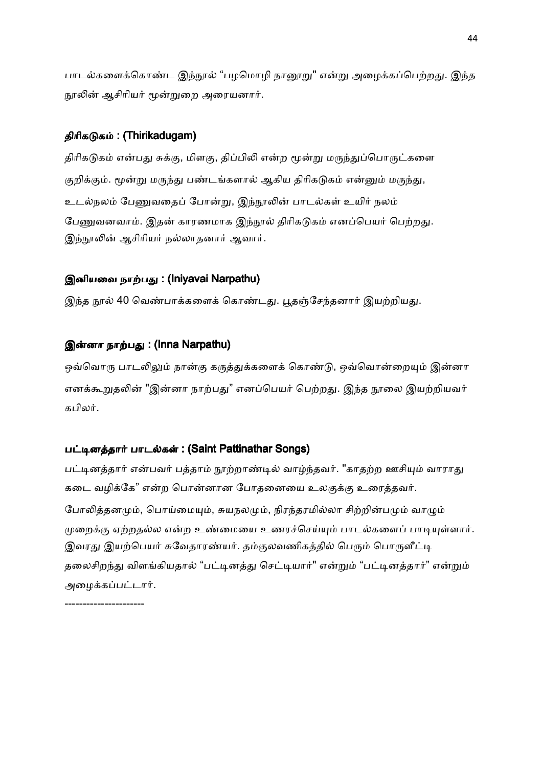பாடல்களைக்கொண்ட இந்நூல் "பழமொழி நானூறு" என்று அழைக்கப்பெற்றது. இந்த நூலின் ஆசிரியர் மூன்றுறை அரையனார்.

### திரிகடுகம் : (Thirikadugam)

திரிகடுகம் என்பது சுக்கு, மிளகு, திப்பிலி என்ற மூன்று மருந்துப்பொருட்களை குறிக்கும். மூன்று மருந்து பண்டங்களால் ஆகிய திரிகடுகம் என்னும் மருந்து, உடல்நலம் பேணுவதைப் போன்று, இந்நூலின் பாடல்கள் உயிர் நலம் பேணுவனவாம். இதன் காரணமாக இந்நூல் திரிகடுகம் எனப்பெயர் பெற்றது. இந்நூலின் ஆசிரியர் நல்லாதனார் ஆவார்.

### இனியவை நாற்பது : (Iniyavai Narpathu)

இந்த நூல் 40 வெண்பாக்களைக் கொண்டது. பூதஞ்சேந்தனார் இயற்றியது.

### இன்னா நாற்பது : (Inna Narpathu)

ஒவ்வொரு பாடலிலும் நான்கு கருத்துக்களைக் கொண்டு, ஒவ்வொன்றையும் இன்னா எனக்கூறுதலின் "இன்னா நாற்பது" எனப்பெயர் பெற்றது. இந்த நூலை இயற்றியவர் கபிலர்.

### பட்டினத்தார் பாடல்கள் : (Saint Pattinathar Songs)

பட்டினத்தார் என்பவர் பத்தாம் நூற்றாண்டில் வாழ்ந்தவர். "காதற்ற ஊசியும் வாராது கடை வழிக்கே" என்ற பொன்னான போதனையை உலகுக்கு உரைத்தவர்.

போலித்தனமும், பொய்மையும், சுயநலமும், நிரந்தரமில்லா சிற்றின்பமும் வாழும் முறைக்கு ஏற்றதல்ல என்ற உண்மையை உணரச்செய்யும் பாடல்களைப் பாடியுள்ளார். இவரது இயற்பெயர் சுவேதாரண்யர். தம்குலவணிகத்தில் பெரும் பொருளீட்டி தலைசிறந்து விளங்கியதால் "பட்டினத்து செட்டியார்" என்றும் "பட்டினத்தார்" என்றும் அழைக்கப்பட்டார்.

---------------------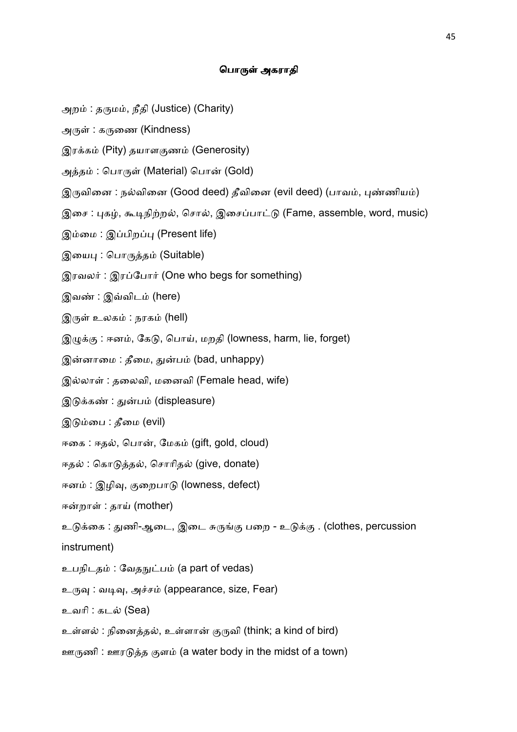**பொருள் அகராதி**

அறம் : தருமம், நீதி (Justice) (Charity)

அருள் : கருணை (Kindness)

இரக்கம் (Pity) தயாளகுணம் (Generosity)

அத்தம் : பொருள் (Material) பொன் (Gold)

இருவினை : நல்வினை (Good deed) தீவினை (evil deed) (பாவம், புண்ணியம்)

இசை : புகழ், கூடிநிற்றல், சொல், இசைப்பாட்டு (Fame, assemble, word, music)

இம்மை : இப்பிறப்பு (Present life)

இயைபு : பொருத்தம் (Suitable)

இரவலர் : இரப்போர் (One who begs for something)

இவண் : இவ்விடம் (here)

இருள் உலகம் : நரகம் (hell)

இழுக்கு : ஈனம், கேடு, பொய், மறதி (lowness, harm, lie, forget)

இன்னாமை : தீமை, துன்பம் (bad, unhappy)

இல்லாள் : தலைவி, மனைவி (Female head, wife)

இடுக்கண் : துன்பம் (displeasure)

இடும்பை : தீமை (evil)

ஈகை : ஈதல், பொன், மேகம் (gift, gold, cloud)

ஈதல் : கொடுத்தல், சொரிதல் (give, donate)

ஈனம் : இழிவு, குறைபாடு (lowness, defect)

ஈன்றாள் : தாய் (mother)

உடுக்கை : துணி-ஆடை, இடை சுருங்கு பறை - உடுக்கு . (clothes, percussion instrument)

உபநிடதம் : வேதநுட்பம் (a part of vedas)

உருவு : வடிவு, அச்சம் (appearance, size, Fear)

உவரி : கடல் (Sea)

உள்ளல் : நினைத்தல், உள்ளான் குருவி (think; a kind of bird)

ஊருணி : ஊரடுத்த குளம் (a water body in the midst of a town)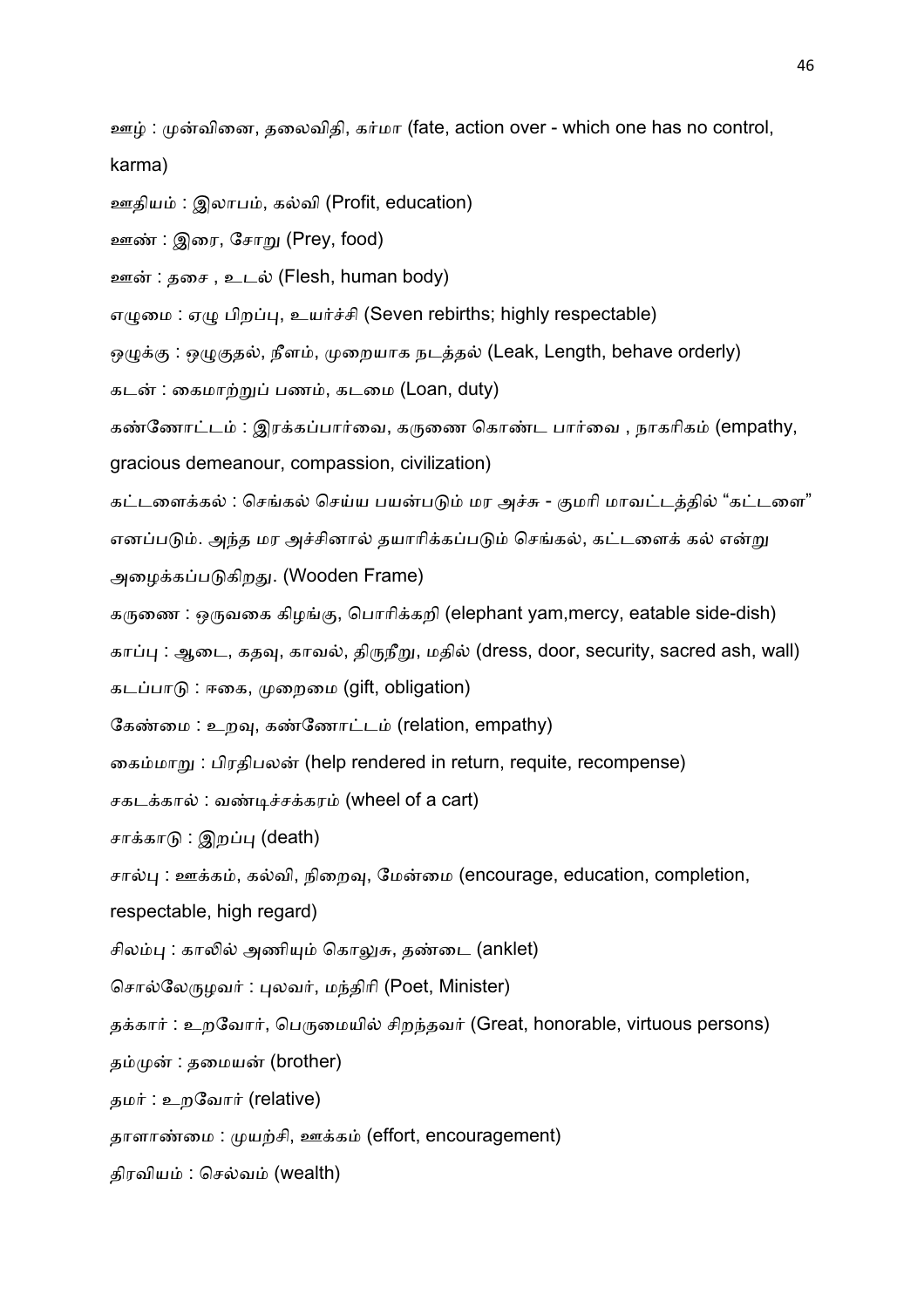ஊழ் : முன்வினை, தலைவிதி, கர்மா (fate, action over - which one has no control, karma)

ஊதியம் : இலாபம், கல்வி (Profit, education)

ஊண் : இரை, சோறு (Prey, food)

ஊன் : தசை , உடல் (Flesh, human body)

எழுமை : ஏழு பிறப்பு, உயர்ச்சி (Seven rebirths; highly respectable)

ஒழுக்கு : ஒழுகுதல், நீளம், முறையாக நடத்தல் (Leak, Length, behave orderly)

கடன் : கைமாற்றுப் பணம், கடமை (Loan, duty)

கண்ணோட்டம் : இரக்கப்பார்வை, கருணை கொண்ட பார்வை , நாகரிகம் (empathy, gracious demeanour, compassion, civilization)

கட்டளைக்கல் : செங்கல் செய்ய பயன்படும் மர அச்சு - குமரி மாவட்டத்தில் "கட்டளை" எனப்படும். அந்த மர அச்சினால் தயாரிக்கப்படும் செங்கல், கட்டளைக் கல் என்று அழைக்கப்படுகிறது. (Wooden Frame)

கருணை : ஒருவகை கிழங்கு, பொரிக்கறி (elephant yam,mercy, eatable side-dish)

காப்பு : ஆடை, கதவு, காவல், திருநீறு, மதில் (dress, door, security, sacred ash, wall)

கடப்பாடு : ஈகை, முறைமை (gift, obligation)

கேண்மை : உறவு, கண்ணோட்டம் (relation, empathy)

கைம்மாறு : பிரதிபலன் (help rendered in return, requite, recompense)

சகடக்கால் : வண்டிச்சக்கரம் (wheel of a cart)

சாக்காடு : இறப்பு (death)

சால்பு : ஊக்கம், கல்வி, நிறைவு, மேன்மை (encourage, education, completion, respectable, high regard)

சிலம்பு : காலில் அணியும் கொலுசு, தண்டை (anklet)

சொல்லேருழவர் : புலவர், மந்திரி (Poet, Minister)

தக்கார் : உறவோர், பெருமையில் சிறந்தவர் (Great, honorable, virtuous persons)

தம்முன் : தமையன் (brother)

தமர் : உறவோர் (relative)

தாளாண்மை : முயற்சி, ஊக்கம் (effort, encouragement)

திரவியம் : செல்வம் (wealth)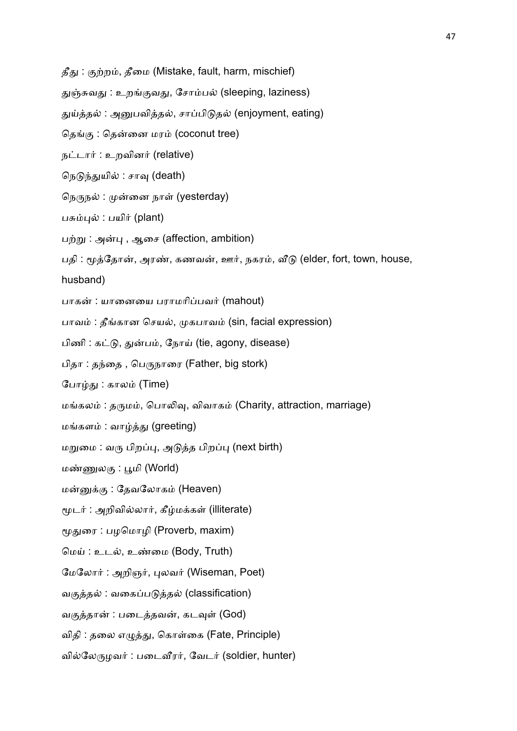தீது : குற்றம், தீமை (Mistake, fault, harm, mischief)

துஞ்சுவது : உறங்குவது, சோம்பல் (sleeping, laziness)

துய்த்தல் : அனுபவித்தல், சாப்பிடுதல் (enjoyment, eating)

தெங்கு : தென்னை மரம் (coconut tree)

நட்டார் : உறவினர் (relative)

நெடுந்துயில் : சாவு (death)

நெருநல் : முன்னை நாள் (yesterday)

பசும்புல் : பயிர் (plant)

பற்று : அன்பு , ஆசை (affection, ambition)

பதி : மூத்தோன், அரண், கணவன், ஊர், நகரம், வீடு (elder, fort, town, house, husband)

பாகன் : யானையை பராமரிப்பவர் (mahout)

பாவம் : தீங்கான செயல், முகபாவம் (sin, facial expression)

பிணி : கட்டு, துன்பம், நோய் (tie, agony, disease)

பிதா : தந்தை , பெருநாரை (Father, big stork)

போழ்து : காலம் (Time)

மங்கலம் : தருமம், பொலிவு, விவாகம் (Charity, attraction, marriage)

மங்களம் : வாழ்த்து (greeting)

மறுமை : வரு பிறப்பு, அடுத்த பிறப்பு (next birth)

மண்ணுலகு : பூமி (World)

மன்னுக்கு : தேவலோகம் (Heaven)

மூடர் : அறிவில்லார், கீழ்மக்கள் (illiterate)

மூதுரை : பழமொழி (Proverb, maxim)

மெய் : உடல், உண்மை (Body, Truth)

மேலோர் : அறிஞர், புலவர் (Wiseman, Poet)

வகுத்தல் : வகைப்படுத்தல் (classification)

வகுத்தான் : படைத்தவன், கடவுள் (God)

விதி : தலை எழுத்து, கொள்கை (Fate, Principle)

வில்லேருழவர் : படைவீரர், வேடர் (soldier, hunter)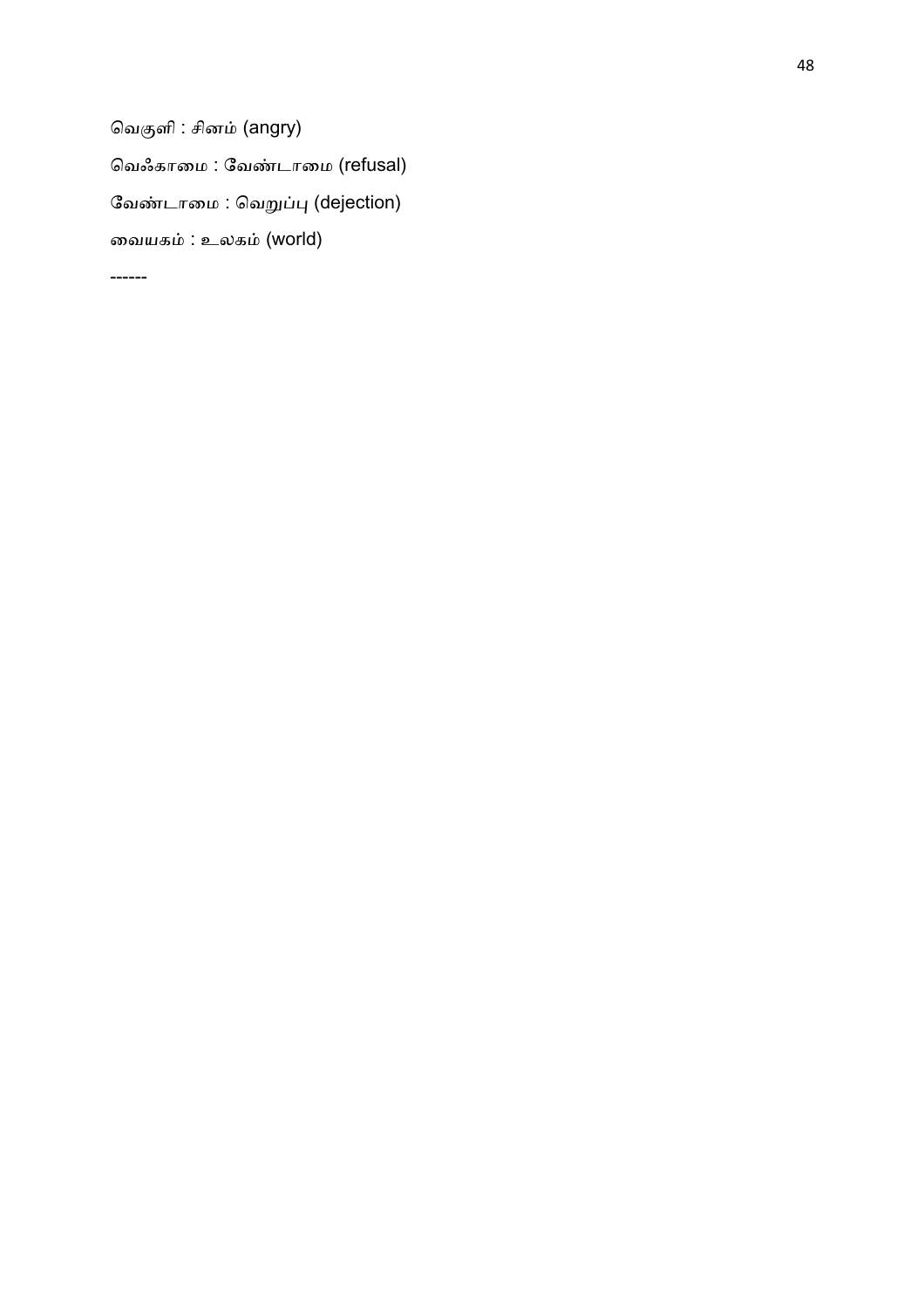வெகுளி : சினம் (angry)

வெஃகாமை : வேண்டாமை (refusal)

வேண்டாமை : வெறுப்பு (dejection)

வையகம் : உலகம் (world)

------